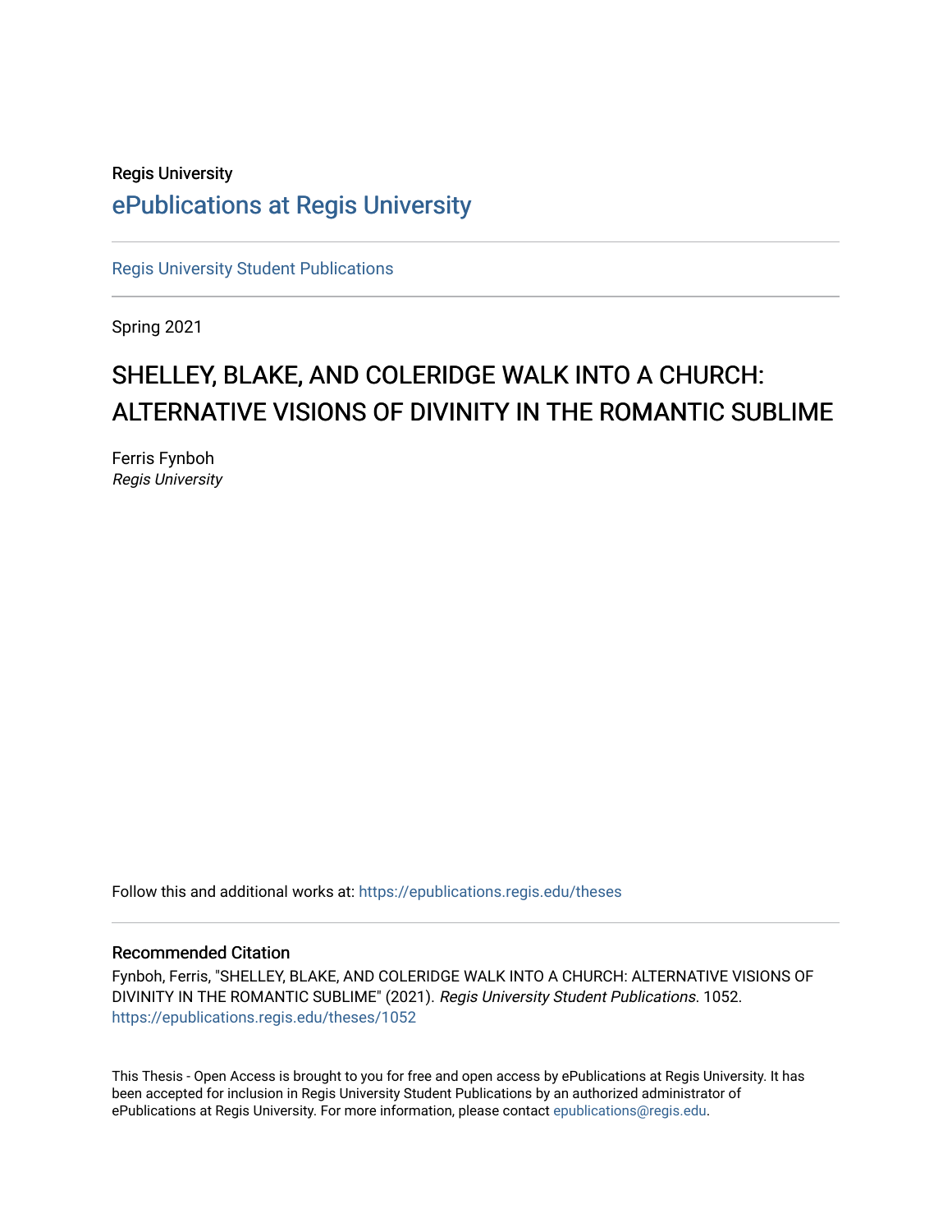Regis University

# ePublications at Regis University

Regis University Student Publications

Spring 2021

# SHELLEY, BLAKE, AND COLERIDGE WALK INTO A CHURCH: ALTERNATIVE VISIONS OF DIVINITY IN THE ROMANTIC SUBLIME

Ferris Fynboh
*Regis University*

Follow this and additional works at: https://epublications.regis.edu/theses

### Recommended Citation

Fynboh, Ferris, "SHELLEY, BLAKE, AND COLERIDGE WALK INTO A CHURCH: ALTERNATIVE VISIONS OF DIVINITY IN THE ROMANTIC SUBLIME" (2021). *Regis University Student Publications*. 1052.
https://epublications.regis.edu/theses/1052

This Thesis - Open Access is brought to you for free and open access by ePublications at Regis University. It has been accepted for inclusion in Regis University Student Publications by an authorized administrator of ePublications at Regis University. For more information, please contact epublications@regis.edu.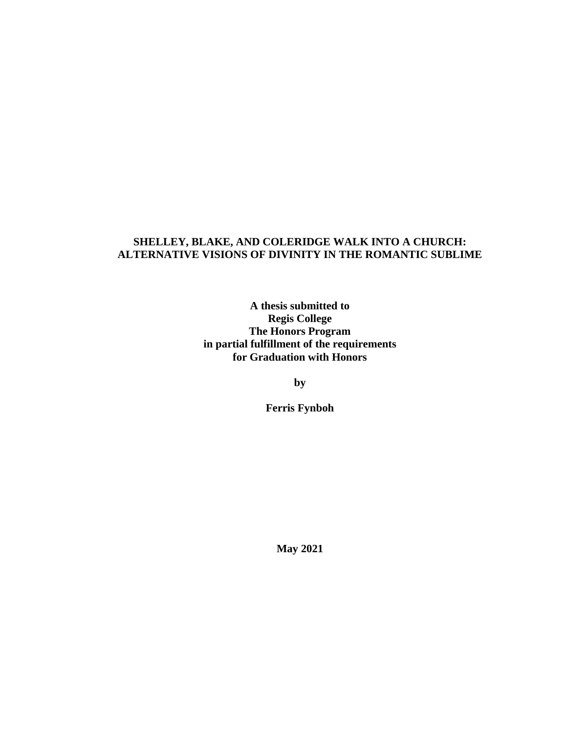**SHELLEY, BLAKE, AND COLERIDGE WALK INTO A CHURCH:**
**ALTERNATIVE VISIONS OF DIVINITY IN THE ROMANTIC SUBLIME**

**A thesis submitted to**
**Regis College**
**The Honors Program**
**in partial fulfillment of the requirements**
**for Graduation with Honors**

**by**

**Ferris Fynboh**

**May 2021**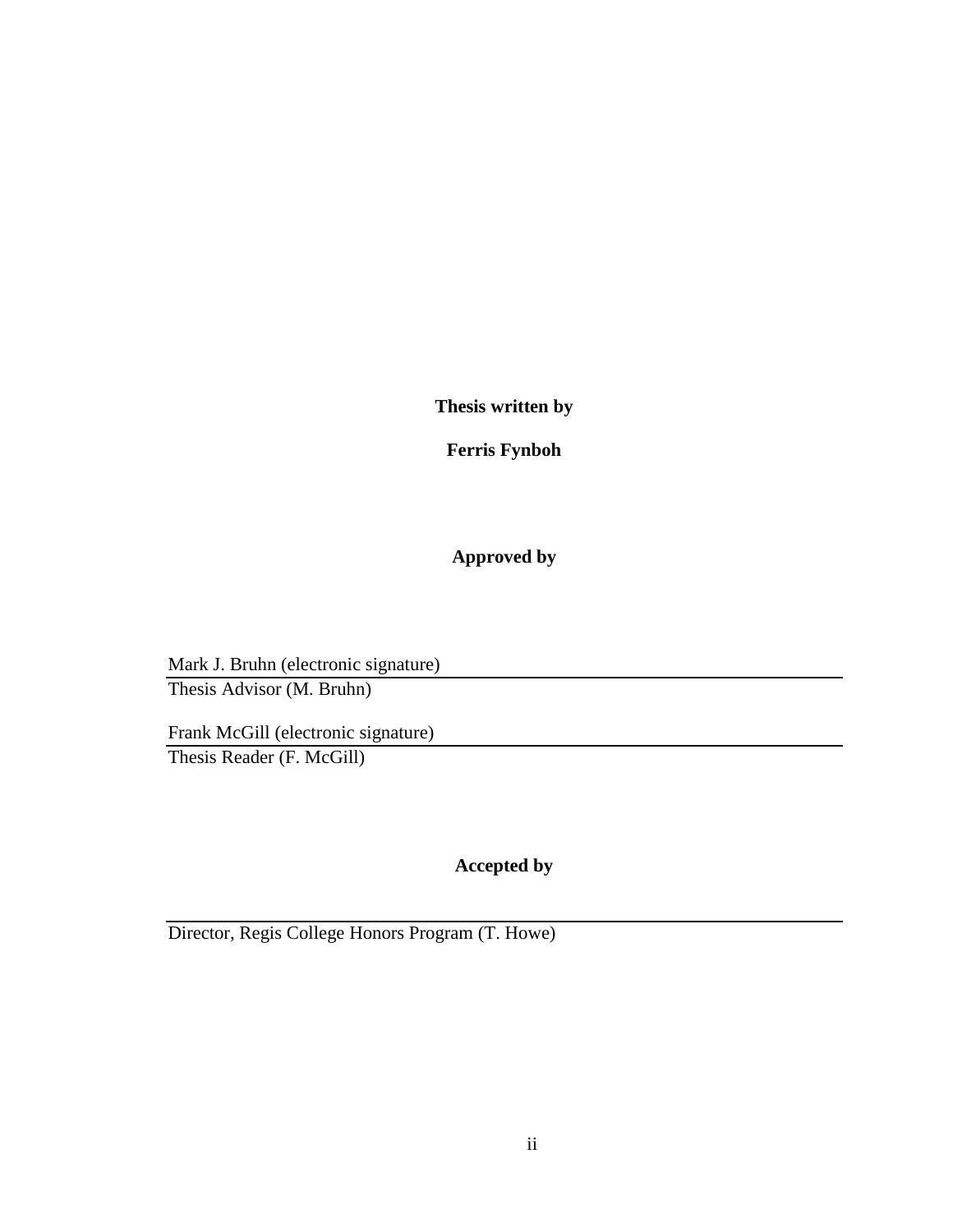**Thesis written by**

**Ferris Fynboh**

**Approved by**

Mark J. Bruhn (electronic signature)
Thesis Advisor (M. Bruhn)

Frank McGill (electronic signature)
Thesis Reader (F. McGill)

**Accepted by**

Director, Regis College Honors Program (T. Howe)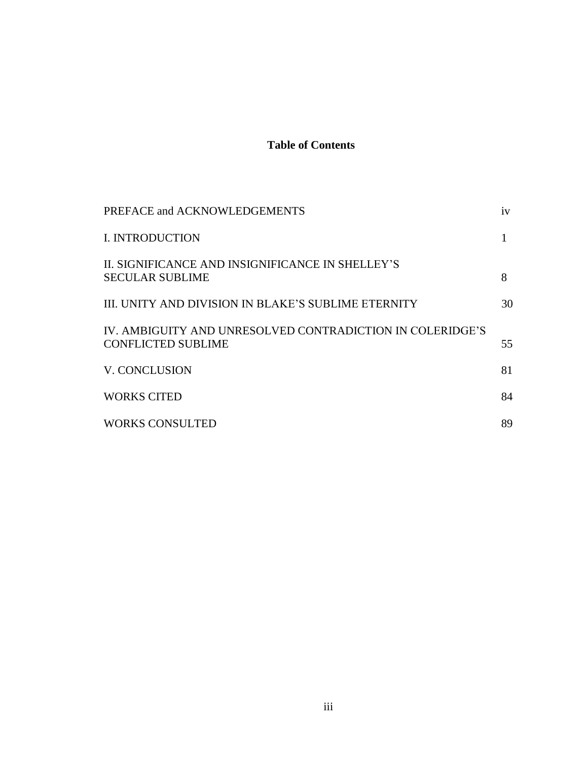# Table of Contents

| | |
|---|---|
| PREFACE and ACKNOWLEDGEMENTS | iv |
| I. INTRODUCTION | 1 |
| II. SIGNIFICANCE AND INSIGNIFICANCE IN SHELLEY'S SECULAR SUBLIME | 8 |
| III. UNITY AND DIVISION IN BLAKE'S SUBLIME ETERNITY | 30 |
| IV. AMBIGUITY AND UNRESOLVED CONTRADICTION IN COLERIDGE'S CONFLICTED SUBLIME | 55 |
| V. CONCLUSION | 81 |
| WORKS CITED | 84 |
| WORKS CONSULTED | 89 |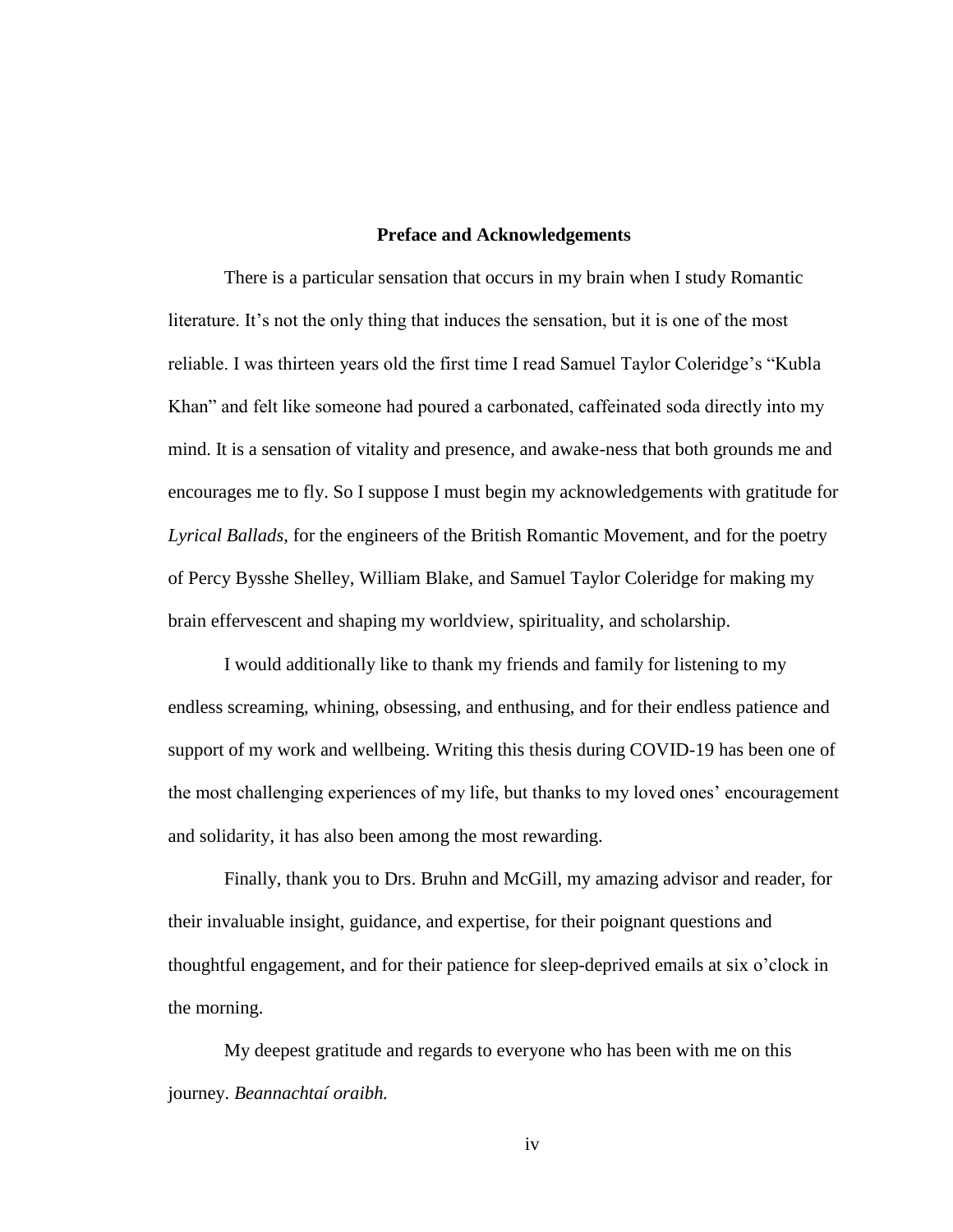## Preface and Acknowledgements

There is a particular sensation that occurs in my brain when I study Romantic literature. It's not the only thing that induces the sensation, but it is one of the most reliable. I was thirteen years old the first time I read Samuel Taylor Coleridge's "Kubla Khan" and felt like someone had poured a carbonated, caffeinated soda directly into my mind. It is a sensation of vitality and presence, and awake-ness that both grounds me and encourages me to fly. So I suppose I must begin my acknowledgements with gratitude for *Lyrical Ballads*, for the engineers of the British Romantic Movement, and for the poetry of Percy Bysshe Shelley, William Blake, and Samuel Taylor Coleridge for making my brain effervescent and shaping my worldview, spirituality, and scholarship.

I would additionally like to thank my friends and family for listening to my endless screaming, whining, obsessing, and enthusing, and for their endless patience and support of my work and wellbeing. Writing this thesis during COVID-19 has been one of the most challenging experiences of my life, but thanks to my loved ones' encouragement and solidarity, it has also been among the most rewarding.

Finally, thank you to Drs. Bruhn and McGill, my amazing advisor and reader, for their invaluable insight, guidance, and expertise, for their poignant questions and thoughtful engagement, and for their patience for sleep-deprived emails at six o'clock in the morning.

My deepest gratitude and regards to everyone who has been with me on this journey. *Beannachtaí oraibh.*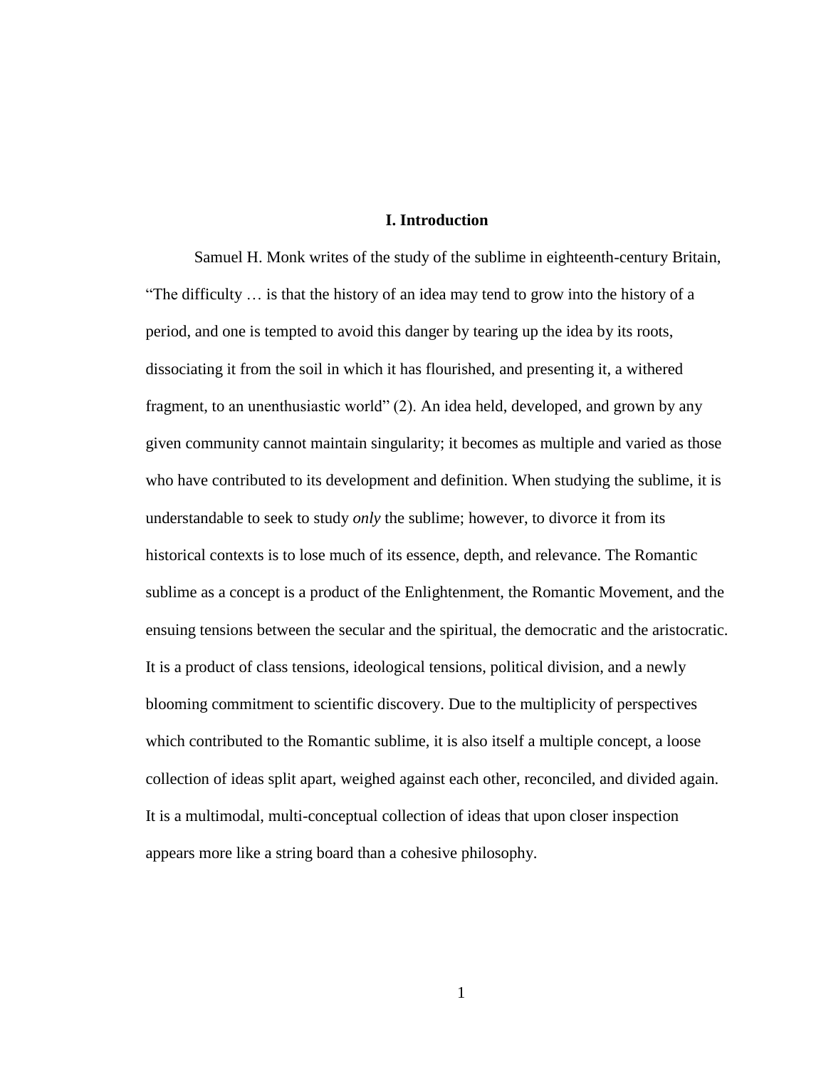# I. Introduction

Samuel H. Monk writes of the study of the sublime in eighteenth-century Britain, "The difficulty … is that the history of an idea may tend to grow into the history of a period, and one is tempted to avoid this danger by tearing up the idea by its roots, dissociating it from the soil in which it has flourished, and presenting it, a withered fragment, to an unenthusiastic world" (2). An idea held, developed, and grown by any given community cannot maintain singularity; it becomes as multiple and varied as those who have contributed to its development and definition. When studying the sublime, it is understandable to seek to study *only* the sublime; however, to divorce it from its historical contexts is to lose much of its essence, depth, and relevance. The Romantic sublime as a concept is a product of the Enlightenment, the Romantic Movement, and the ensuing tensions between the secular and the spiritual, the democratic and the aristocratic. It is a product of class tensions, ideological tensions, political division, and a newly blooming commitment to scientific discovery. Due to the multiplicity of perspectives which contributed to the Romantic sublime, it is also itself a multiple concept, a loose collection of ideas split apart, weighed against each other, reconciled, and divided again. It is a multimodal, multi-conceptual collection of ideas that upon closer inspection appears more like a string board than a cohesive philosophy.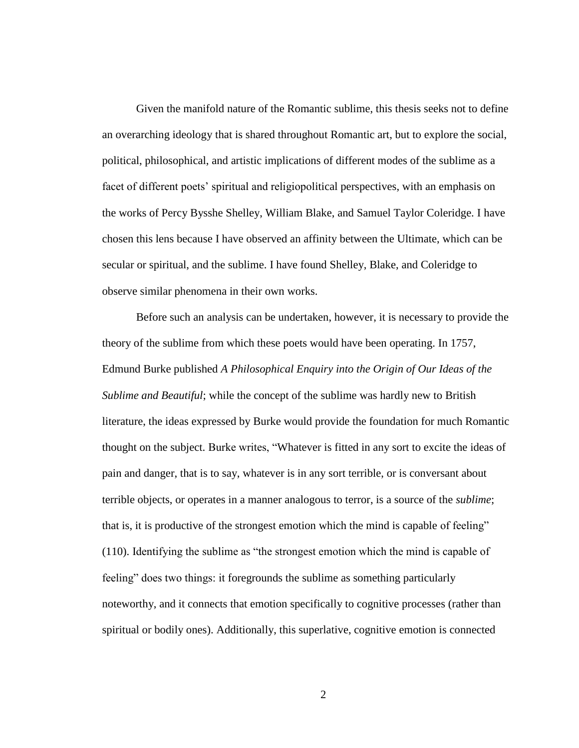Given the manifold nature of the Romantic sublime, this thesis seeks not to define an overarching ideology that is shared throughout Romantic art, but to explore the social, political, philosophical, and artistic implications of different modes of the sublime as a facet of different poets' spiritual and religiopolitical perspectives, with an emphasis on the works of Percy Bysshe Shelley, William Blake, and Samuel Taylor Coleridge. I have chosen this lens because I have observed an affinity between the Ultimate, which can be secular or spiritual, and the sublime. I have found Shelley, Blake, and Coleridge to observe similar phenomena in their own works.

Before such an analysis can be undertaken, however, it is necessary to provide the theory of the sublime from which these poets would have been operating. In 1757, Edmund Burke published *A Philosophical Enquiry into the Origin of Our Ideas of the Sublime and Beautiful*; while the concept of the sublime was hardly new to British literature, the ideas expressed by Burke would provide the foundation for much Romantic thought on the subject. Burke writes, "Whatever is fitted in any sort to excite the ideas of pain and danger, that is to say, whatever is in any sort terrible, or is conversant about terrible objects, or operates in a manner analogous to terror, is a source of the *sublime*; that is, it is productive of the strongest emotion which the mind is capable of feeling" (110). Identifying the sublime as "the strongest emotion which the mind is capable of feeling" does two things: it foregrounds the sublime as something particularly noteworthy, and it connects that emotion specifically to cognitive processes (rather than spiritual or bodily ones). Additionally, this superlative, cognitive emotion is connected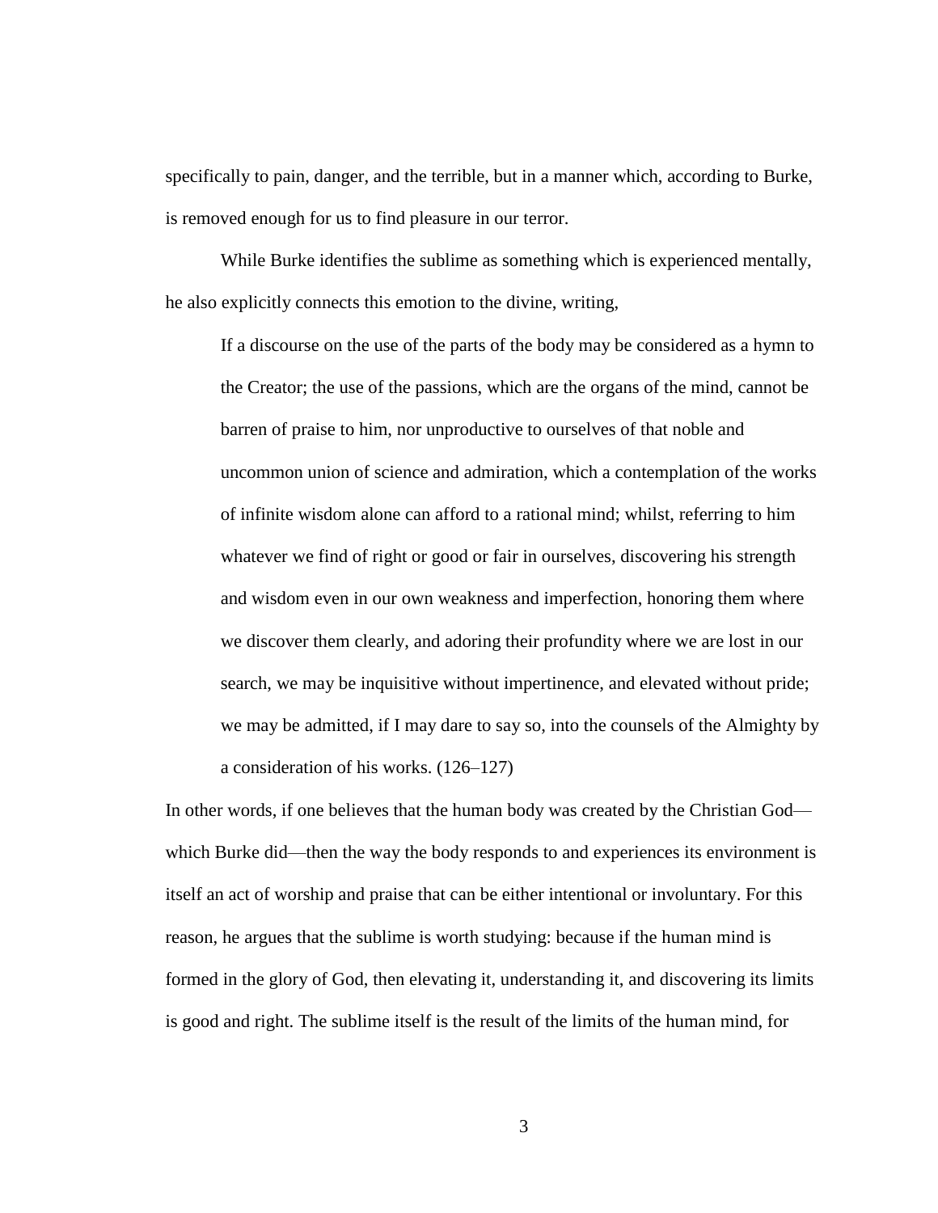specifically to pain, danger, and the terrible, but in a manner which, according to Burke, is removed enough for us to find pleasure in our terror.

While Burke identifies the sublime as something which is experienced mentally, he also explicitly connects this emotion to the divine, writing,

> If a discourse on the use of the parts of the body may be considered as a hymn to the Creator; the use of the passions, which are the organs of the mind, cannot be barren of praise to him, nor unproductive to ourselves of that noble and uncommon union of science and admiration, which a contemplation of the works of infinite wisdom alone can afford to a rational mind; whilst, referring to him whatever we find of right or good or fair in ourselves, discovering his strength and wisdom even in our own weakness and imperfection, honoring them where we discover them clearly, and adoring their profundity where we are lost in our search, we may be inquisitive without impertinence, and elevated without pride; we may be admitted, if I may dare to say so, into the counsels of the Almighty by a consideration of his works. (126–127)

In other words, if one believes that the human body was created by the Christian God—which Burke did—then the way the body responds to and experiences its environment is itself an act of worship and praise that can be either intentional or involuntary. For this reason, he argues that the sublime is worth studying: because if the human mind is formed in the glory of God, then elevating it, understanding it, and discovering its limits is good and right. The sublime itself is the result of the limits of the human mind, for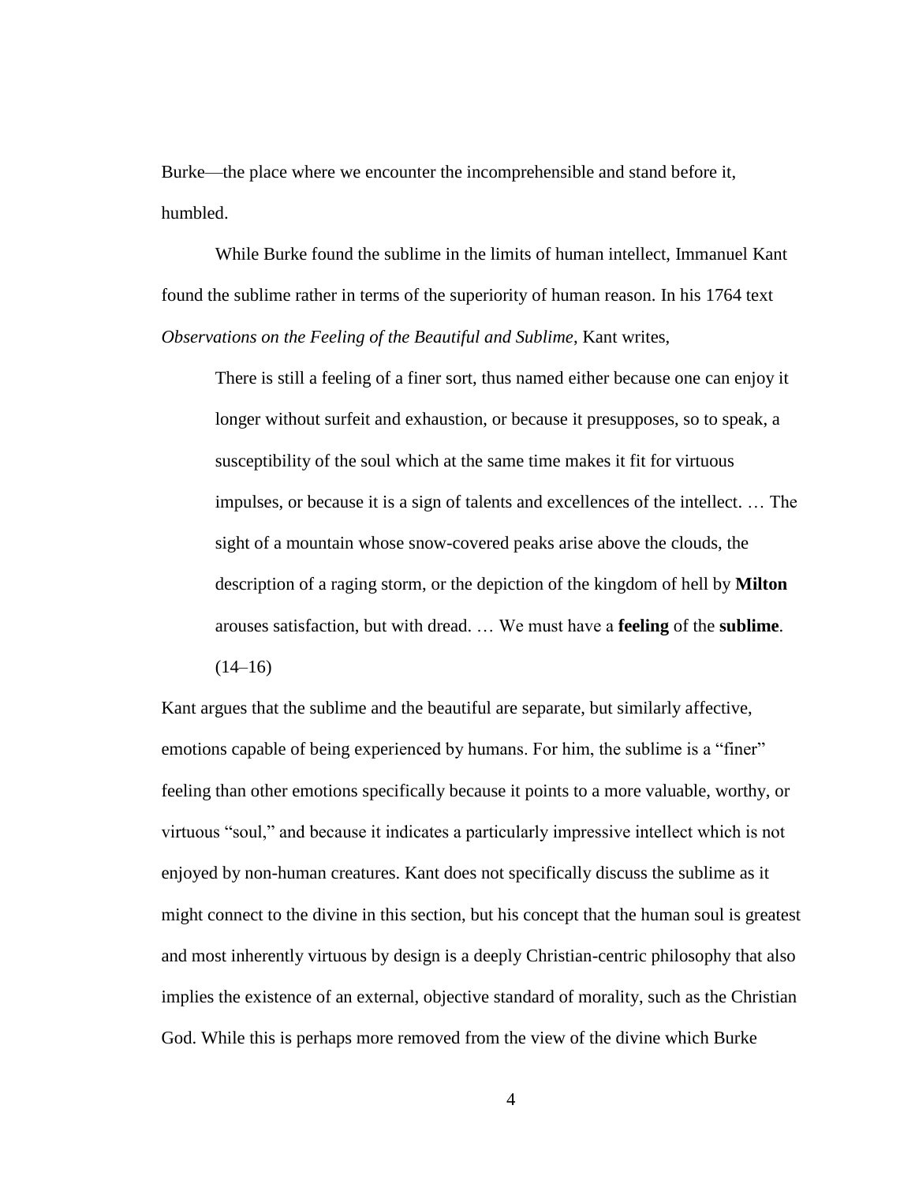Burke—the place where we encounter the incomprehensible and stand before it, humbled.

While Burke found the sublime in the limits of human intellect, Immanuel Kant found the sublime rather in terms of the superiority of human reason. In his 1764 text *Observations on the Feeling of the Beautiful and Sublime*, Kant writes,

> There is still a feeling of a finer sort, thus named either because one can enjoy it longer without surfeit and exhaustion, or because it presupposes, so to speak, a susceptibility of the soul which at the same time makes it fit for virtuous impulses, or because it is a sign of talents and excellences of the intellect. … The sight of a mountain whose snow-covered peaks arise above the clouds, the description of a raging storm, or the depiction of the kingdom of hell by **Milton** arouses satisfaction, but with dread. … We must have a **feeling** of the **sublime**. (14–16)

Kant argues that the sublime and the beautiful are separate, but similarly affective, emotions capable of being experienced by humans. For him, the sublime is a "finer" feeling than other emotions specifically because it points to a more valuable, worthy, or virtuous "soul," and because it indicates a particularly impressive intellect which is not enjoyed by non-human creatures. Kant does not specifically discuss the sublime as it might connect to the divine in this section, but his concept that the human soul is greatest and most inherently virtuous by design is a deeply Christian-centric philosophy that also implies the existence of an external, objective standard of morality, such as the Christian God. While this is perhaps more removed from the view of the divine which Burke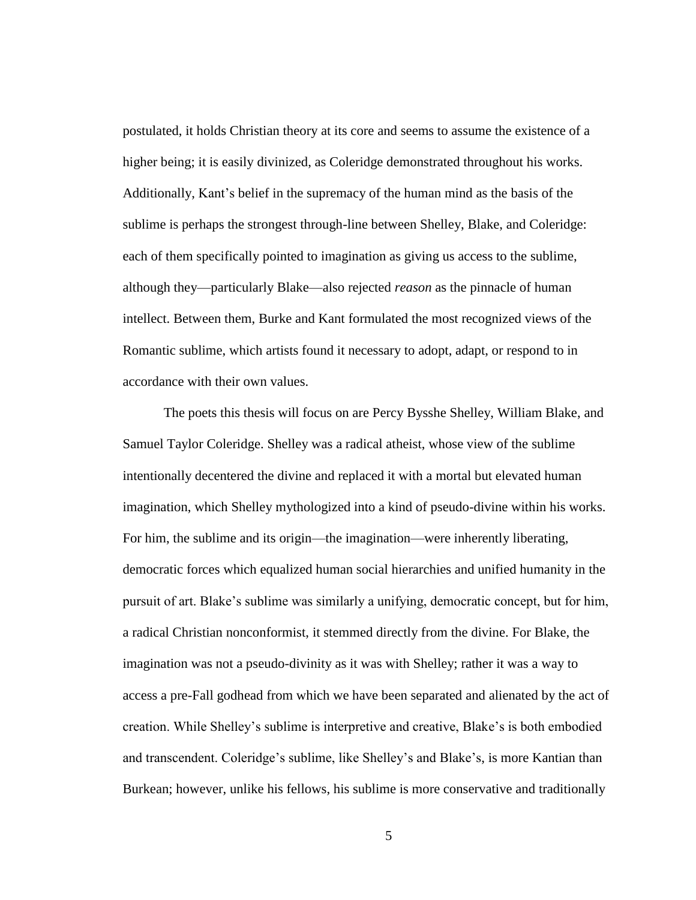postulated, it holds Christian theory at its core and seems to assume the existence of a higher being; it is easily divinized, as Coleridge demonstrated throughout his works. Additionally, Kant's belief in the supremacy of the human mind as the basis of the sublime is perhaps the strongest through-line between Shelley, Blake, and Coleridge: each of them specifically pointed to imagination as giving us access to the sublime, although they—particularly Blake—also rejected *reason* as the pinnacle of human intellect. Between them, Burke and Kant formulated the most recognized views of the Romantic sublime, which artists found it necessary to adopt, adapt, or respond to in accordance with their own values.

The poets this thesis will focus on are Percy Bysshe Shelley, William Blake, and Samuel Taylor Coleridge. Shelley was a radical atheist, whose view of the sublime intentionally decentered the divine and replaced it with a mortal but elevated human imagination, which Shelley mythologized into a kind of pseudo-divine within his works. For him, the sublime and its origin—the imagination—were inherently liberating, democratic forces which equalized human social hierarchies and unified humanity in the pursuit of art. Blake's sublime was similarly a unifying, democratic concept, but for him, a radical Christian nonconformist, it stemmed directly from the divine. For Blake, the imagination was not a pseudo-divinity as it was with Shelley; rather it was a way to access a pre-Fall godhead from which we have been separated and alienated by the act of creation. While Shelley's sublime is interpretive and creative, Blake's is both embodied and transcendent. Coleridge's sublime, like Shelley's and Blake's, is more Kantian than Burkean; however, unlike his fellows, his sublime is more conservative and traditionally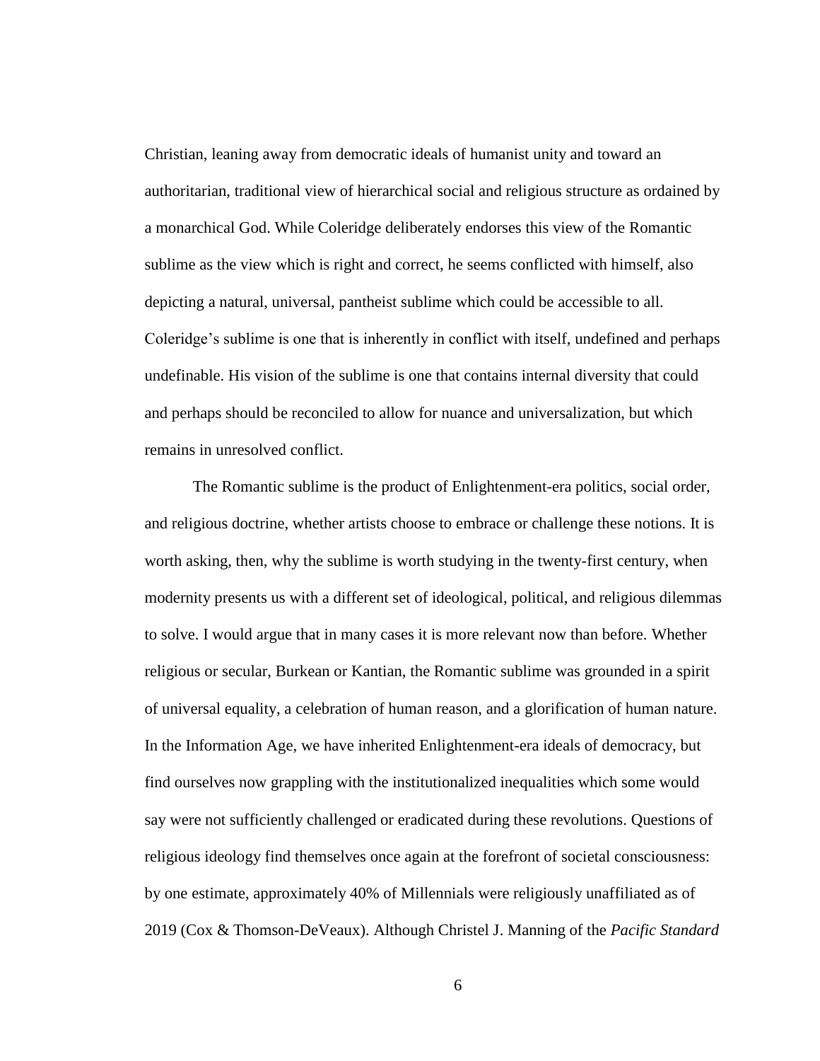Christian, leaning away from democratic ideals of humanist unity and toward an authoritarian, traditional view of hierarchical social and religious structure as ordained by a monarchical God. While Coleridge deliberately endorses this view of the Romantic sublime as the view which is right and correct, he seems conflicted with himself, also depicting a natural, universal, pantheist sublime which could be accessible to all. Coleridge's sublime is one that is inherently in conflict with itself, undefined and perhaps undefinable. His vision of the sublime is one that contains internal diversity that could and perhaps should be reconciled to allow for nuance and universalization, but which remains in unresolved conflict.

The Romantic sublime is the product of Enlightenment-era politics, social order, and religious doctrine, whether artists choose to embrace or challenge these notions. It is worth asking, then, why the sublime is worth studying in the twenty-first century, when modernity presents us with a different set of ideological, political, and religious dilemmas to solve. I would argue that in many cases it is more relevant now than before. Whether religious or secular, Burkean or Kantian, the Romantic sublime was grounded in a spirit of universal equality, a celebration of human reason, and a glorification of human nature. In the Information Age, we have inherited Enlightenment-era ideals of democracy, but find ourselves now grappling with the institutionalized inequalities which some would say were not sufficiently challenged or eradicated during these revolutions. Questions of religious ideology find themselves once again at the forefront of societal consciousness: by one estimate, approximately 40% of Millennials were religiously unaffiliated as of 2019 (Cox & Thomson-DeVeaux). Although Christel J. Manning of the *Pacific Standard*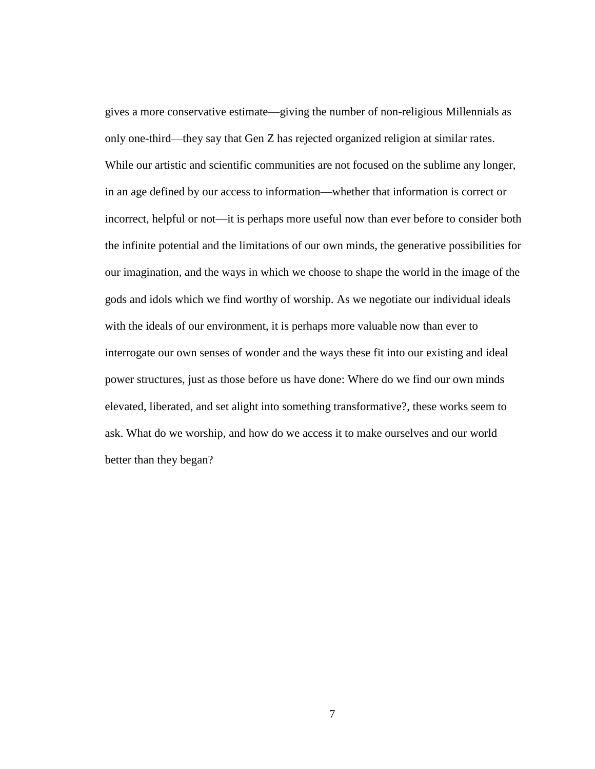gives a more conservative estimate—giving the number of non-religious Millennials as only one-third—they say that Gen Z has rejected organized religion at similar rates. While our artistic and scientific communities are not focused on the sublime any longer, in an age defined by our access to information—whether that information is correct or incorrect, helpful or not—it is perhaps more useful now than ever before to consider both the infinite potential and the limitations of our own minds, the generative possibilities for our imagination, and the ways in which we choose to shape the world in the image of the gods and idols which we find worthy of worship. As we negotiate our individual ideals with the ideals of our environment, it is perhaps more valuable now than ever to interrogate our own senses of wonder and the ways these fit into our existing and ideal power structures, just as those before us have done: Where do we find our own minds elevated, liberated, and set alight into something transformative?, these works seem to ask. What do we worship, and how do we access it to make ourselves and our world better than they began?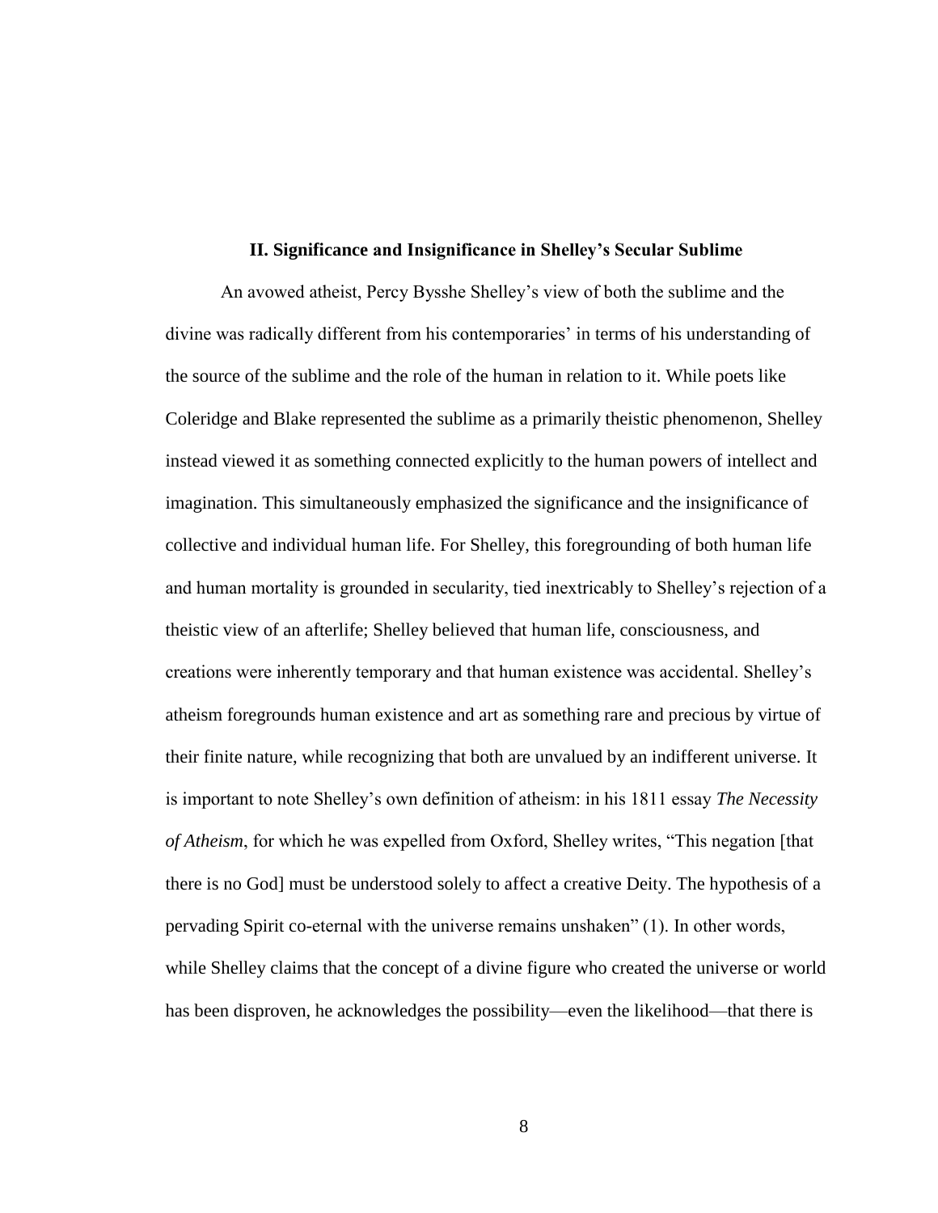## II. Significance and Insignificance in Shelley's Secular Sublime

An avowed atheist, Percy Bysshe Shelley's view of both the sublime and the divine was radically different from his contemporaries' in terms of his understanding of the source of the sublime and the role of the human in relation to it. While poets like Coleridge and Blake represented the sublime as a primarily theistic phenomenon, Shelley instead viewed it as something connected explicitly to the human powers of intellect and imagination. This simultaneously emphasized the significance and the insignificance of collective and individual human life. For Shelley, this foregrounding of both human life and human mortality is grounded in secularity, tied inextricably to Shelley's rejection of a theistic view of an afterlife; Shelley believed that human life, consciousness, and creations were inherently temporary and that human existence was accidental. Shelley's atheism foregrounds human existence and art as something rare and precious by virtue of their finite nature, while recognizing that both are unvalued by an indifferent universe. It is important to note Shelley's own definition of atheism: in his 1811 essay *The Necessity of Atheism*, for which he was expelled from Oxford, Shelley writes, "This negation [that there is no God] must be understood solely to affect a creative Deity. The hypothesis of a pervading Spirit co-eternal with the universe remains unshaken" (1). In other words, while Shelley claims that the concept of a divine figure who created the universe or world has been disproven, he acknowledges the possibility—even the likelihood—that there is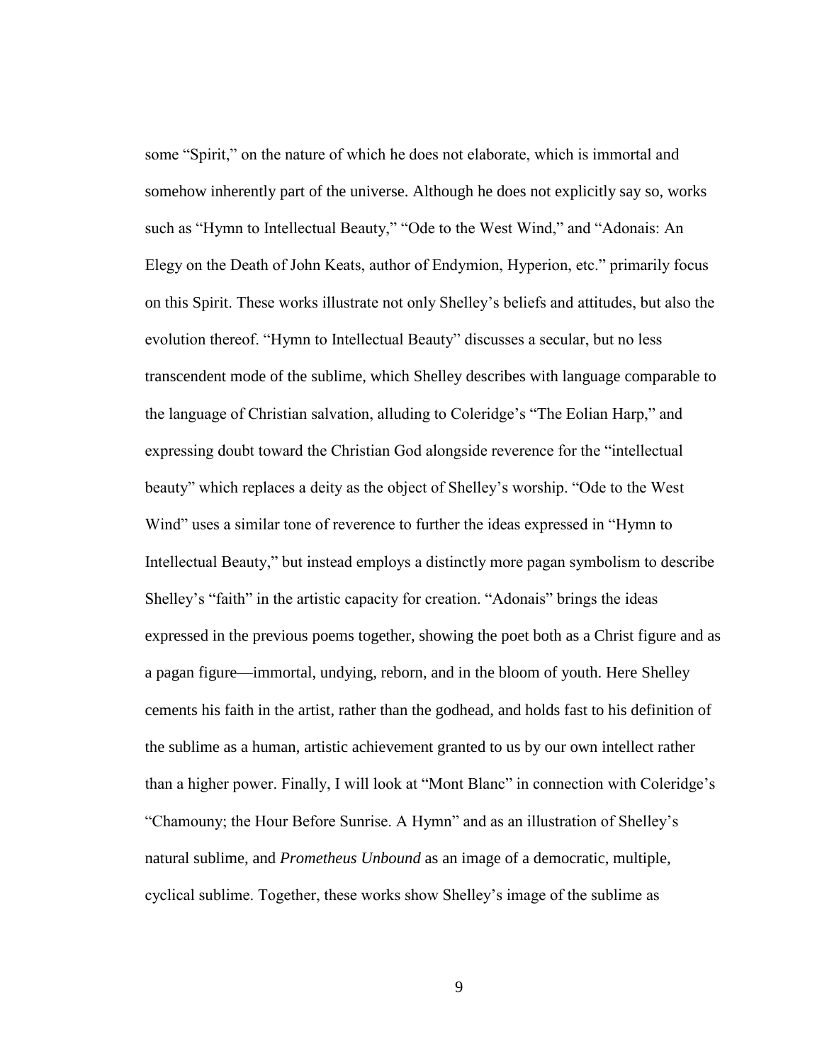some “Spirit,” on the nature of which he does not elaborate, which is immortal and somehow inherently part of the universe. Although he does not explicitly say so, works such as “Hymn to Intellectual Beauty,” “Ode to the West Wind,” and “Adonais: An Elegy on the Death of John Keats, author of Endymion, Hyperion, etc.” primarily focus on this Spirit. These works illustrate not only Shelley’s beliefs and attitudes, but also the evolution thereof. “Hymn to Intellectual Beauty” discusses a secular, but no less transcendent mode of the sublime, which Shelley describes with language comparable to the language of Christian salvation, alluding to Coleridge’s “The Eolian Harp,” and expressing doubt toward the Christian God alongside reverence for the “intellectual beauty” which replaces a deity as the object of Shelley’s worship. “Ode to the West Wind” uses a similar tone of reverence to further the ideas expressed in “Hymn to Intellectual Beauty,” but instead employs a distinctly more pagan symbolism to describe Shelley’s “faith” in the artistic capacity for creation. “Adonais” brings the ideas expressed in the previous poems together, showing the poet both as a Christ figure and as a pagan figure—immortal, undying, reborn, and in the bloom of youth. Here Shelley cements his faith in the artist, rather than the godhead, and holds fast to his definition of the sublime as a human, artistic achievement granted to us by our own intellect rather than a higher power. Finally, I will look at “Mont Blanc” in connection with Coleridge’s “Chamouny; the Hour Before Sunrise. A Hymn” and as an illustration of Shelley’s natural sublime, and *Prometheus Unbound* as an image of a democratic, multiple, cyclical sublime. Together, these works show Shelley’s image of the sublime as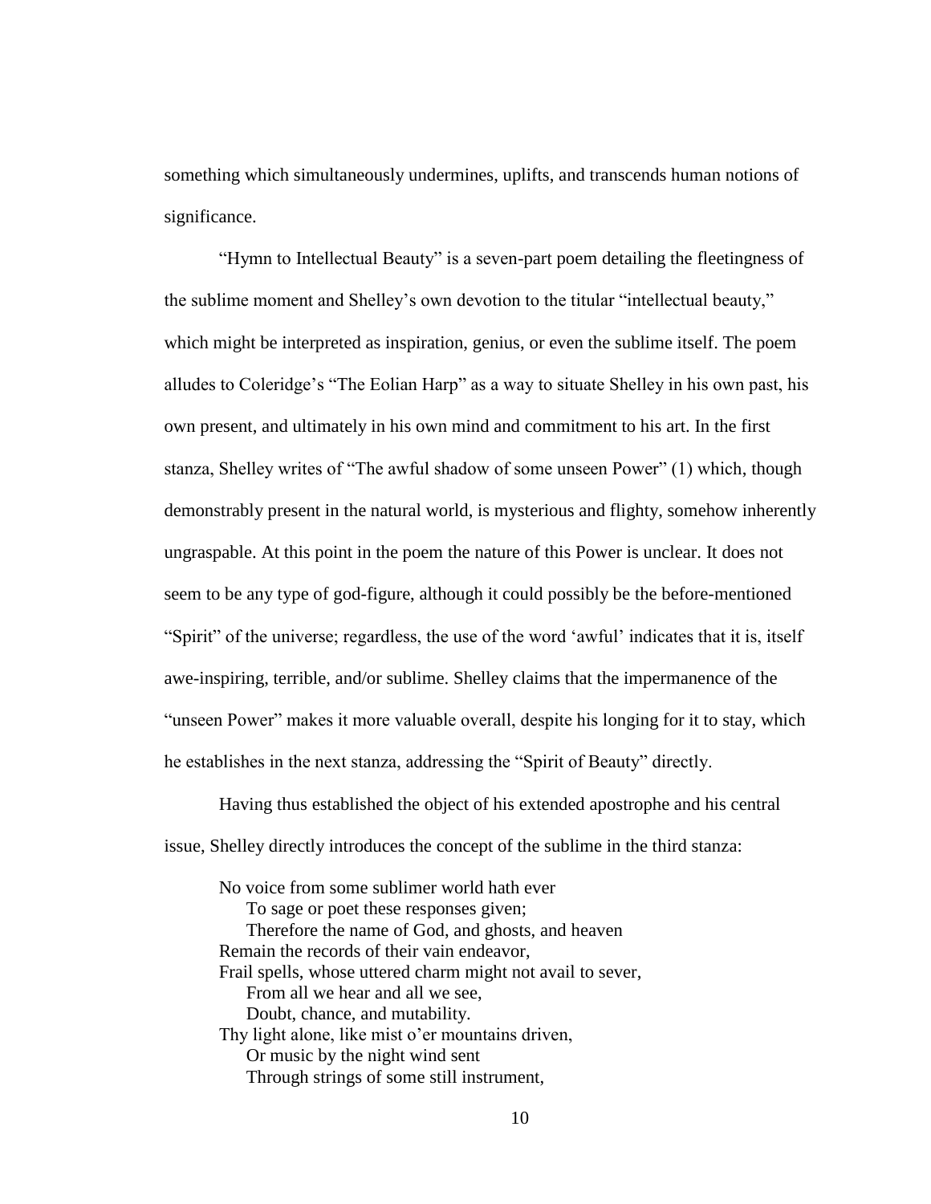something which simultaneously undermines, uplifts, and transcends human notions of significance.

"Hymn to Intellectual Beauty" is a seven-part poem detailing the fleetingness of the sublime moment and Shelley's own devotion to the titular "intellectual beauty," which might be interpreted as inspiration, genius, or even the sublime itself. The poem alludes to Coleridge's "The Eolian Harp" as a way to situate Shelley in his own past, his own present, and ultimately in his own mind and commitment to his art. In the first stanza, Shelley writes of "The awful shadow of some unseen Power" (1) which, though demonstrably present in the natural world, is mysterious and flighty, somehow inherently ungraspable. At this point in the poem the nature of this Power is unclear. It does not seem to be any type of god-figure, although it could possibly be the before-mentioned "Spirit" of the universe; regardless, the use of the word 'awful' indicates that it is, itself awe-inspiring, terrible, and/or sublime. Shelley claims that the impermanence of the "unseen Power" makes it more valuable overall, despite his longing for it to stay, which he establishes in the next stanza, addressing the "Spirit of Beauty" directly.

Having thus established the object of his extended apostrophe and his central issue, Shelley directly introduces the concept of the sublime in the third stanza:

> No voice from some sublimer world hath ever
> &nbsp;&nbsp;&nbsp;&nbsp;To sage or poet these responses given;
> &nbsp;&nbsp;&nbsp;&nbsp;Therefore the name of God, and ghosts, and heaven
> Remain the records of their vain endeavor,
> Frail spells, whose uttered charm might not avail to sever,
> &nbsp;&nbsp;&nbsp;&nbsp;From all we hear and all we see,
> &nbsp;&nbsp;&nbsp;&nbsp;Doubt, chance, and mutability.
> Thy light alone, like mist o'er mountains driven,
> &nbsp;&nbsp;&nbsp;&nbsp;Or music by the night wind sent
> &nbsp;&nbsp;&nbsp;&nbsp;Through strings of some still instrument,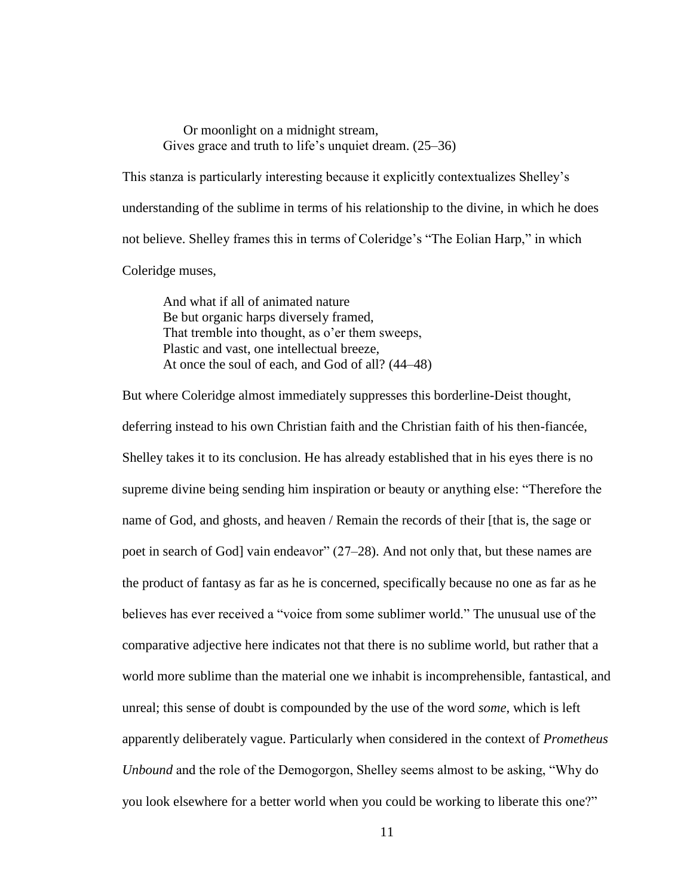> Or moonlight on a midnight stream,
> Gives grace and truth to life's unquiet dream. (25–36)

This stanza is particularly interesting because it explicitly contextualizes Shelley's understanding of the sublime in terms of his relationship to the divine, in which he does not believe. Shelley frames this in terms of Coleridge's "The Eolian Harp," in which Coleridge muses,

> And what if all of animated nature
> Be but organic harps diversely framed,
> That tremble into thought, as o'er them sweeps,
> Plastic and vast, one intellectual breeze,
> At once the soul of each, and God of all? (44–48)

But where Coleridge almost immediately suppresses this borderline-Deist thought, deferring instead to his own Christian faith and the Christian faith of his then-fiancée, Shelley takes it to its conclusion. He has already established that in his eyes there is no supreme divine being sending him inspiration or beauty or anything else: "Therefore the name of God, and ghosts, and heaven / Remain the records of their [that is, the sage or poet in search of God] vain endeavor" (27–28). And not only that, but these names are the product of fantasy as far as he is concerned, specifically because no one as far as he believes has ever received a "voice from some sublimer world." The unusual use of the comparative adjective here indicates not that there is no sublime world, but rather that a world more sublime than the material one we inhabit is incomprehensible, fantastical, and unreal; this sense of doubt is compounded by the use of the word *some*, which is left apparently deliberately vague. Particularly when considered in the context of *Prometheus Unbound* and the role of the Demogorgon, Shelley seems almost to be asking, "Why do you look elsewhere for a better world when you could be working to liberate this one?"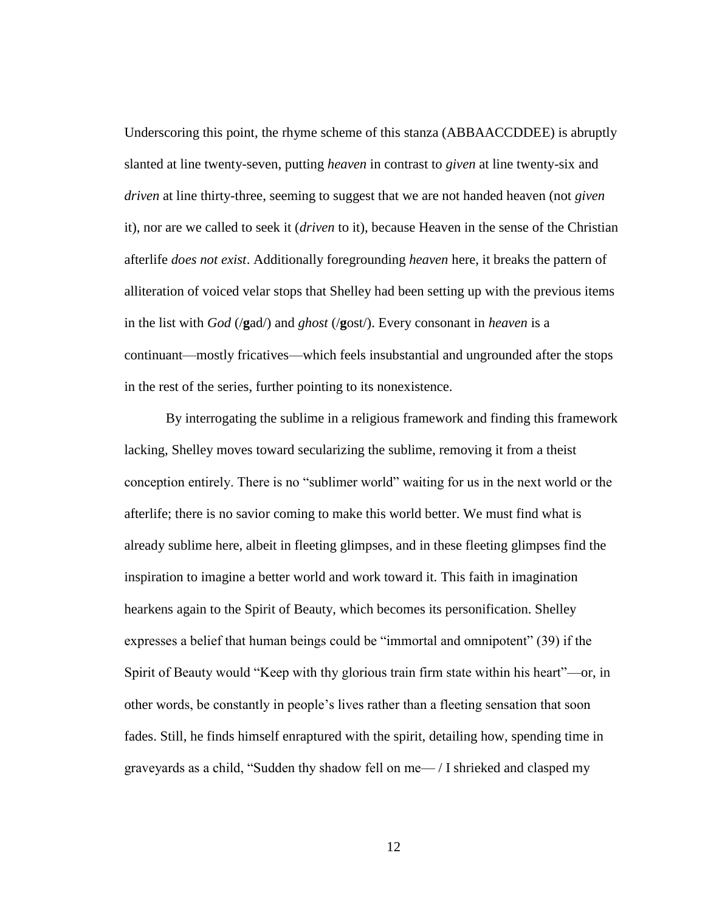Underscoring this point, the rhyme scheme of this stanza (ABBAACCDDEE) is abruptly slanted at line twenty-seven, putting *heaven* in contrast to *given* at line twenty-six and *driven* at line thirty-three, seeming to suggest that we are not handed heaven (not *given* it), nor are we called to seek it (*driven* to it), because Heaven in the sense of the Christian afterlife *does not exist*. Additionally foregrounding *heaven* here, it breaks the pattern of alliteration of voiced velar stops that Shelley had been setting up with the previous items in the list with *God* (/**g**ad/) and *ghost* (/**g**ost/). Every consonant in *heaven* is a continuant—mostly fricatives—which feels insubstantial and ungrounded after the stops in the rest of the series, further pointing to its nonexistence.

By interrogating the sublime in a religious framework and finding this framework lacking, Shelley moves toward secularizing the sublime, removing it from a theist conception entirely. There is no "sublimer world" waiting for us in the next world or the afterlife; there is no savior coming to make this world better. We must find what is already sublime here, albeit in fleeting glimpses, and in these fleeting glimpses find the inspiration to imagine a better world and work toward it. This faith in imagination hearkens again to the Spirit of Beauty, which becomes its personification. Shelley expresses a belief that human beings could be "immortal and omnipotent" (39) if the Spirit of Beauty would "Keep with thy glorious train firm state within his heart"—or, in other words, be constantly in people's lives rather than a fleeting sensation that soon fades. Still, he finds himself enraptured with the spirit, detailing how, spending time in graveyards as a child, "Sudden thy shadow fell on me— / I shrieked and clasped my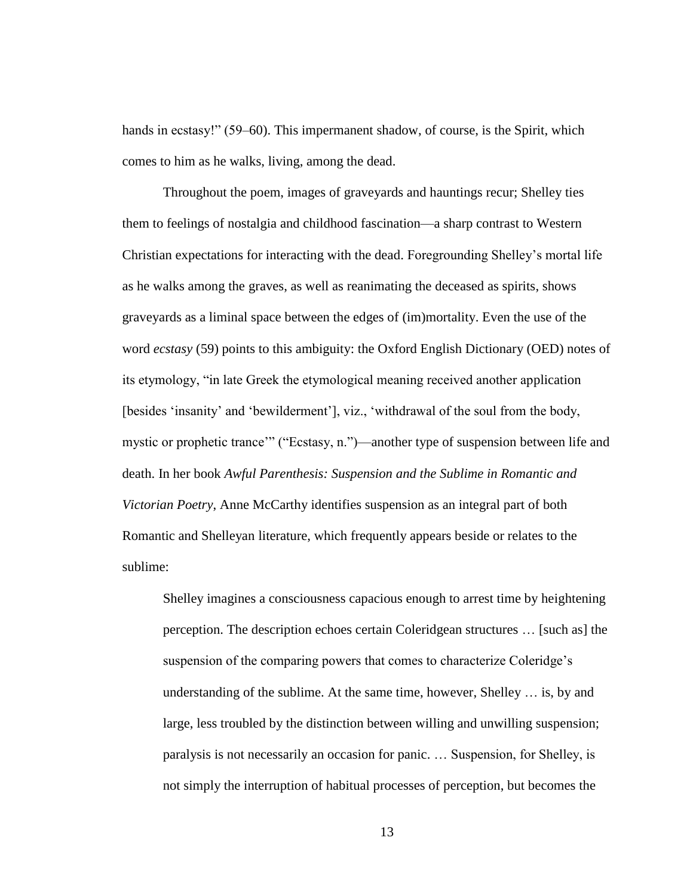hands in ecstasy!" (59–60). This impermanent shadow, of course, is the Spirit, which comes to him as he walks, living, among the dead.

Throughout the poem, images of graveyards and hauntings recur; Shelley ties them to feelings of nostalgia and childhood fascination—a sharp contrast to Western Christian expectations for interacting with the dead. Foregrounding Shelley's mortal life as he walks among the graves, as well as reanimating the deceased as spirits, shows graveyards as a liminal space between the edges of (im)mortality. Even the use of the word *ecstasy* (59) points to this ambiguity: the Oxford English Dictionary (OED) notes of its etymology, "in late Greek the etymological meaning received another application [besides 'insanity' and 'bewilderment'], viz., 'withdrawal of the soul from the body, mystic or prophetic trance'" ("Ecstasy, n.")—another type of suspension between life and death. In her book *Awful Parenthesis: Suspension and the Sublime in Romantic and Victorian Poetry*, Anne McCarthy identifies suspension as an integral part of both Romantic and Shelleyan literature, which frequently appears beside or relates to the sublime:

> Shelley imagines a consciousness capacious enough to arrest time by heightening perception. The description echoes certain Coleridgean structures … [such as] the suspension of the comparing powers that comes to characterize Coleridge's understanding of the sublime. At the same time, however, Shelley … is, by and large, less troubled by the distinction between willing and unwilling suspension; paralysis is not necessarily an occasion for panic. … Suspension, for Shelley, is not simply the interruption of habitual processes of perception, but becomes the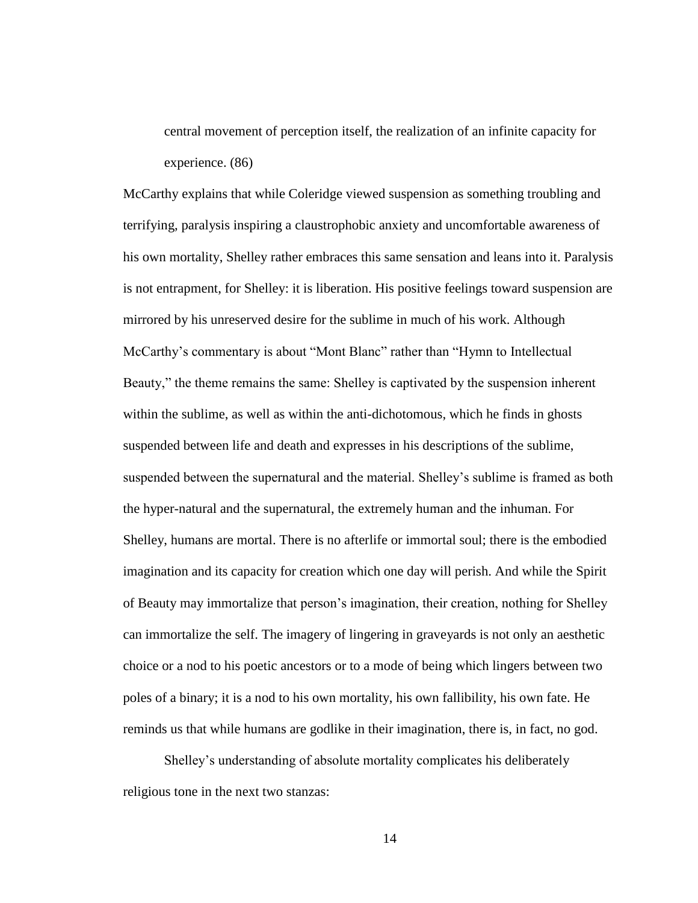> central movement of perception itself, the realization of an infinite capacity for experience. (86)

McCarthy explains that while Coleridge viewed suspension as something troubling and terrifying, paralysis inspiring a claustrophobic anxiety and uncomfortable awareness of his own mortality, Shelley rather embraces this same sensation and leans into it. Paralysis is not entrapment, for Shelley: it is liberation. His positive feelings toward suspension are mirrored by his unreserved desire for the sublime in much of his work. Although McCarthy's commentary is about "Mont Blanc" rather than "Hymn to Intellectual Beauty," the theme remains the same: Shelley is captivated by the suspension inherent within the sublime, as well as within the anti-dichotomous, which he finds in ghosts suspended between life and death and expresses in his descriptions of the sublime, suspended between the supernatural and the material. Shelley's sublime is framed as both the hyper-natural and the supernatural, the extremely human and the inhuman. For Shelley, humans are mortal. There is no afterlife or immortal soul; there is the embodied imagination and its capacity for creation which one day will perish. And while the Spirit of Beauty may immortalize that person's imagination, their creation, nothing for Shelley can immortalize the self. The imagery of lingering in graveyards is not only an aesthetic choice or a nod to his poetic ancestors or to a mode of being which lingers between two poles of a binary; it is a nod to his own mortality, his own fallibility, his own fate. He reminds us that while humans are godlike in their imagination, there is, in fact, no god.

Shelley's understanding of absolute mortality complicates his deliberately religious tone in the next two stanzas: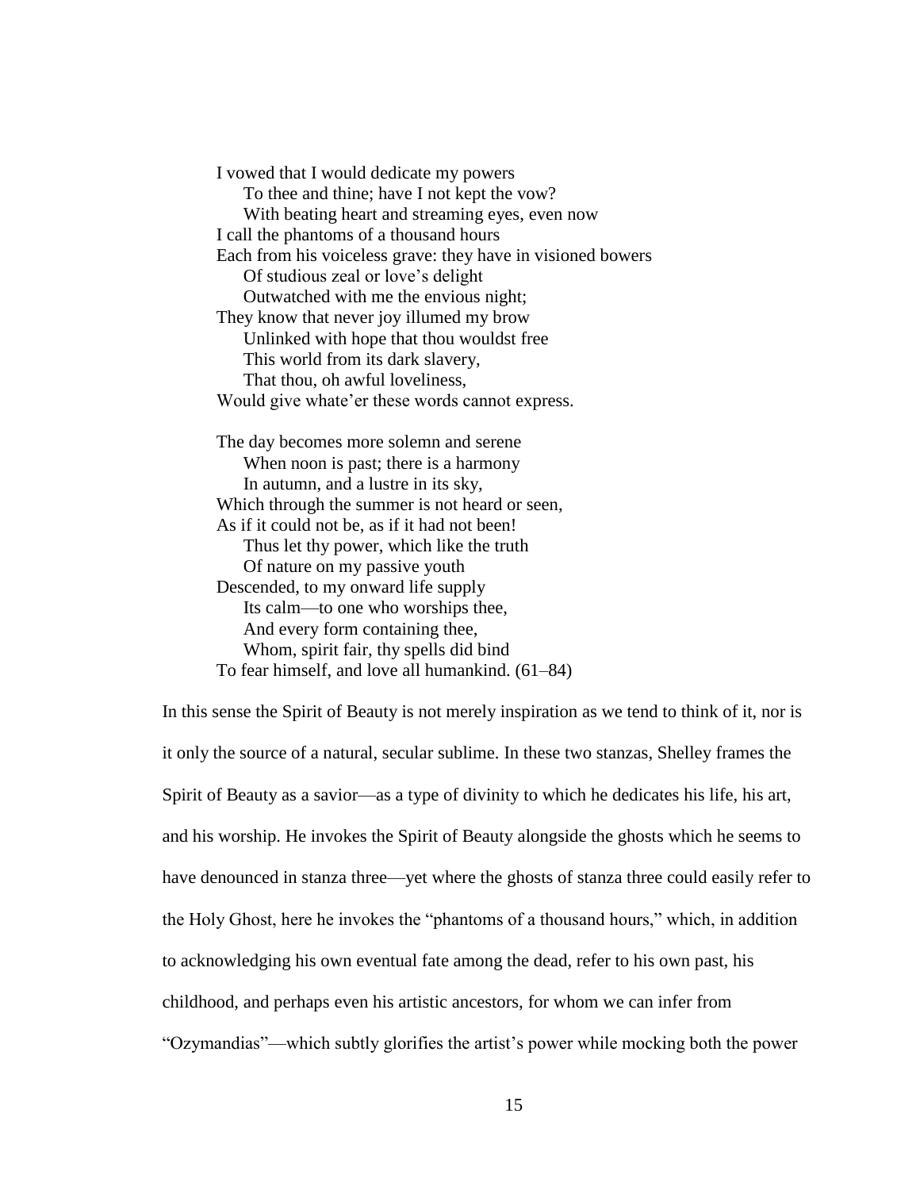> I vowed that I would dedicate my powers  
> To thee and thine; have I not kept the vow?  
> With beating heart and streaming eyes, even now  
> I call the phantoms of a thousand hours  
> Each from his voiceless grave: they have in visioned bowers  
> Of studious zeal or love's delight  
> Outwatched with me the envious night;  
> They know that never joy illumed my brow  
> Unlinked with hope that thou wouldst free  
> This world from its dark slavery,  
> That thou, oh awful loveliness,  
> Would give whate'er these words cannot express.
>
> The day becomes more solemn and serene  
> When noon is past; there is a harmony  
> In autumn, and a lustre in its sky,  
> Which through the summer is not heard or seen,  
> As if it could not be, as if it had not been!  
> Thus let thy power, which like the truth  
> Of nature on my passive youth  
> Descended, to my onward life supply  
> Its calm—to one who worships thee,  
> And every form containing thee,  
> Whom, spirit fair, thy spells did bind  
> To fear himself, and love all humankind. (61–84)

In this sense the Spirit of Beauty is not merely inspiration as we tend to think of it, nor is it only the source of a natural, secular sublime. In these two stanzas, Shelley frames the Spirit of Beauty as a savior—as a type of divinity to which he dedicates his life, his art, and his worship. He invokes the Spirit of Beauty alongside the ghosts which he seems to have denounced in stanza three—yet where the ghosts of stanza three could easily refer to the Holy Ghost, here he invokes the "phantoms of a thousand hours," which, in addition to acknowledging his own eventual fate among the dead, refer to his own past, his childhood, and perhaps even his artistic ancestors, for whom we can infer from "Ozymandias"—which subtly glorifies the artist's power while mocking both the power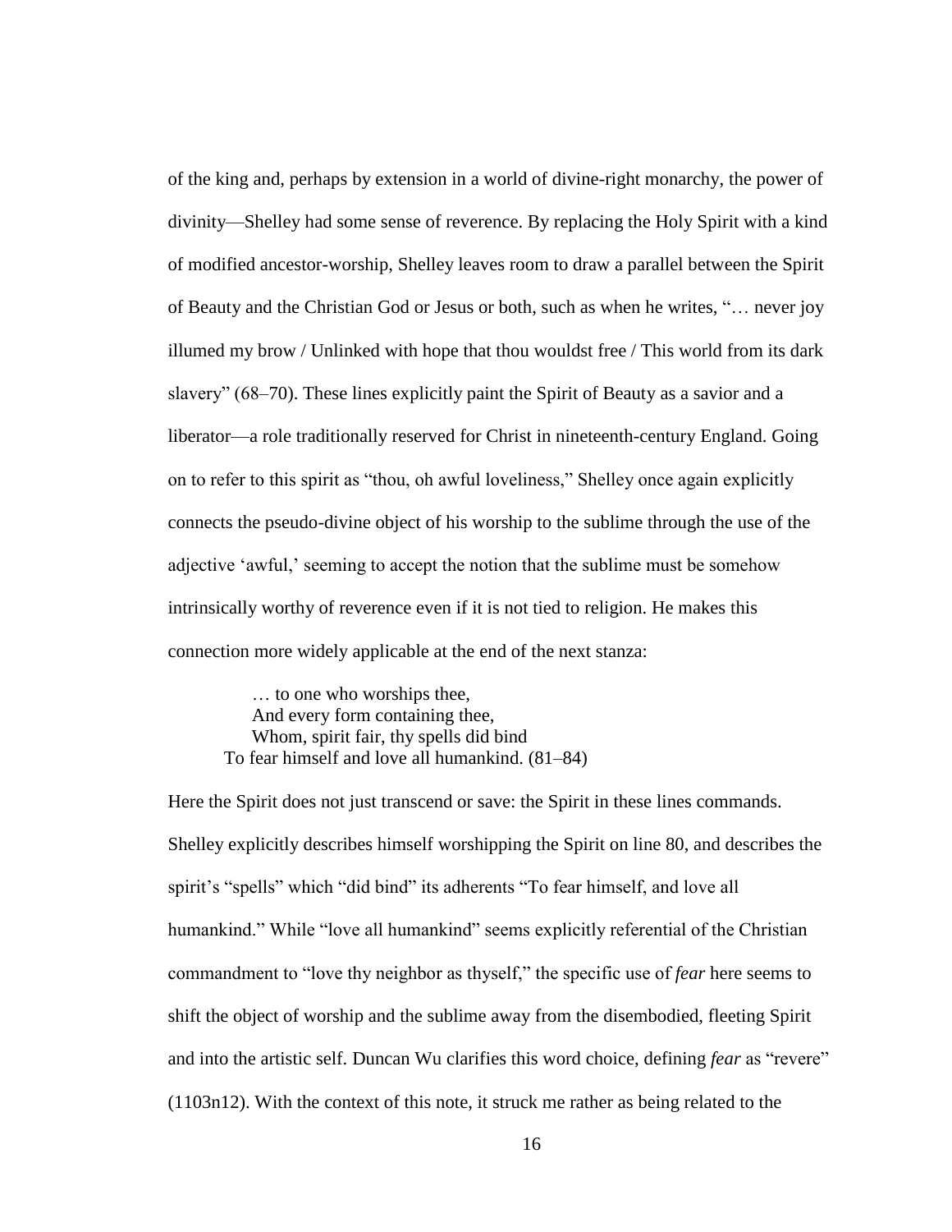of the king and, perhaps by extension in a world of divine-right monarchy, the power of divinity—Shelley had some sense of reverence. By replacing the Holy Spirit with a kind of modified ancestor-worship, Shelley leaves room to draw a parallel between the Spirit of Beauty and the Christian God or Jesus or both, such as when he writes, "… never joy illumed my brow / Unlinked with hope that thou wouldst free / This world from its dark slavery" (68–70). These lines explicitly paint the Spirit of Beauty as a savior and a liberator—a role traditionally reserved for Christ in nineteenth-century England. Going on to refer to this spirit as "thou, oh awful loveliness," Shelley once again explicitly connects the pseudo-divine object of his worship to the sublime through the use of the adjective 'awful,' seeming to accept the notion that the sublime must be somehow intrinsically worthy of reverence even if it is not tied to religion. He makes this connection more widely applicable at the end of the next stanza:

> … to one who worships thee,
> And every form containing thee,
> Whom, spirit fair, thy spells did bind
> To fear himself and love all humankind. (81–84)

Here the Spirit does not just transcend or save: the Spirit in these lines commands. Shelley explicitly describes himself worshipping the Spirit on line 80, and describes the spirit's "spells" which "did bind" its adherents "To fear himself, and love all humankind." While "love all humankind" seems explicitly referential of the Christian commandment to "love thy neighbor as thyself," the specific use of *fear* here seems to shift the object of worship and the sublime away from the disembodied, fleeting Spirit and into the artistic self. Duncan Wu clarifies this word choice, defining *fear* as "revere" (1103n12). With the context of this note, it struck me rather as being related to the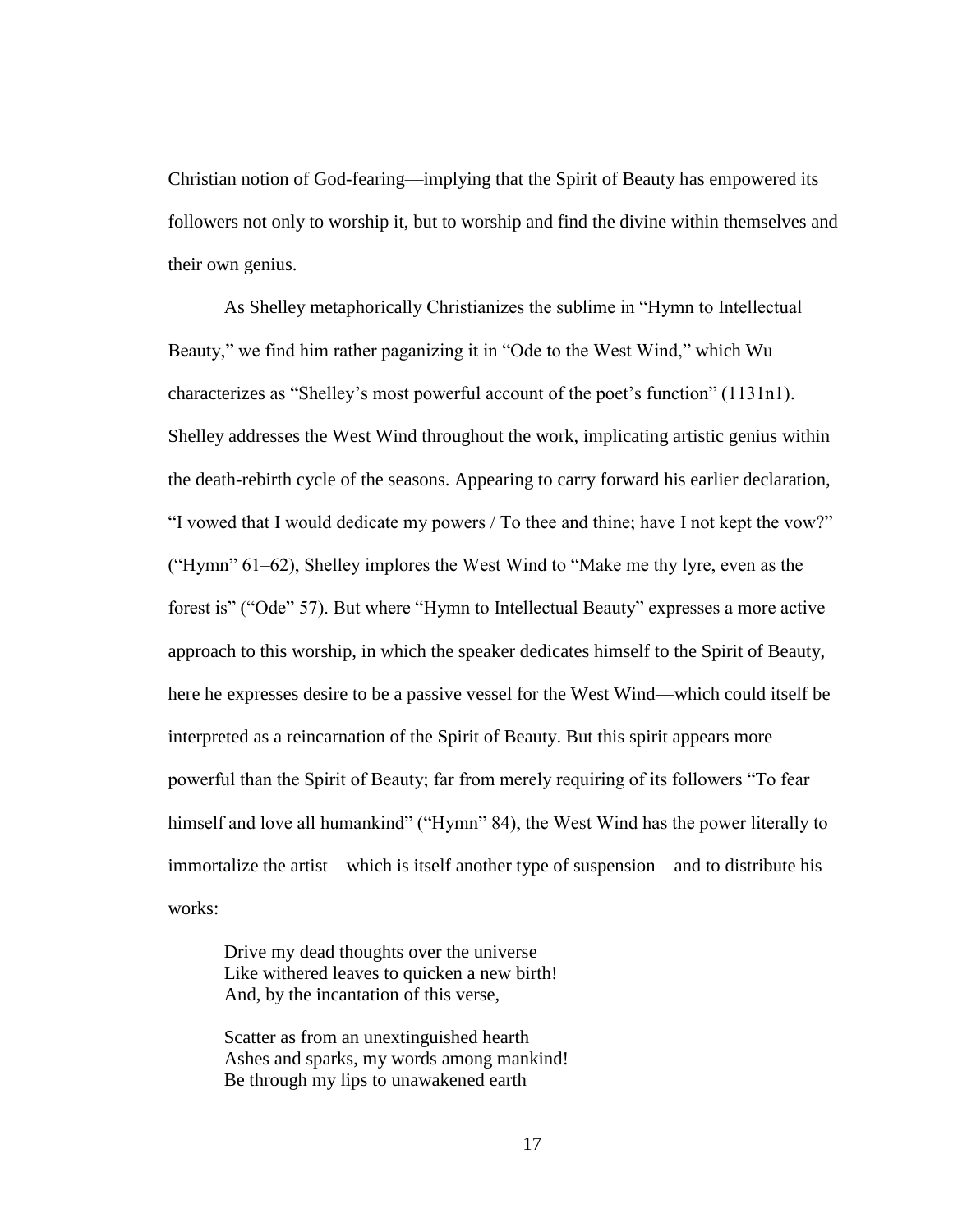Christian notion of God-fearing—implying that the Spirit of Beauty has empowered its followers not only to worship it, but to worship and find the divine within themselves and their own genius.

As Shelley metaphorically Christianizes the sublime in "Hymn to Intellectual Beauty," we find him rather paganizing it in "Ode to the West Wind," which Wu characterizes as "Shelley's most powerful account of the poet's function" (1131n1). Shelley addresses the West Wind throughout the work, implicating artistic genius within the death-rebirth cycle of the seasons. Appearing to carry forward his earlier declaration, "I vowed that I would dedicate my powers / To thee and thine; have I not kept the vow?" ("Hymn" 61–62), Shelley implores the West Wind to "Make me thy lyre, even as the forest is" ("Ode" 57). But where "Hymn to Intellectual Beauty" expresses a more active approach to this worship, in which the speaker dedicates himself to the Spirit of Beauty, here he expresses desire to be a passive vessel for the West Wind—which could itself be interpreted as a reincarnation of the Spirit of Beauty. But this spirit appears more powerful than the Spirit of Beauty; far from merely requiring of its followers "To fear himself and love all humankind" ("Hymn" 84), the West Wind has the power literally to immortalize the artist—which is itself another type of suspension—and to distribute his works:

> Drive my dead thoughts over the universe
> Like withered leaves to quicken a new birth!
> And, by the incantation of this verse,
>
> Scatter as from an unextinguished hearth
> Ashes and sparks, my words among mankind!
> Be through my lips to unawakened earth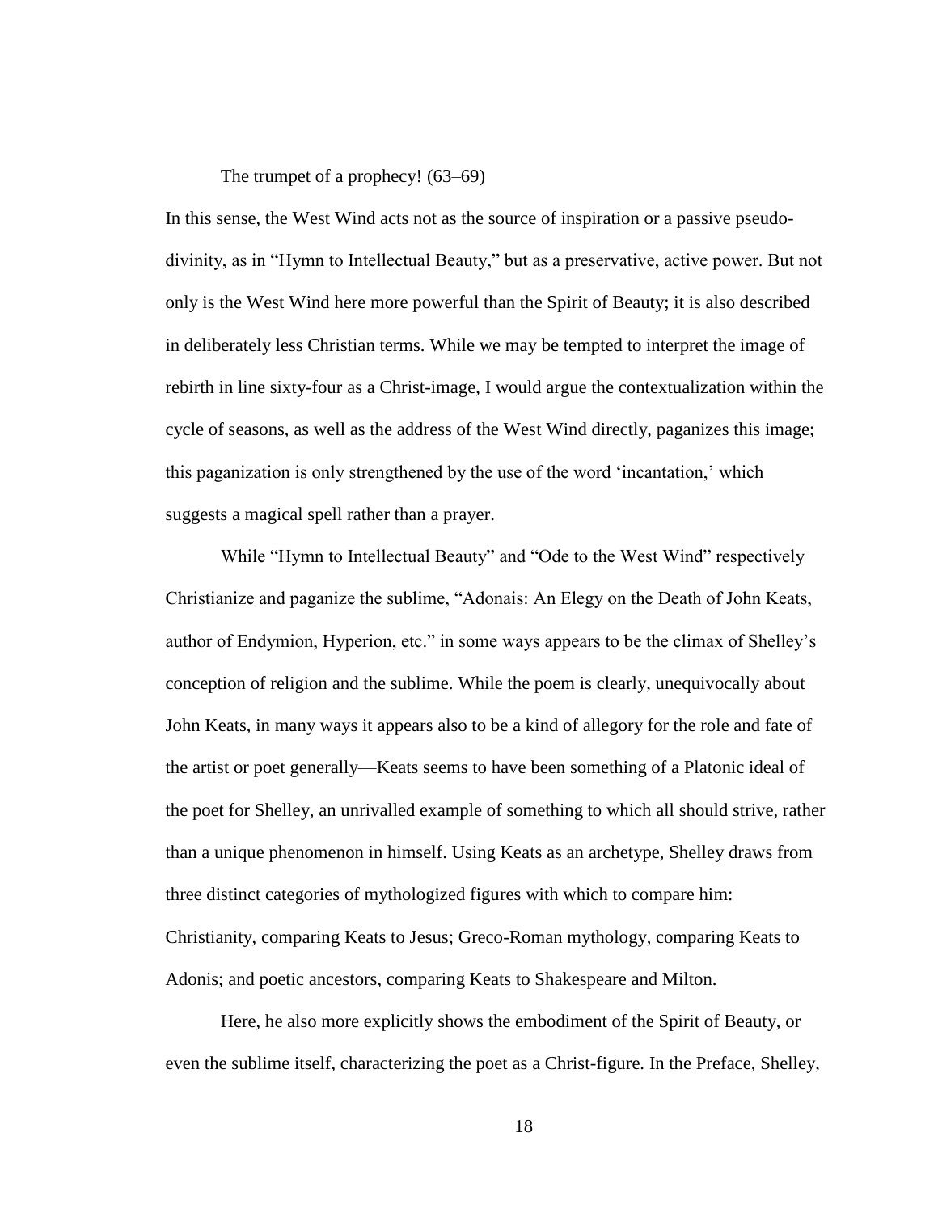The trumpet of a prophecy! (63–69)

In this sense, the West Wind acts not as the source of inspiration or a passive pseudo-divinity, as in "Hymn to Intellectual Beauty," but as a preservative, active power. But not only is the West Wind here more powerful than the Spirit of Beauty; it is also described in deliberately less Christian terms. While we may be tempted to interpret the image of rebirth in line sixty-four as a Christ-image, I would argue the contextualization within the cycle of seasons, as well as the address of the West Wind directly, paganizes this image; this paganization is only strengthened by the use of the word 'incantation,' which suggests a magical spell rather than a prayer.

While "Hymn to Intellectual Beauty" and "Ode to the West Wind" respectively Christianize and paganize the sublime, "Adonais: An Elegy on the Death of John Keats, author of Endymion, Hyperion, etc." in some ways appears to be the climax of Shelley's conception of religion and the sublime. While the poem is clearly, unequivocally about John Keats, in many ways it appears also to be a kind of allegory for the role and fate of the artist or poet generally—Keats seems to have been something of a Platonic ideal of the poet for Shelley, an unrivalled example of something to which all should strive, rather than a unique phenomenon in himself. Using Keats as an archetype, Shelley draws from three distinct categories of mythologized figures with which to compare him: Christianity, comparing Keats to Jesus; Greco-Roman mythology, comparing Keats to Adonis; and poetic ancestors, comparing Keats to Shakespeare and Milton.

Here, he also more explicitly shows the embodiment of the Spirit of Beauty, or even the sublime itself, characterizing the poet as a Christ-figure. In the Preface, Shelley,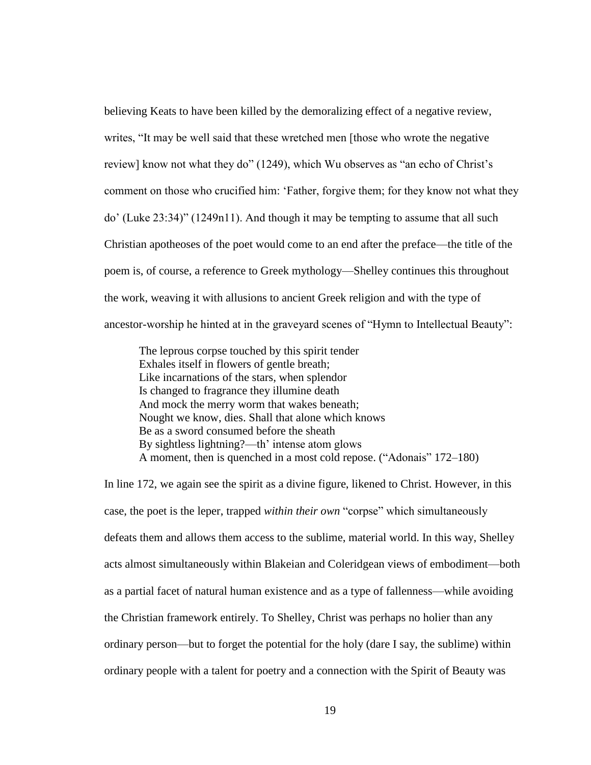believing Keats to have been killed by the demoralizing effect of a negative review, writes, "It may be well said that these wretched men [those who wrote the negative review] know not what they do" (1249), which Wu observes as "an echo of Christ's comment on those who crucified him: 'Father, forgive them; for they know not what they do' (Luke 23:34)" (1249n11). And though it may be tempting to assume that all such Christian apotheoses of the poet would come to an end after the preface—the title of the poem is, of course, a reference to Greek mythology—Shelley continues this throughout the work, weaving it with allusions to ancient Greek religion and with the type of ancestor-worship he hinted at in the graveyard scenes of "Hymn to Intellectual Beauty":

> The leprous corpse touched by this spirit tender
> Exhales itself in flowers of gentle breath;
> Like incarnations of the stars, when splendor
> Is changed to fragrance they illumine death
> And mock the merry worm that wakes beneath;
> Nought we know, dies. Shall that alone which knows
> Be as a sword consumed before the sheath
> By sightless lightning?—th' intense atom glows
> A moment, then is quenched in a most cold repose. ("Adonais" 172–180)

In line 172, we again see the spirit as a divine figure, likened to Christ. However, in this case, the poet is the leper, trapped *within their own* "corpse" which simultaneously defeats them and allows them access to the sublime, material world. In this way, Shelley acts almost simultaneously within Blakeian and Coleridgean views of embodiment—both as a partial facet of natural human existence and as a type of fallenness—while avoiding the Christian framework entirely. To Shelley, Christ was perhaps no holier than any ordinary person—but to forget the potential for the holy (dare I say, the sublime) within ordinary people with a talent for poetry and a connection with the Spirit of Beauty was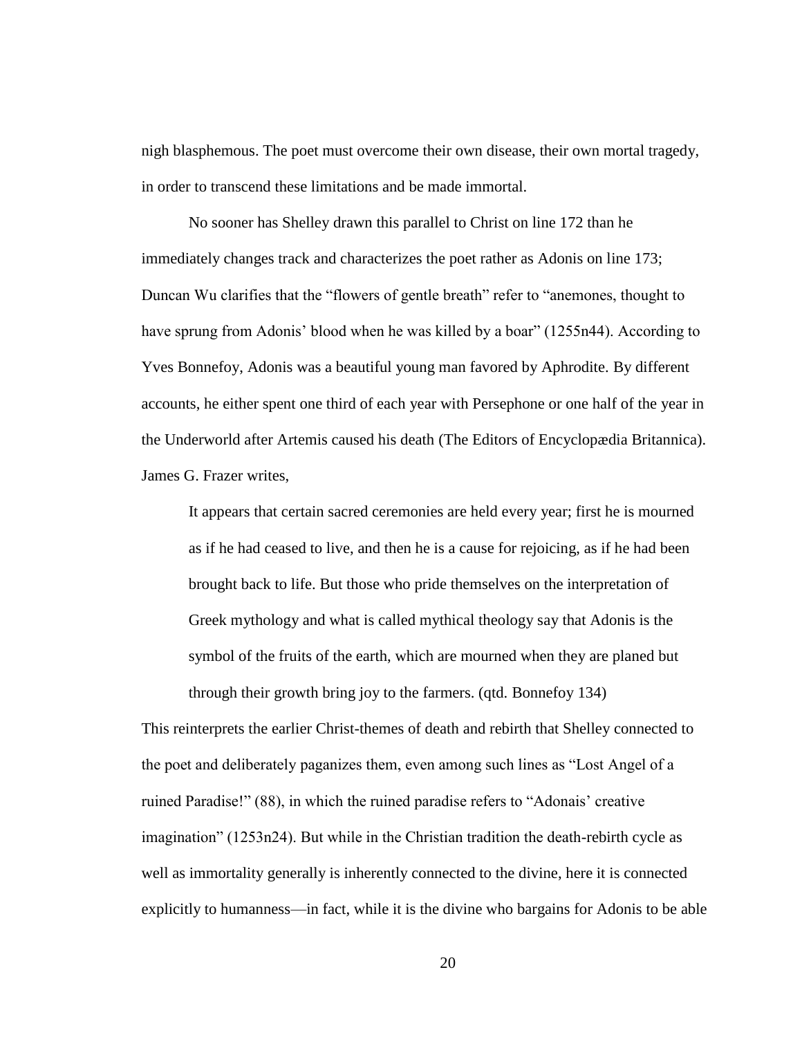nigh blasphemous. The poet must overcome their own disease, their own mortal tragedy, in order to transcend these limitations and be made immortal.

No sooner has Shelley drawn this parallel to Christ on line 172 than he immediately changes track and characterizes the poet rather as Adonis on line 173; Duncan Wu clarifies that the "flowers of gentle breath" refer to "anemones, thought to have sprung from Adonis' blood when he was killed by a boar" (1255n44). According to Yves Bonnefoy, Adonis was a beautiful young man favored by Aphrodite. By different accounts, he either spent one third of each year with Persephone or one half of the year in the Underworld after Artemis caused his death (The Editors of Encyclopædia Britannica). James G. Frazer writes,

> It appears that certain sacred ceremonies are held every year; first he is mourned as if he had ceased to live, and then he is a cause for rejoicing, as if he had been brought back to life. But those who pride themselves on the interpretation of Greek mythology and what is called mythical theology say that Adonis is the symbol of the fruits of the earth, which are mourned when they are planed but through their growth bring joy to the farmers. (qtd. Bonnefoy 134)

This reinterprets the earlier Christ-themes of death and rebirth that Shelley connected to the poet and deliberately paganizes them, even among such lines as "Lost Angel of a ruined Paradise!" (88), in which the ruined paradise refers to "Adonais' creative imagination" (1253n24). But while in the Christian tradition the death-rebirth cycle as well as immortality generally is inherently connected to the divine, here it is connected explicitly to humanness—in fact, while it is the divine who bargains for Adonis to be able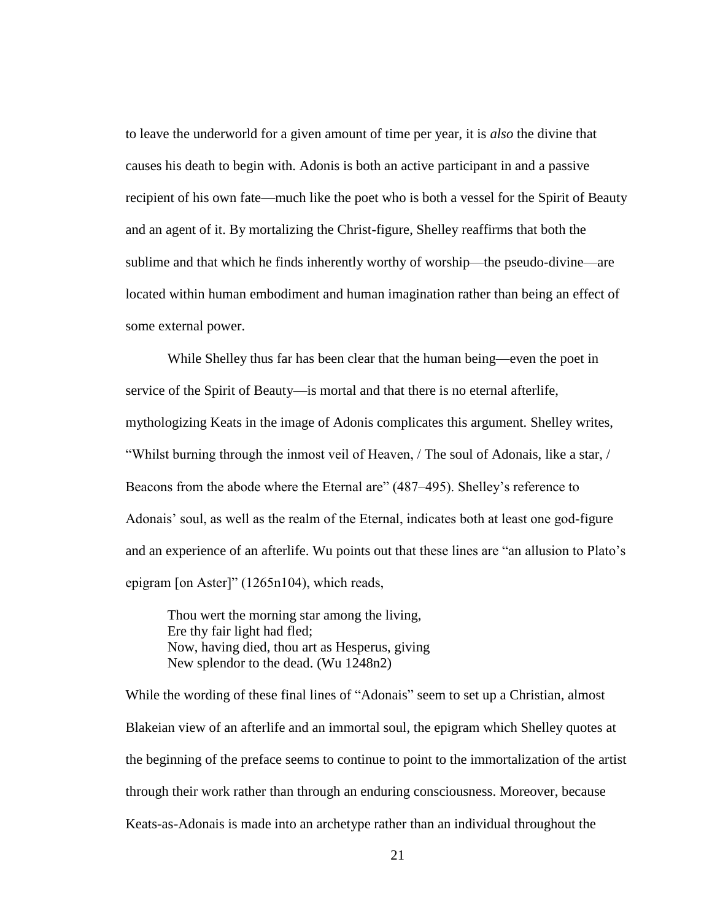to leave the underworld for a given amount of time per year, it is *also* the divine that causes his death to begin with. Adonis is both an active participant in and a passive recipient of his own fate—much like the poet who is both a vessel for the Spirit of Beauty and an agent of it. By mortalizing the Christ-figure, Shelley reaffirms that both the sublime and that which he finds inherently worthy of worship—the pseudo-divine—are located within human embodiment and human imagination rather than being an effect of some external power.

While Shelley thus far has been clear that the human being—even the poet in service of the Spirit of Beauty—is mortal and that there is no eternal afterlife, mythologizing Keats in the image of Adonis complicates this argument. Shelley writes, "Whilst burning through the inmost veil of Heaven, / The soul of Adonais, like a star, / Beacons from the abode where the Eternal are" (487–495). Shelley's reference to Adonais' soul, as well as the realm of the Eternal, indicates both at least one god-figure and an experience of an afterlife. Wu points out that these lines are "an allusion to Plato's epigram [on Aster]" (1265n104), which reads,

> Thou wert the morning star among the living,
> Ere thy fair light had fled;
> Now, having died, thou art as Hesperus, giving
> New splendor to the dead. (Wu 1248n2)

While the wording of these final lines of "Adonais" seem to set up a Christian, almost Blakeian view of an afterlife and an immortal soul, the epigram which Shelley quotes at the beginning of the preface seems to continue to point to the immortalization of the artist through their work rather than through an enduring consciousness. Moreover, because Keats-as-Adonais is made into an archetype rather than an individual throughout the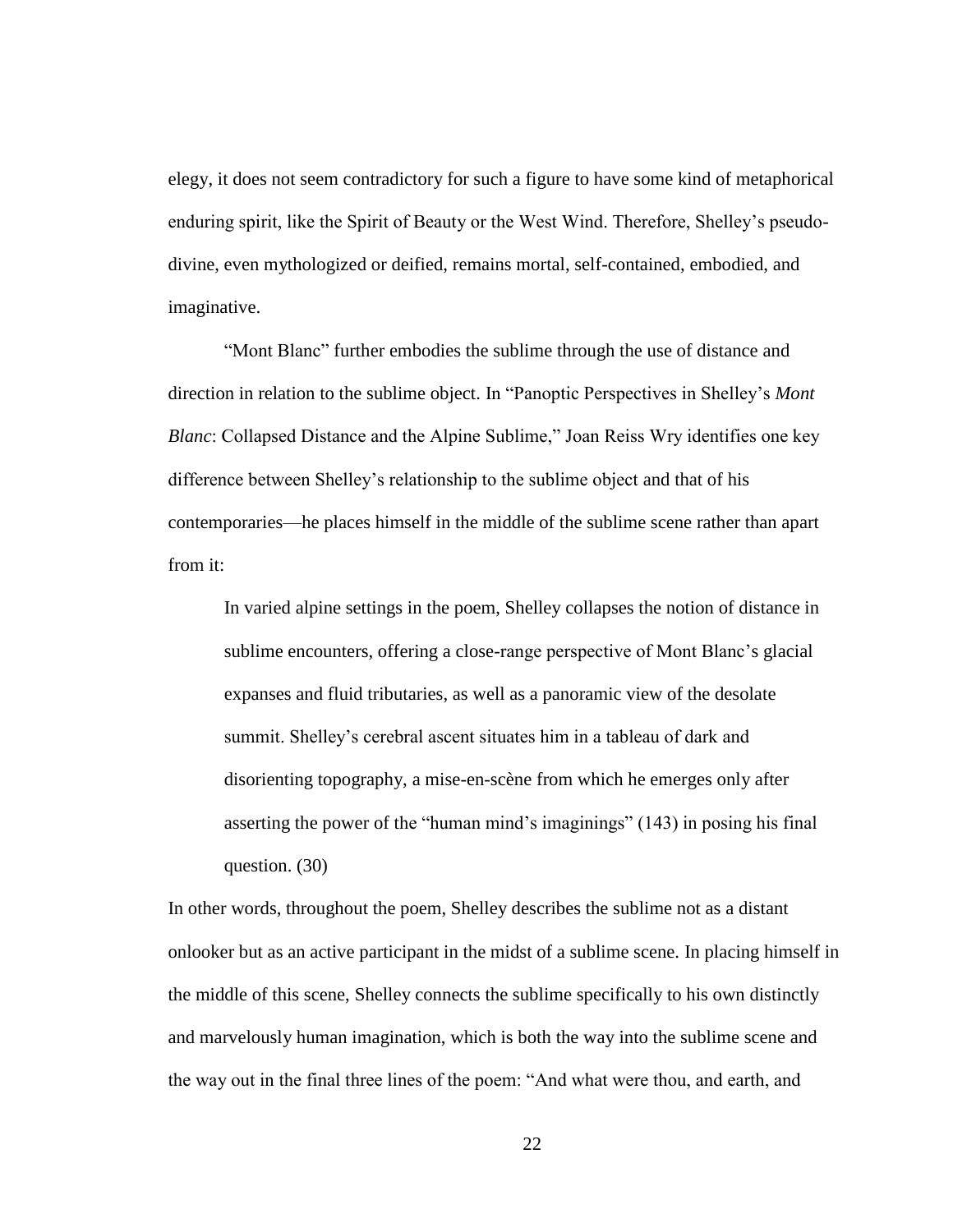elegy, it does not seem contradictory for such a figure to have some kind of metaphorical enduring spirit, like the Spirit of Beauty or the West Wind. Therefore, Shelley's pseudo-divine, even mythologized or deified, remains mortal, self-contained, embodied, and imaginative.

"Mont Blanc" further embodies the sublime through the use of distance and direction in relation to the sublime object. In "Panoptic Perspectives in Shelley's *Mont Blanc*: Collapsed Distance and the Alpine Sublime," Joan Reiss Wry identifies one key difference between Shelley's relationship to the sublime object and that of his contemporaries—he places himself in the middle of the sublime scene rather than apart from it:

> In varied alpine settings in the poem, Shelley collapses the notion of distance in sublime encounters, offering a close-range perspective of Mont Blanc's glacial expanses and fluid tributaries, as well as a panoramic view of the desolate summit. Shelley's cerebral ascent situates him in a tableau of dark and disorienting topography, a mise-en-scène from which he emerges only after asserting the power of the "human mind's imaginings" (143) in posing his final question. (30)

In other words, throughout the poem, Shelley describes the sublime not as a distant onlooker but as an active participant in the midst of a sublime scene. In placing himself in the middle of this scene, Shelley connects the sublime specifically to his own distinctly and marvelously human imagination, which is both the way into the sublime scene and the way out in the final three lines of the poem: "And what were thou, and earth, and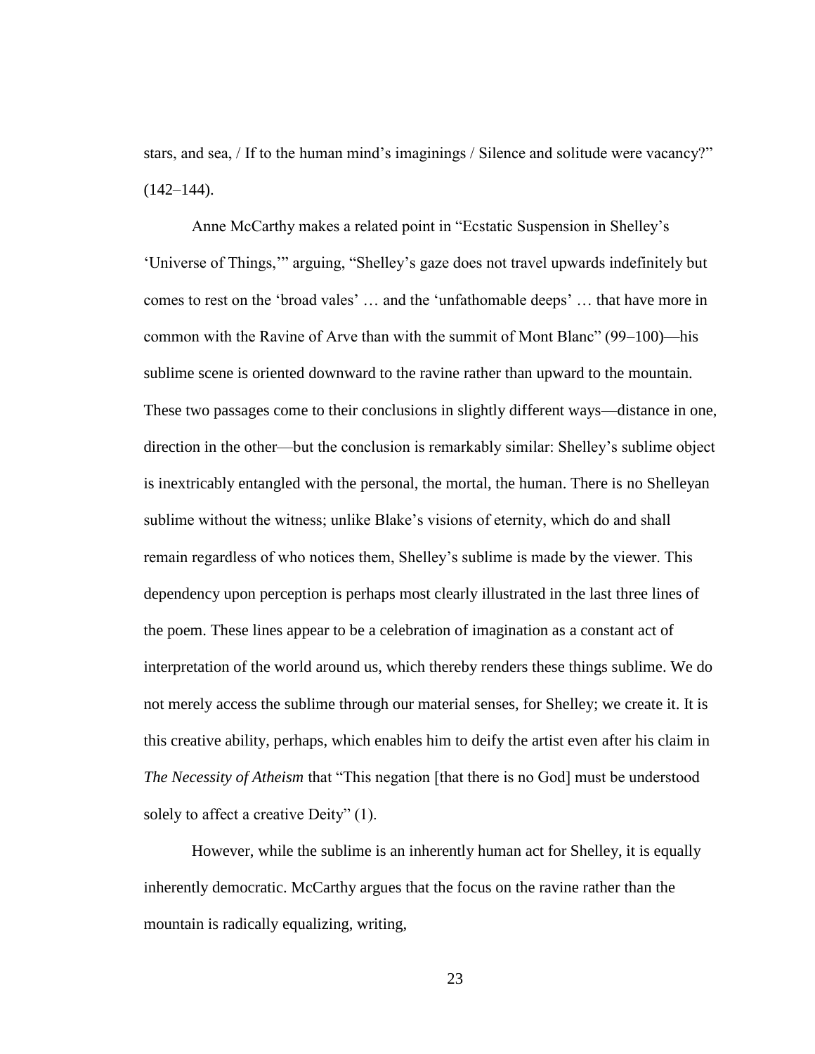stars, and sea, / If to the human mind's imaginings / Silence and solitude were vacancy?" (142–144).

Anne McCarthy makes a related point in "Ecstatic Suspension in Shelley's 'Universe of Things,'" arguing, "Shelley's gaze does not travel upwards indefinitely but comes to rest on the 'broad vales' … and the 'unfathomable deeps' … that have more in common with the Ravine of Arve than with the summit of Mont Blanc" (99–100)—his sublime scene is oriented downward to the ravine rather than upward to the mountain. These two passages come to their conclusions in slightly different ways—distance in one, direction in the other—but the conclusion is remarkably similar: Shelley's sublime object is inextricably entangled with the personal, the mortal, the human. There is no Shelleyan sublime without the witness; unlike Blake's visions of eternity, which do and shall remain regardless of who notices them, Shelley's sublime is made by the viewer. This dependency upon perception is perhaps most clearly illustrated in the last three lines of the poem. These lines appear to be a celebration of imagination as a constant act of interpretation of the world around us, which thereby renders these things sublime. We do not merely access the sublime through our material senses, for Shelley; we create it. It is this creative ability, perhaps, which enables him to deify the artist even after his claim in *The Necessity of Atheism* that "This negation [that there is no God] must be understood solely to affect a creative Deity" (1).

However, while the sublime is an inherently human act for Shelley, it is equally inherently democratic. McCarthy argues that the focus on the ravine rather than the mountain is radically equalizing, writing,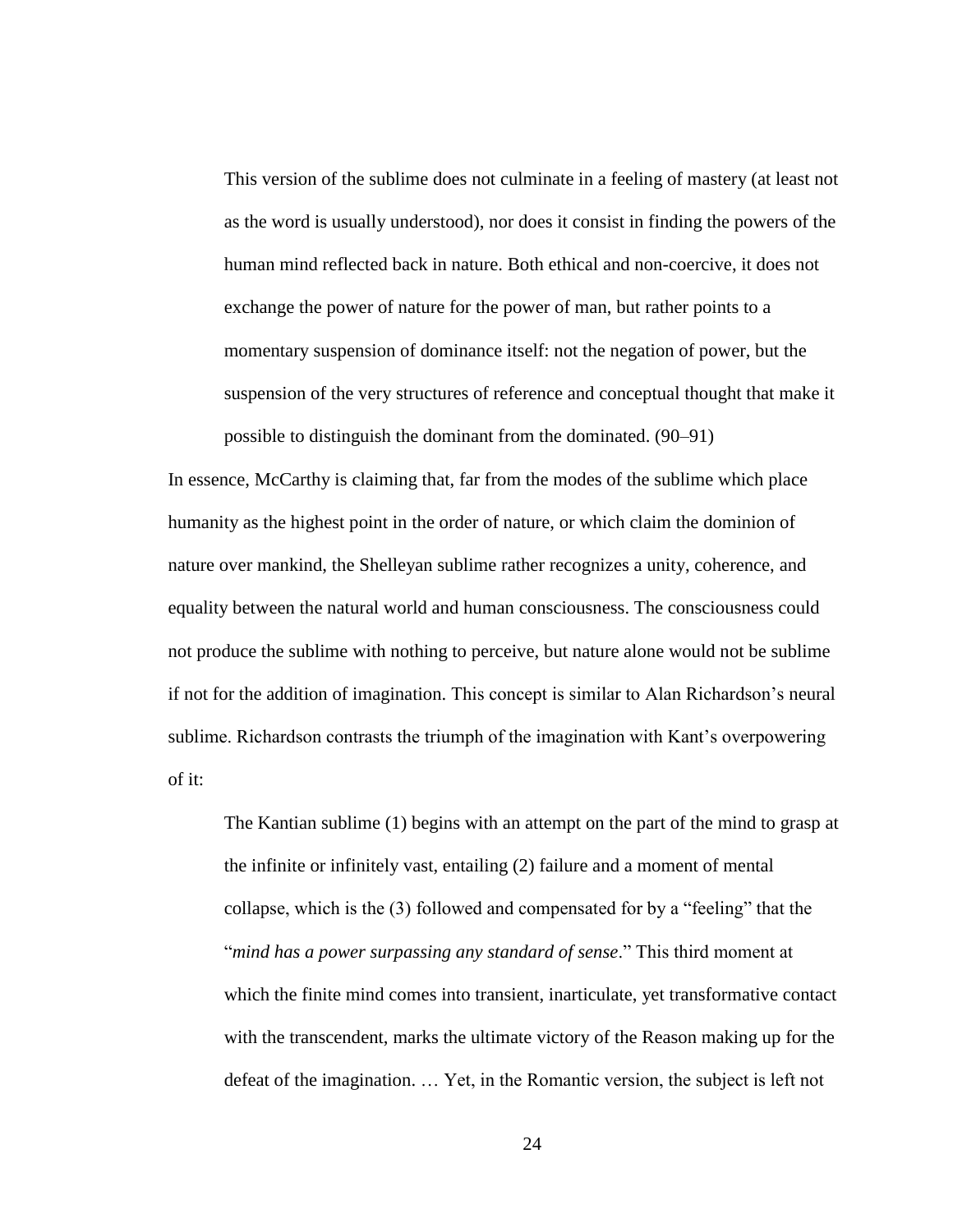> This version of the sublime does not culminate in a feeling of mastery (at least not as the word is usually understood), nor does it consist in finding the powers of the human mind reflected back in nature. Both ethical and non-coercive, it does not exchange the power of nature for the power of man, but rather points to a momentary suspension of dominance itself: not the negation of power, but the suspension of the very structures of reference and conceptual thought that make it possible to distinguish the dominant from the dominated. (90–91)

In essence, McCarthy is claiming that, far from the modes of the sublime which place humanity as the highest point in the order of nature, or which claim the dominion of nature over mankind, the Shelleyan sublime rather recognizes a unity, coherence, and equality between the natural world and human consciousness. The consciousness could not produce the sublime with nothing to perceive, but nature alone would not be sublime if not for the addition of imagination. This concept is similar to Alan Richardson's neural sublime. Richardson contrasts the triumph of the imagination with Kant's overpowering of it:

> The Kantian sublime (1) begins with an attempt on the part of the mind to grasp at the infinite or infinitely vast, entailing (2) failure and a moment of mental collapse, which is the (3) followed and compensated for by a "feeling" that the "*mind has a power surpassing any standard of sense*." This third moment at which the finite mind comes into transient, inarticulate, yet transformative contact with the transcendent, marks the ultimate victory of the Reason making up for the defeat of the imagination. … Yet, in the Romantic version, the subject is left not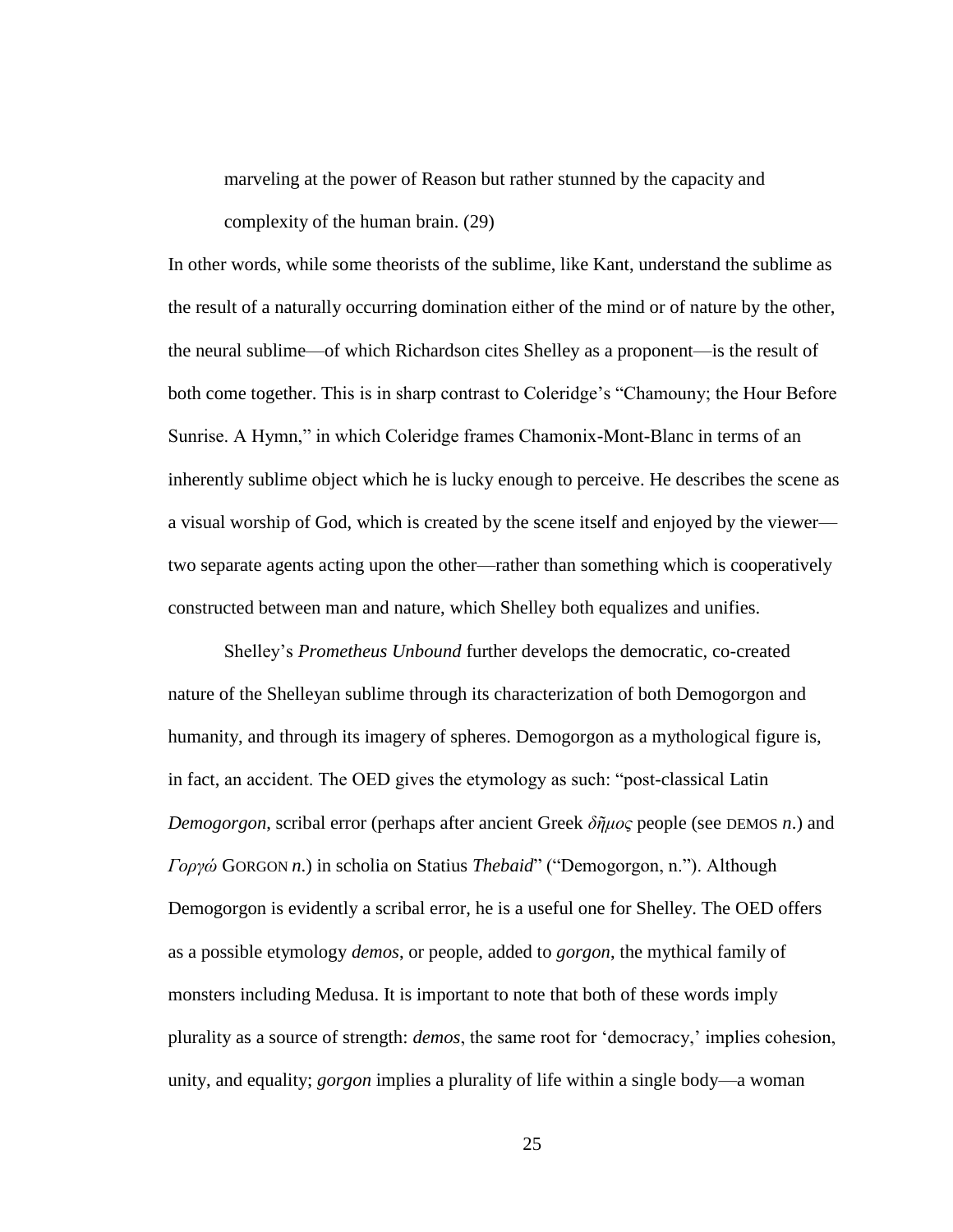marveling at the power of Reason but rather stunned by the capacity and complexity of the human brain. (29)

In other words, while some theorists of the sublime, like Kant, understand the sublime as the result of a naturally occurring domination either of the mind or of nature by the other, the neural sublime—of which Richardson cites Shelley as a proponent—is the result of both come together. This is in sharp contrast to Coleridge's "Chamouny; the Hour Before Sunrise. A Hymn," in which Coleridge frames Chamonix-Mont-Blanc in terms of an inherently sublime object which he is lucky enough to perceive. He describes the scene as a visual worship of God, which is created by the scene itself and enjoyed by the viewer—two separate agents acting upon the other—rather than something which is cooperatively constructed between man and nature, which Shelley both equalizes and unifies.

Shelley's *Prometheus Unbound* further develops the democratic, co-created nature of the Shelleyan sublime through its characterization of both Demogorgon and humanity, and through its imagery of spheres. Demogorgon as a mythological figure is, in fact, an accident. The OED gives the etymology as such: "post-classical Latin *Demogorgon*, scribal error (perhaps after ancient Greek *δῆμος* people (see DEMOS *n*.) and *Γοργώ* GORGON *n*.) in scholia on Statius *Thebaid*" ("Demogorgon, n."). Although Demogorgon is evidently a scribal error, he is a useful one for Shelley. The OED offers as a possible etymology *demos*, or people, added to *gorgon*, the mythical family of monsters including Medusa. It is important to note that both of these words imply plurality as a source of strength: *demos*, the same root for 'democracy,' implies cohesion, unity, and equality; *gorgon* implies a plurality of life within a single body—a woman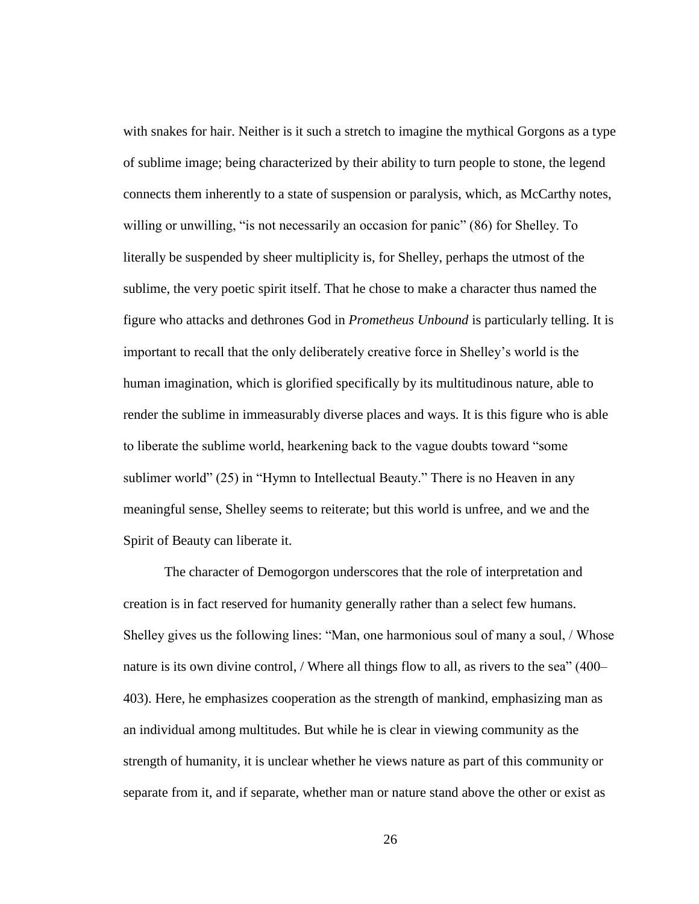with snakes for hair. Neither is it such a stretch to imagine the mythical Gorgons as a type of sublime image; being characterized by their ability to turn people to stone, the legend connects them inherently to a state of suspension or paralysis, which, as McCarthy notes, willing or unwilling, "is not necessarily an occasion for panic" (86) for Shelley. To literally be suspended by sheer multiplicity is, for Shelley, perhaps the utmost of the sublime, the very poetic spirit itself. That he chose to make a character thus named the figure who attacks and dethrones God in *Prometheus Unbound* is particularly telling. It is important to recall that the only deliberately creative force in Shelley's world is the human imagination, which is glorified specifically by its multitudinous nature, able to render the sublime in immeasurably diverse places and ways. It is this figure who is able to liberate the sublime world, hearkening back to the vague doubts toward "some sublimer world" (25) in "Hymn to Intellectual Beauty." There is no Heaven in any meaningful sense, Shelley seems to reiterate; but this world is unfree, and we and the Spirit of Beauty can liberate it.

The character of Demogorgon underscores that the role of interpretation and creation is in fact reserved for humanity generally rather than a select few humans. Shelley gives us the following lines: "Man, one harmonious soul of many a soul, / Whose nature is its own divine control, / Where all things flow to all, as rivers to the sea" (400–403). Here, he emphasizes cooperation as the strength of mankind, emphasizing man as an individual among multitudes. But while he is clear in viewing community as the strength of humanity, it is unclear whether he views nature as part of this community or separate from it, and if separate, whether man or nature stand above the other or exist as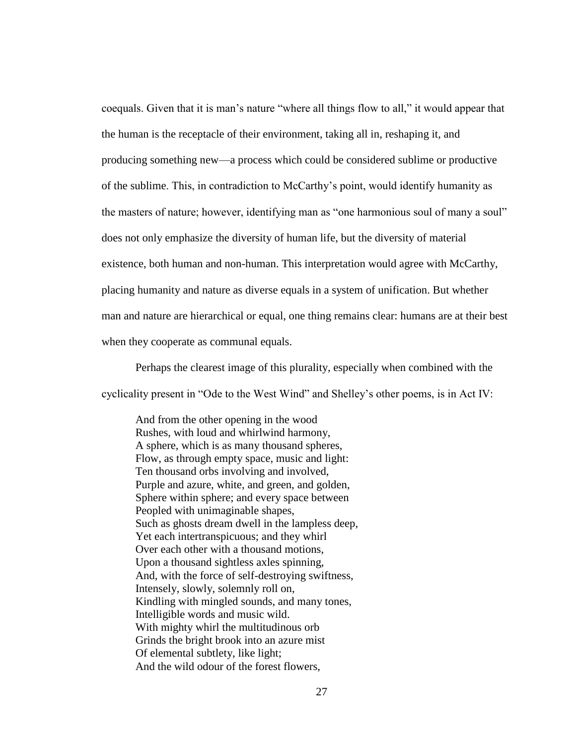coequals. Given that it is man's nature "where all things flow to all," it would appear that the human is the receptacle of their environment, taking all in, reshaping it, and producing something new—a process which could be considered sublime or productive of the sublime. This, in contradiction to McCarthy's point, would identify humanity as the masters of nature; however, identifying man as "one harmonious soul of many a soul" does not only emphasize the diversity of human life, but the diversity of material existence, both human and non-human. This interpretation would agree with McCarthy, placing humanity and nature as diverse equals in a system of unification. But whether man and nature are hierarchical or equal, one thing remains clear: humans are at their best when they cooperate as communal equals.

Perhaps the clearest image of this plurality, especially when combined with the cyclicality present in "Ode to the West Wind" and Shelley's other poems, is in Act IV:

> And from the other opening in the wood  
> Rushes, with loud and whirlwind harmony,  
> A sphere, which is as many thousand spheres,  
> Flow, as through empty space, music and light:  
> Ten thousand orbs involving and involved,  
> Purple and azure, white, and green, and golden,  
> Sphere within sphere; and every space between  
> Peopled with unimaginable shapes,  
> Such as ghosts dream dwell in the lampless deep,  
> Yet each intertranspicuous; and they whirl  
> Over each other with a thousand motions,  
> Upon a thousand sightless axles spinning,  
> And, with the force of self-destroying swiftness,  
> Intensely, slowly, solemnly roll on,  
> Kindling with mingled sounds, and many tones,  
> Intelligible words and music wild.  
> With mighty whirl the multitudinous orb  
> Grinds the bright brook into an azure mist  
> Of elemental subtlety, like light;  
> And the wild odour of the forest flowers,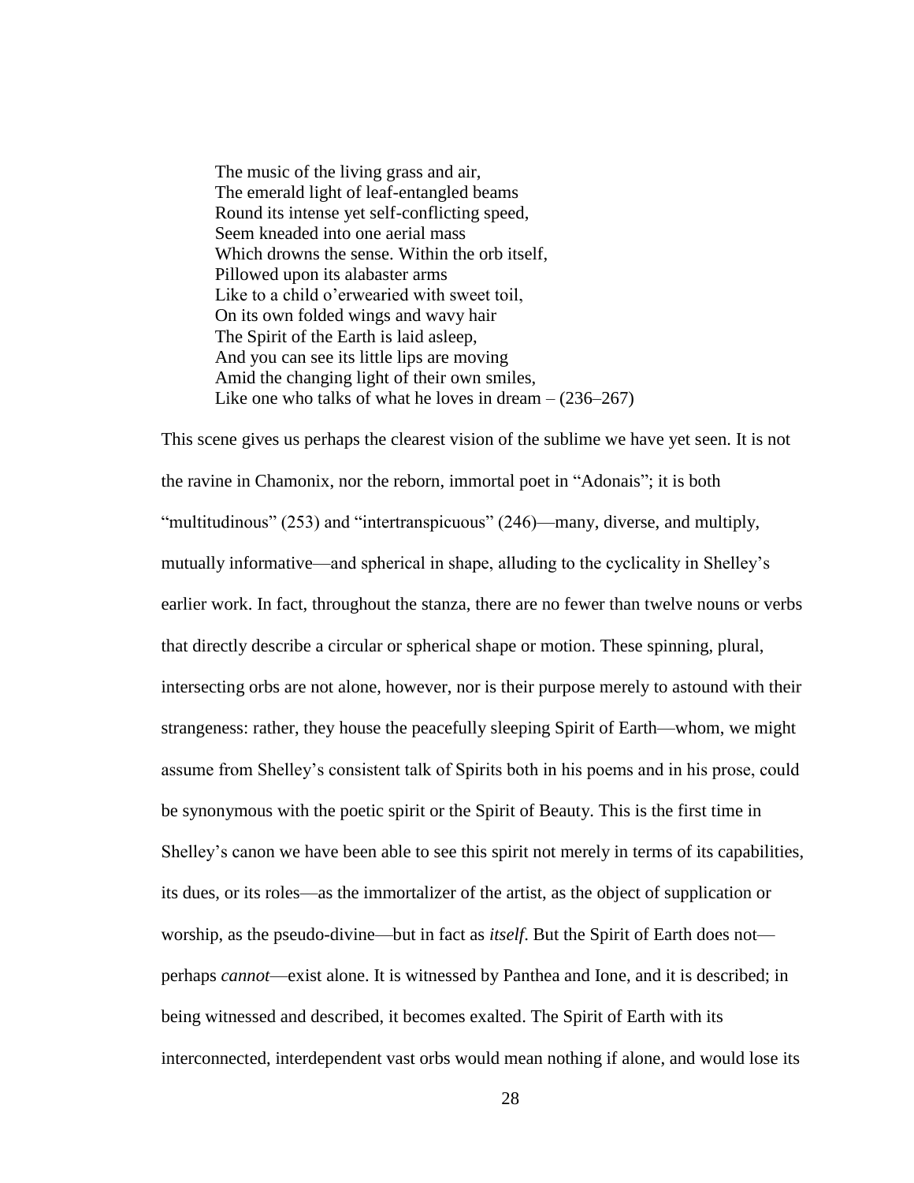> The music of the living grass and air,
> The emerald light of leaf-entangled beams
> Round its intense yet self-conflicting speed,
> Seem kneaded into one aerial mass
> Which drowns the sense. Within the orb itself,
> Pillowed upon its alabaster arms
> Like to a child o'erwearied with sweet toil,
> On its own folded wings and wavy hair
> The Spirit of the Earth is laid asleep,
> And you can see its little lips are moving
> Amid the changing light of their own smiles,
> Like one who talks of what he loves in dream – (236–267)

This scene gives us perhaps the clearest vision of the sublime we have yet seen. It is not the ravine in Chamonix, nor the reborn, immortal poet in "Adonais"; it is both "multitudinous" (253) and "intertranspicuous" (246)—many, diverse, and multiply, mutually informative—and spherical in shape, alluding to the cyclicality in Shelley's earlier work. In fact, throughout the stanza, there are no fewer than twelve nouns or verbs that directly describe a circular or spherical shape or motion. These spinning, plural, intersecting orbs are not alone, however, nor is their purpose merely to astound with their strangeness: rather, they house the peacefully sleeping Spirit of Earth—whom, we might assume from Shelley's consistent talk of Spirits both in his poems and in his prose, could be synonymous with the poetic spirit or the Spirit of Beauty. This is the first time in Shelley's canon we have been able to see this spirit not merely in terms of its capabilities, its dues, or its roles—as the immortalizer of the artist, as the object of supplication or worship, as the pseudo-divine—but in fact as *itself*. But the Spirit of Earth does not—perhaps *cannot*—exist alone. It is witnessed by Panthea and Ione, and it is described; in being witnessed and described, it becomes exalted. The Spirit of Earth with its interconnected, interdependent vast orbs would mean nothing if alone, and would lose its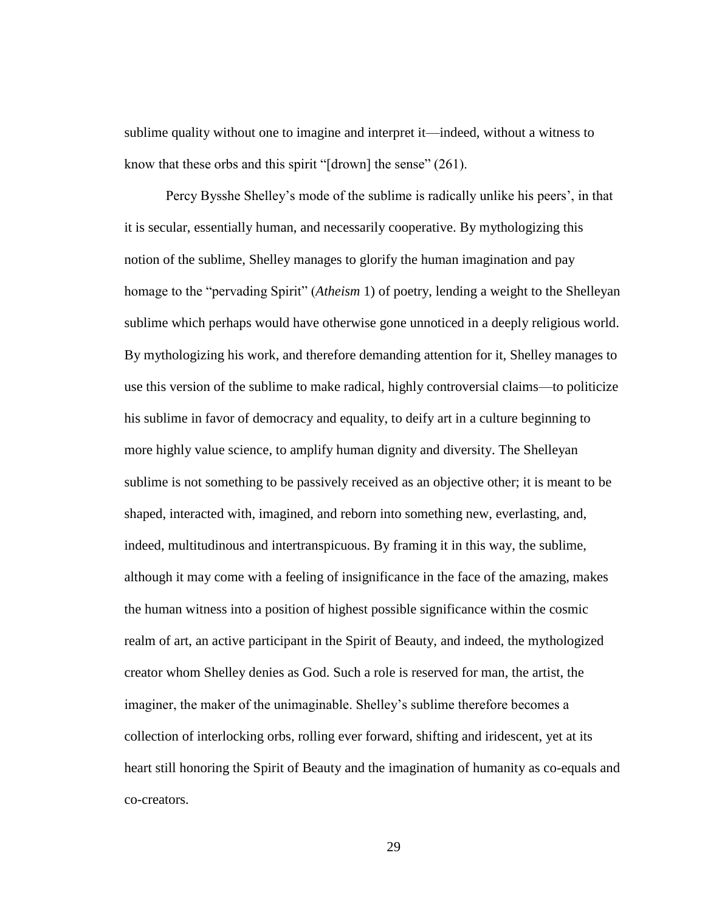sublime quality without one to imagine and interpret it—indeed, without a witness to know that these orbs and this spirit "[drown] the sense" (261).

Percy Bysshe Shelley's mode of the sublime is radically unlike his peers', in that it is secular, essentially human, and necessarily cooperative. By mythologizing this notion of the sublime, Shelley manages to glorify the human imagination and pay homage to the "pervading Spirit" (*Atheism* 1) of poetry, lending a weight to the Shelleyan sublime which perhaps would have otherwise gone unnoticed in a deeply religious world. By mythologizing his work, and therefore demanding attention for it, Shelley manages to use this version of the sublime to make radical, highly controversial claims—to politicize his sublime in favor of democracy and equality, to deify art in a culture beginning to more highly value science, to amplify human dignity and diversity. The Shelleyan sublime is not something to be passively received as an objective other; it is meant to be shaped, interacted with, imagined, and reborn into something new, everlasting, and, indeed, multitudinous and intertranspicuous. By framing it in this way, the sublime, although it may come with a feeling of insignificance in the face of the amazing, makes the human witness into a position of highest possible significance within the cosmic realm of art, an active participant in the Spirit of Beauty, and indeed, the mythologized creator whom Shelley denies as God. Such a role is reserved for man, the artist, the imaginer, the maker of the unimaginable. Shelley's sublime therefore becomes a collection of interlocking orbs, rolling ever forward, shifting and iridescent, yet at its heart still honoring the Spirit of Beauty and the imagination of humanity as co-equals and co-creators.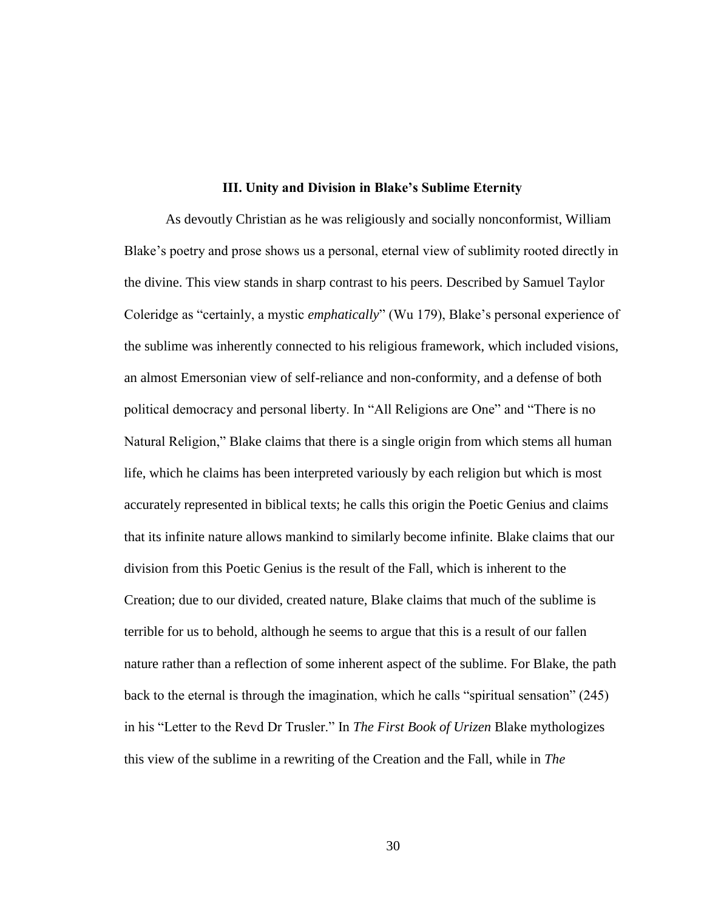### III. Unity and Division in Blake's Sublime Eternity

As devoutly Christian as he was religiously and socially nonconformist, William Blake's poetry and prose shows us a personal, eternal view of sublimity rooted directly in the divine. This view stands in sharp contrast to his peers. Described by Samuel Taylor Coleridge as "certainly, a mystic *emphatically*" (Wu 179), Blake's personal experience of the sublime was inherently connected to his religious framework, which included visions, an almost Emersonian view of self-reliance and non-conformity, and a defense of both political democracy and personal liberty. In "All Religions are One" and "There is no Natural Religion," Blake claims that there is a single origin from which stems all human life, which he claims has been interpreted variously by each religion but which is most accurately represented in biblical texts; he calls this origin the Poetic Genius and claims that its infinite nature allows mankind to similarly become infinite. Blake claims that our division from this Poetic Genius is the result of the Fall, which is inherent to the Creation; due to our divided, created nature, Blake claims that much of the sublime is terrible for us to behold, although he seems to argue that this is a result of our fallen nature rather than a reflection of some inherent aspect of the sublime. For Blake, the path back to the eternal is through the imagination, which he calls "spiritual sensation" (245) in his "Letter to the Revd Dr Trusler." In *The First Book of Urizen* Blake mythologizes this view of the sublime in a rewriting of the Creation and the Fall, while in *The*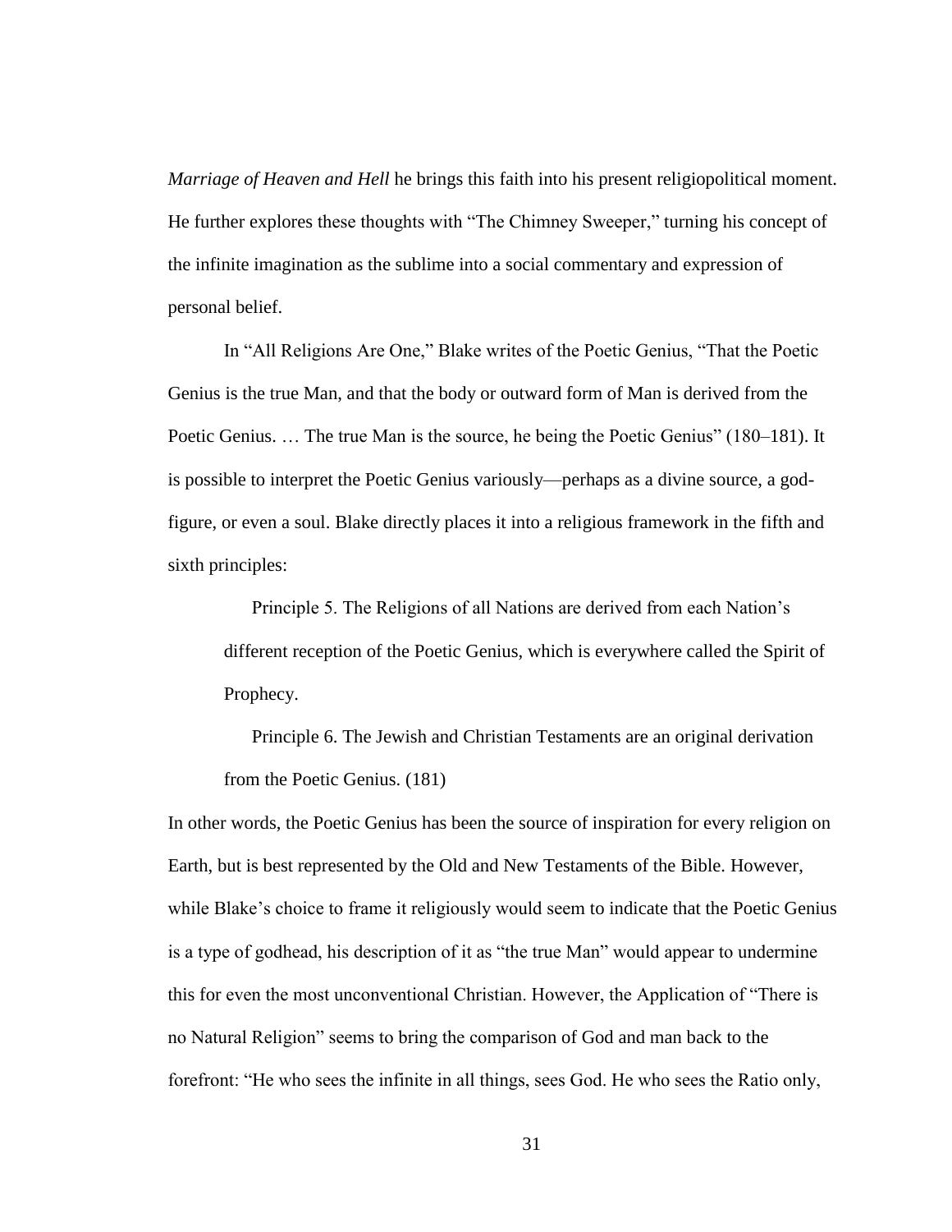*Marriage of Heaven and Hell* he brings this faith into his present religiopolitical moment. He further explores these thoughts with "The Chimney Sweeper," turning his concept of the infinite imagination as the sublime into a social commentary and expression of personal belief.

In "All Religions Are One," Blake writes of the Poetic Genius, "That the Poetic Genius is the true Man, and that the body or outward form of Man is derived from the Poetic Genius. … The true Man is the source, he being the Poetic Genius" (180–181). It is possible to interpret the Poetic Genius variously—perhaps as a divine source, a god-figure, or even a soul. Blake directly places it into a religious framework in the fifth and sixth principles:

> Principle 5. The Religions of all Nations are derived from each Nation's different reception of the Poetic Genius, which is everywhere called the Spirit of Prophecy.
>
> Principle 6. The Jewish and Christian Testaments are an original derivation from the Poetic Genius. (181)

In other words, the Poetic Genius has been the source of inspiration for every religion on Earth, but is best represented by the Old and New Testaments of the Bible. However, while Blake's choice to frame it religiously would seem to indicate that the Poetic Genius is a type of godhead, his description of it as "the true Man" would appear to undermine this for even the most unconventional Christian. However, the Application of "There is no Natural Religion" seems to bring the comparison of God and man back to the forefront: "He who sees the infinite in all things, sees God. He who sees the Ratio only,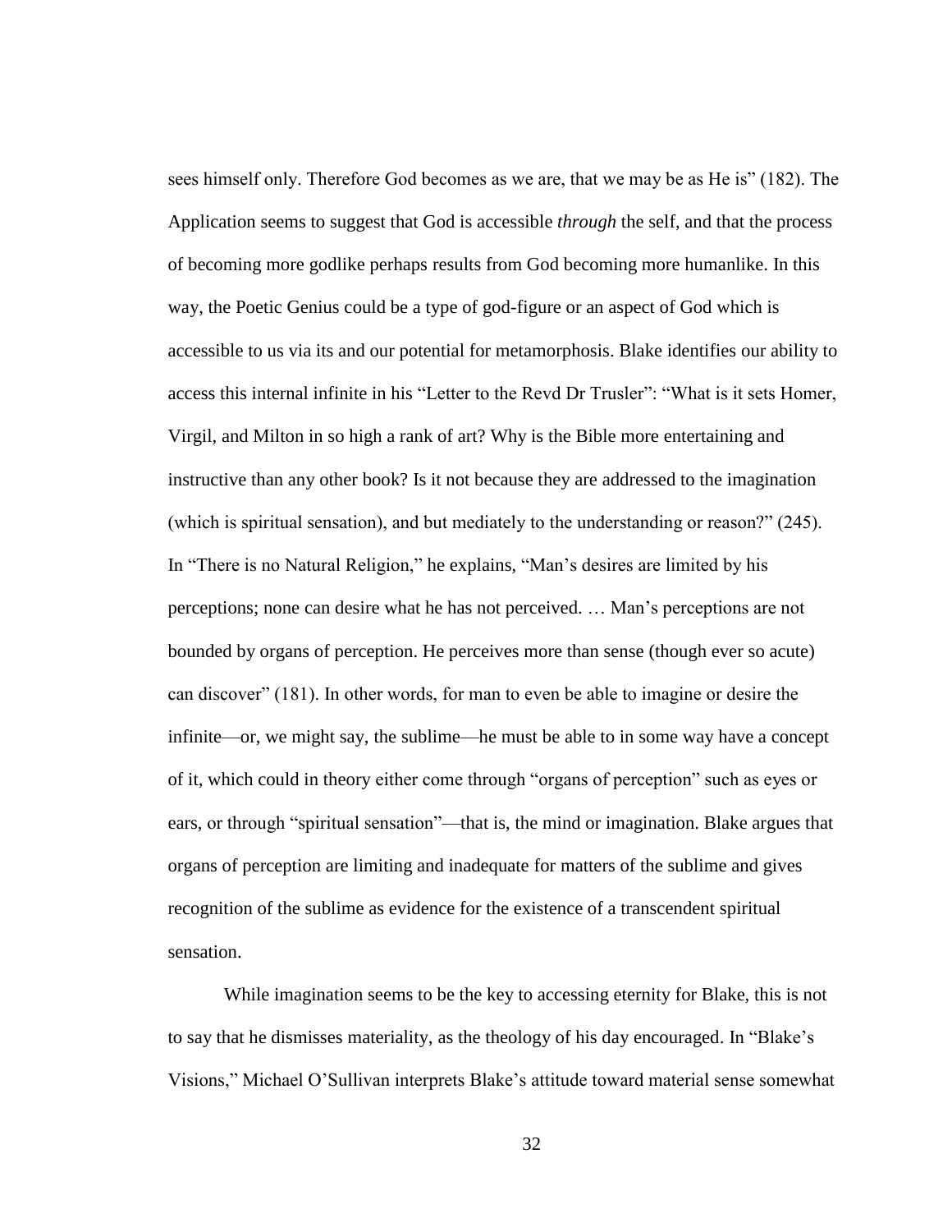sees himself only. Therefore God becomes as we are, that we may be as He is" (182). The Application seems to suggest that God is accessible *through* the self, and that the process of becoming more godlike perhaps results from God becoming more humanlike. In this way, the Poetic Genius could be a type of god-figure or an aspect of God which is accessible to us via its and our potential for metamorphosis. Blake identifies our ability to access this internal infinite in his "Letter to the Revd Dr Trusler": "What is it sets Homer, Virgil, and Milton in so high a rank of art? Why is the Bible more entertaining and instructive than any other book? Is it not because they are addressed to the imagination (which is spiritual sensation), and but mediately to the understanding or reason?" (245). In "There is no Natural Religion," he explains, "Man's desires are limited by his perceptions; none can desire what he has not perceived. … Man's perceptions are not bounded by organs of perception. He perceives more than sense (though ever so acute) can discover" (181). In other words, for man to even be able to imagine or desire the infinite—or, we might say, the sublime—he must be able to in some way have a concept of it, which could in theory either come through "organs of perception" such as eyes or ears, or through "spiritual sensation"—that is, the mind or imagination. Blake argues that organs of perception are limiting and inadequate for matters of the sublime and gives recognition of the sublime as evidence for the existence of a transcendent spiritual sensation.

While imagination seems to be the key to accessing eternity for Blake, this is not to say that he dismisses materiality, as the theology of his day encouraged. In "Blake's Visions," Michael O'Sullivan interprets Blake's attitude toward material sense somewhat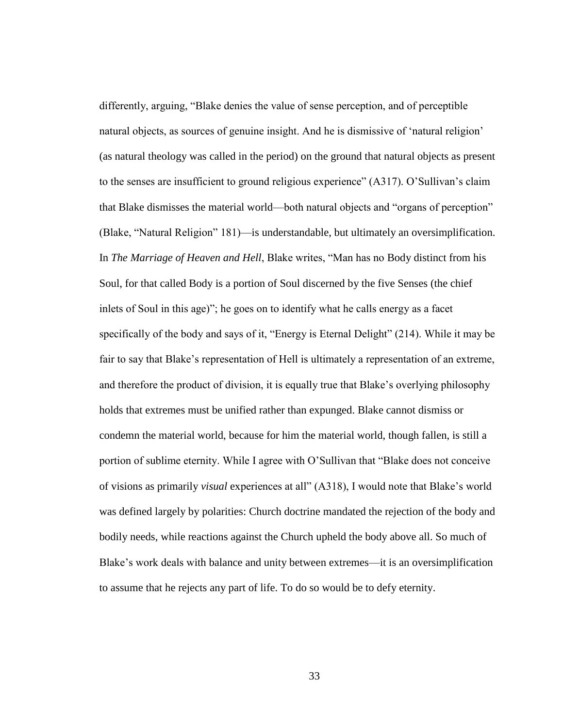differently, arguing, "Blake denies the value of sense perception, and of perceptible natural objects, as sources of genuine insight. And he is dismissive of 'natural religion' (as natural theology was called in the period) on the ground that natural objects as present to the senses are insufficient to ground religious experience" (A317). O'Sullivan's claim that Blake dismisses the material world—both natural objects and "organs of perception" (Blake, "Natural Religion" 181)—is understandable, but ultimately an oversimplification. In *The Marriage of Heaven and Hell*, Blake writes, "Man has no Body distinct from his Soul, for that called Body is a portion of Soul discerned by the five Senses (the chief inlets of Soul in this age)"; he goes on to identify what he calls energy as a facet specifically of the body and says of it, "Energy is Eternal Delight" (214). While it may be fair to say that Blake's representation of Hell is ultimately a representation of an extreme, and therefore the product of division, it is equally true that Blake's overlying philosophy holds that extremes must be unified rather than expunged. Blake cannot dismiss or condemn the material world, because for him the material world, though fallen, is still a portion of sublime eternity. While I agree with O'Sullivan that "Blake does not conceive of visions as primarily *visual* experiences at all" (A318), I would note that Blake's world was defined largely by polarities: Church doctrine mandated the rejection of the body and bodily needs, while reactions against the Church upheld the body above all. So much of Blake's work deals with balance and unity between extremes—it is an oversimplification to assume that he rejects any part of life. To do so would be to defy eternity.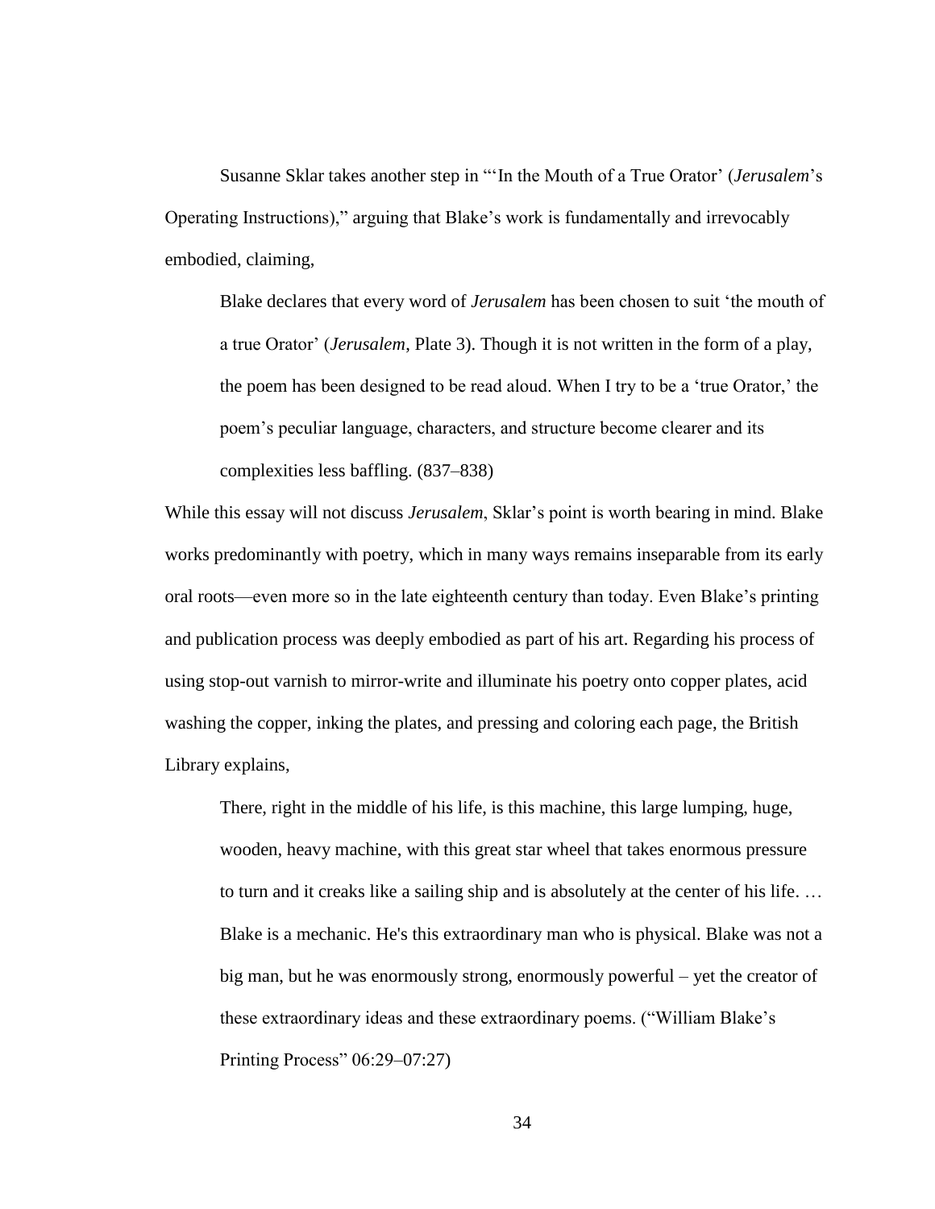Susanne Sklar takes another step in "'In the Mouth of a True Orator' (*Jerusalem*'s Operating Instructions)," arguing that Blake's work is fundamentally and irrevocably embodied, claiming,

> Blake declares that every word of *Jerusalem* has been chosen to suit 'the mouth of a true Orator' (*Jerusalem*, Plate 3). Though it is not written in the form of a play, the poem has been designed to be read aloud. When I try to be a 'true Orator,' the poem's peculiar language, characters, and structure become clearer and its complexities less baffling. (837–838)

While this essay will not discuss *Jerusalem*, Sklar's point is worth bearing in mind. Blake works predominantly with poetry, which in many ways remains inseparable from its early oral roots—even more so in the late eighteenth century than today. Even Blake's printing and publication process was deeply embodied as part of his art. Regarding his process of using stop-out varnish to mirror-write and illuminate his poetry onto copper plates, acid washing the copper, inking the plates, and pressing and coloring each page, the British Library explains,

> There, right in the middle of his life, is this machine, this large lumping, huge, wooden, heavy machine, with this great star wheel that takes enormous pressure to turn and it creaks like a sailing ship and is absolutely at the center of his life. … Blake is a mechanic. He's this extraordinary man who is physical. Blake was not a big man, but he was enormously strong, enormously powerful – yet the creator of these extraordinary ideas and these extraordinary poems. ("William Blake's Printing Process" 06:29–07:27)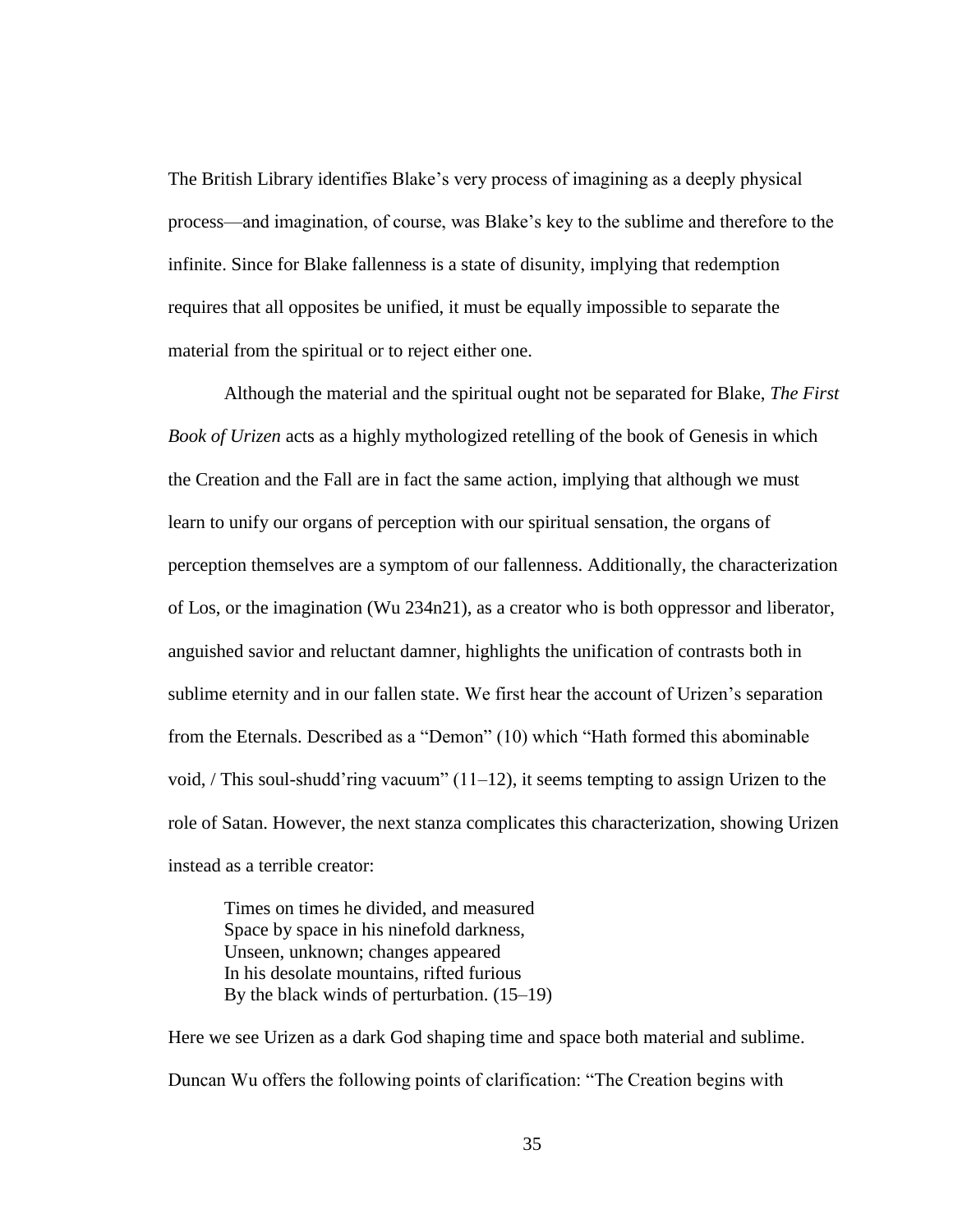The British Library identifies Blake's very process of imagining as a deeply physical process—and imagination, of course, was Blake's key to the sublime and therefore to the infinite. Since for Blake fallenness is a state of disunity, implying that redemption requires that all opposites be unified, it must be equally impossible to separate the material from the spiritual or to reject either one.

Although the material and the spiritual ought not be separated for Blake, *The First Book of Urizen* acts as a highly mythologized retelling of the book of Genesis in which the Creation and the Fall are in fact the same action, implying that although we must learn to unify our organs of perception with our spiritual sensation, the organs of perception themselves are a symptom of our fallenness. Additionally, the characterization of Los, or the imagination (Wu 234n21), as a creator who is both oppressor and liberator, anguished savior and reluctant damner, highlights the unification of contrasts both in sublime eternity and in our fallen state. We first hear the account of Urizen's separation from the Eternals. Described as a "Demon" (10) which "Hath formed this abominable void, / This soul-shudd'ring vacuum" (11–12), it seems tempting to assign Urizen to the role of Satan. However, the next stanza complicates this characterization, showing Urizen instead as a terrible creator:

> Times on times he divided, and measured
> Space by space in his ninefold darkness,
> Unseen, unknown; changes appeared
> In his desolate mountains, rifted furious
> By the black winds of perturbation. (15–19)

Here we see Urizen as a dark God shaping time and space both material and sublime. Duncan Wu offers the following points of clarification: "The Creation begins with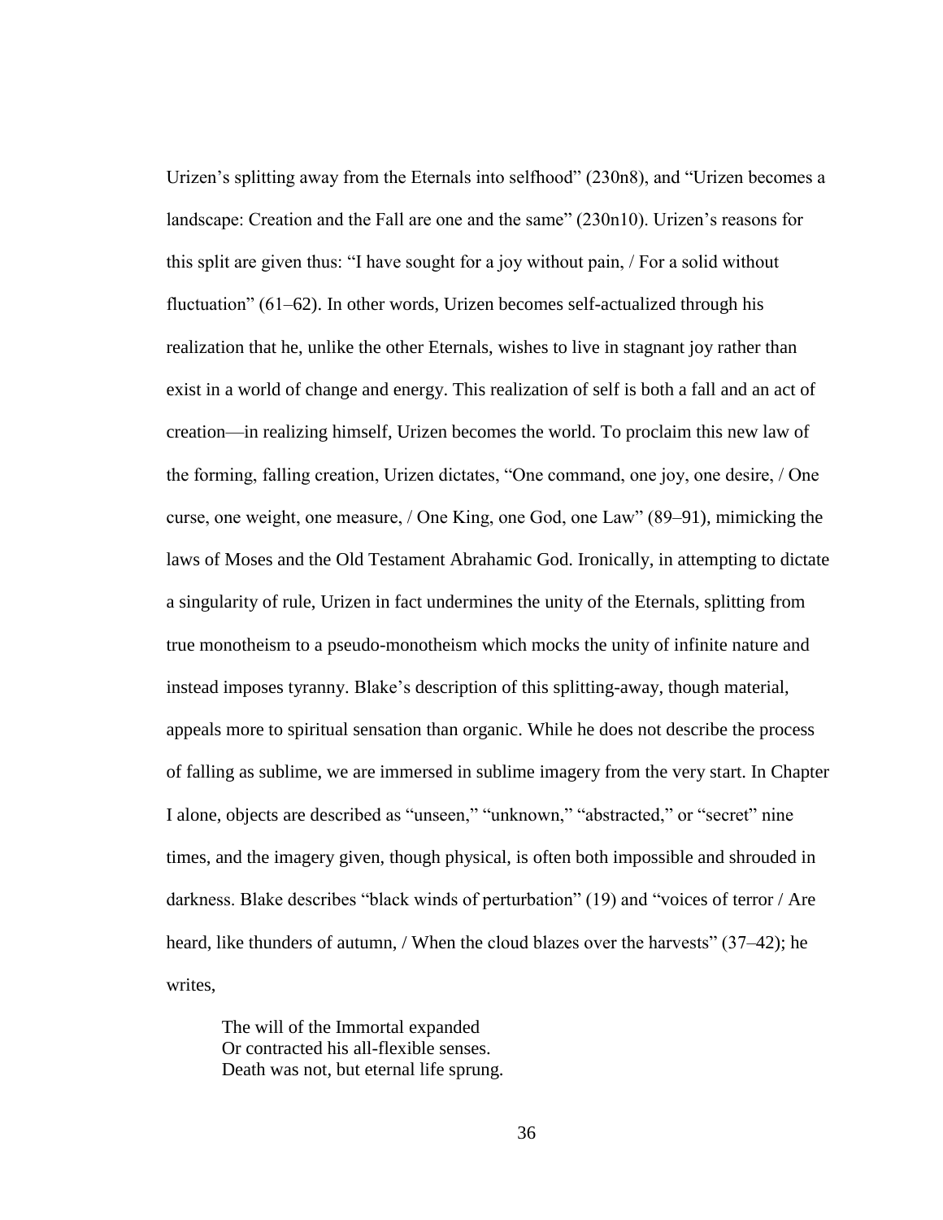Urizen's splitting away from the Eternals into selfhood" (230n8), and "Urizen becomes a landscape: Creation and the Fall are one and the same" (230n10). Urizen's reasons for this split are given thus: "I have sought for a joy without pain, / For a solid without fluctuation" (61–62). In other words, Urizen becomes self-actualized through his realization that he, unlike the other Eternals, wishes to live in stagnant joy rather than exist in a world of change and energy. This realization of self is both a fall and an act of creation—in realizing himself, Urizen becomes the world. To proclaim this new law of the forming, falling creation, Urizen dictates, "One command, one joy, one desire, / One curse, one weight, one measure, / One King, one God, one Law" (89–91), mimicking the laws of Moses and the Old Testament Abrahamic God. Ironically, in attempting to dictate a singularity of rule, Urizen in fact undermines the unity of the Eternals, splitting from true monotheism to a pseudo-monotheism which mocks the unity of infinite nature and instead imposes tyranny. Blake's description of this splitting-away, though material, appeals more to spiritual sensation than organic. While he does not describe the process of falling as sublime, we are immersed in sublime imagery from the very start. In Chapter I alone, objects are described as "unseen," "unknown," "abstracted," or "secret" nine times, and the imagery given, though physical, is often both impossible and shrouded in darkness. Blake describes "black winds of perturbation" (19) and "voices of terror / Are heard, like thunders of autumn, / When the cloud blazes over the harvests" (37–42); he writes,

> The will of the Immortal expanded
> Or contracted his all-flexible senses.
> Death was not, but eternal life sprung.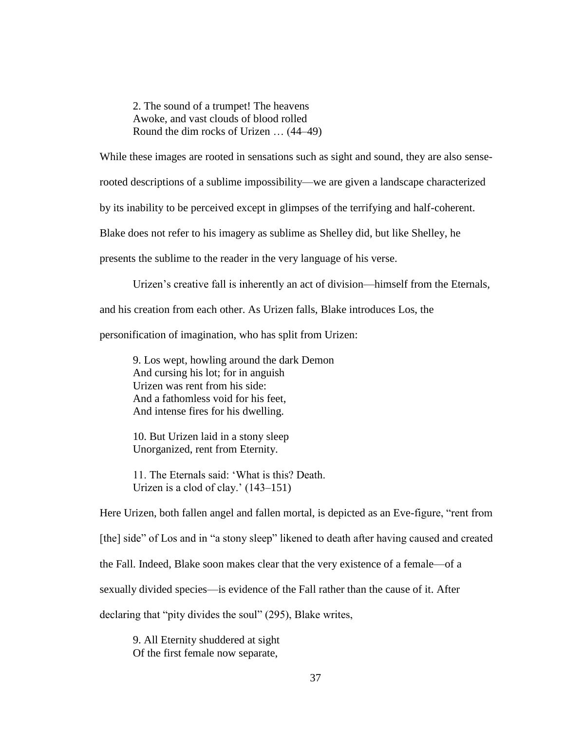> 2. The sound of a trumpet! The heavens
> Awoke, and vast clouds of blood rolled
> Round the dim rocks of Urizen … (44–49)

While these images are rooted in sensations such as sight and sound, they are also sense-rooted descriptions of a sublime impossibility—we are given a landscape characterized by its inability to be perceived except in glimpses of the terrifying and half-coherent. Blake does not refer to his imagery as sublime as Shelley did, but like Shelley, he presents the sublime to the reader in the very language of his verse.

Urizen's creative fall is inherently an act of division—himself from the Eternals, and his creation from each other. As Urizen falls, Blake introduces Los, the personification of imagination, who has split from Urizen:

> 9. Los wept, howling around the dark Demon
> And cursing his lot; for in anguish
> Urizen was rent from his side:
> And a fathomless void for his feet,
> And intense fires for his dwelling.
>
> 10. But Urizen laid in a stony sleep
> Unorganized, rent from Eternity.
>
> 11. The Eternals said: 'What is this? Death.
> Urizen is a clod of clay.' (143–151)

Here Urizen, both fallen angel and fallen mortal, is depicted as an Eve-figure, "rent from [the] side" of Los and in "a stony sleep" likened to death after having caused and created the Fall. Indeed, Blake soon makes clear that the very existence of a female—of a sexually divided species—is evidence of the Fall rather than the cause of it. After declaring that "pity divides the soul" (295), Blake writes,

> 9. All Eternity shuddered at sight
> Of the first female now separate,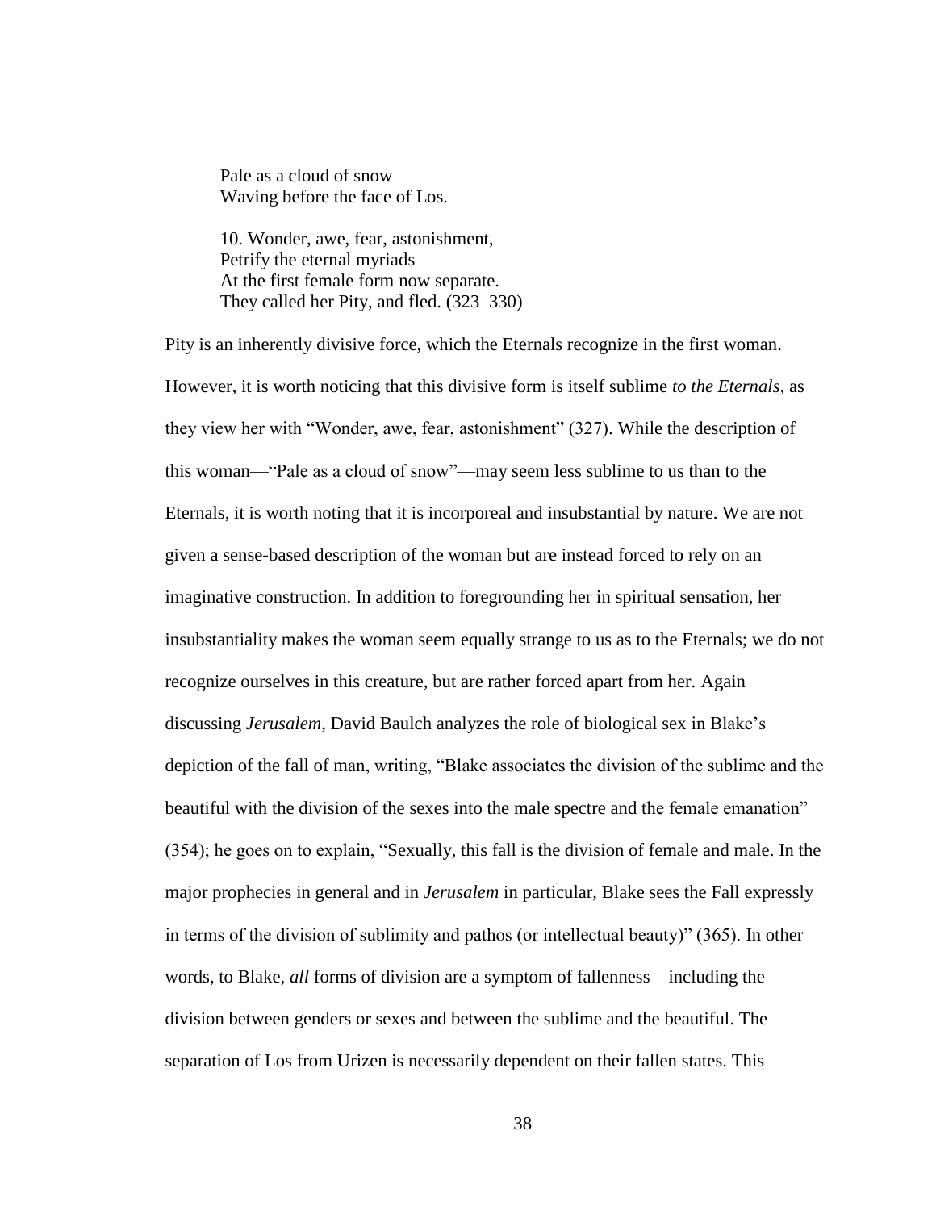> Pale as a cloud of snow
> Waving before the face of Los.
>
> 10. Wonder, awe, fear, astonishment,
> Petrify the eternal myriads
> At the first female form now separate.
> They called her Pity, and fled. (323–330)

Pity is an inherently divisive force, which the Eternals recognize in the first woman. However, it is worth noticing that this divisive form is itself sublime *to the Eternals*, as they view her with "Wonder, awe, fear, astonishment" (327). While the description of this woman—"Pale as a cloud of snow"—may seem less sublime to us than to the Eternals, it is worth noting that it is incorporeal and insubstantial by nature. We are not given a sense-based description of the woman but are instead forced to rely on an imaginative construction. In addition to foregrounding her in spiritual sensation, her insubstantiality makes the woman seem equally strange to us as to the Eternals; we do not recognize ourselves in this creature, but are rather forced apart from her. Again discussing *Jerusalem*, David Baulch analyzes the role of biological sex in Blake's depiction of the fall of man, writing, "Blake associates the division of the sublime and the beautiful with the division of the sexes into the male spectre and the female emanation" (354); he goes on to explain, "Sexually, this fall is the division of female and male. In the major prophecies in general and in *Jerusalem* in particular, Blake sees the Fall expressly in terms of the division of sublimity and pathos (or intellectual beauty)" (365). In other words, to Blake, *all* forms of division are a symptom of fallenness—including the division between genders or sexes and between the sublime and the beautiful. The separation of Los from Urizen is necessarily dependent on their fallen states. This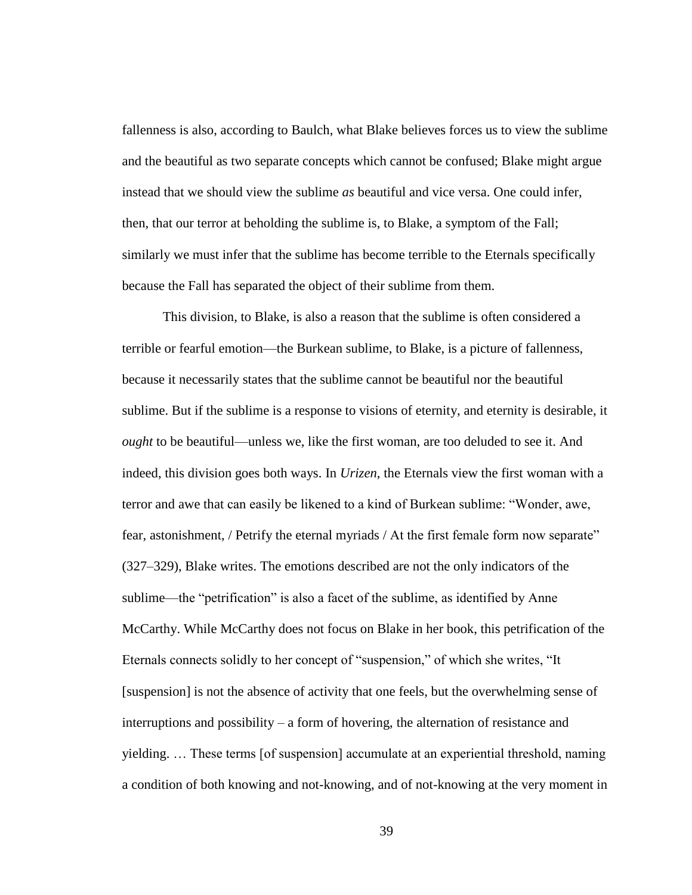fallenness is also, according to Baulch, what Blake believes forces us to view the sublime and the beautiful as two separate concepts which cannot be confused; Blake might argue instead that we should view the sublime *as* beautiful and vice versa. One could infer, then, that our terror at beholding the sublime is, to Blake, a symptom of the Fall; similarly we must infer that the sublime has become terrible to the Eternals specifically because the Fall has separated the object of their sublime from them.

This division, to Blake, is also a reason that the sublime is often considered a terrible or fearful emotion—the Burkean sublime, to Blake, is a picture of fallenness, because it necessarily states that the sublime cannot be beautiful nor the beautiful sublime. But if the sublime is a response to visions of eternity, and eternity is desirable, it *ought* to be beautiful—unless we, like the first woman, are too deluded to see it. And indeed, this division goes both ways. In *Urizen*, the Eternals view the first woman with a terror and awe that can easily be likened to a kind of Burkean sublime: "Wonder, awe, fear, astonishment, / Petrify the eternal myriads / At the first female form now separate" (327–329), Blake writes. The emotions described are not the only indicators of the sublime—the "petrification" is also a facet of the sublime, as identified by Anne McCarthy. While McCarthy does not focus on Blake in her book, this petrification of the Eternals connects solidly to her concept of "suspension," of which she writes, "It [suspension] is not the absence of activity that one feels, but the overwhelming sense of interruptions and possibility – a form of hovering, the alternation of resistance and yielding. … These terms [of suspension] accumulate at an experiential threshold, naming a condition of both knowing and not-knowing, and of not-knowing at the very moment in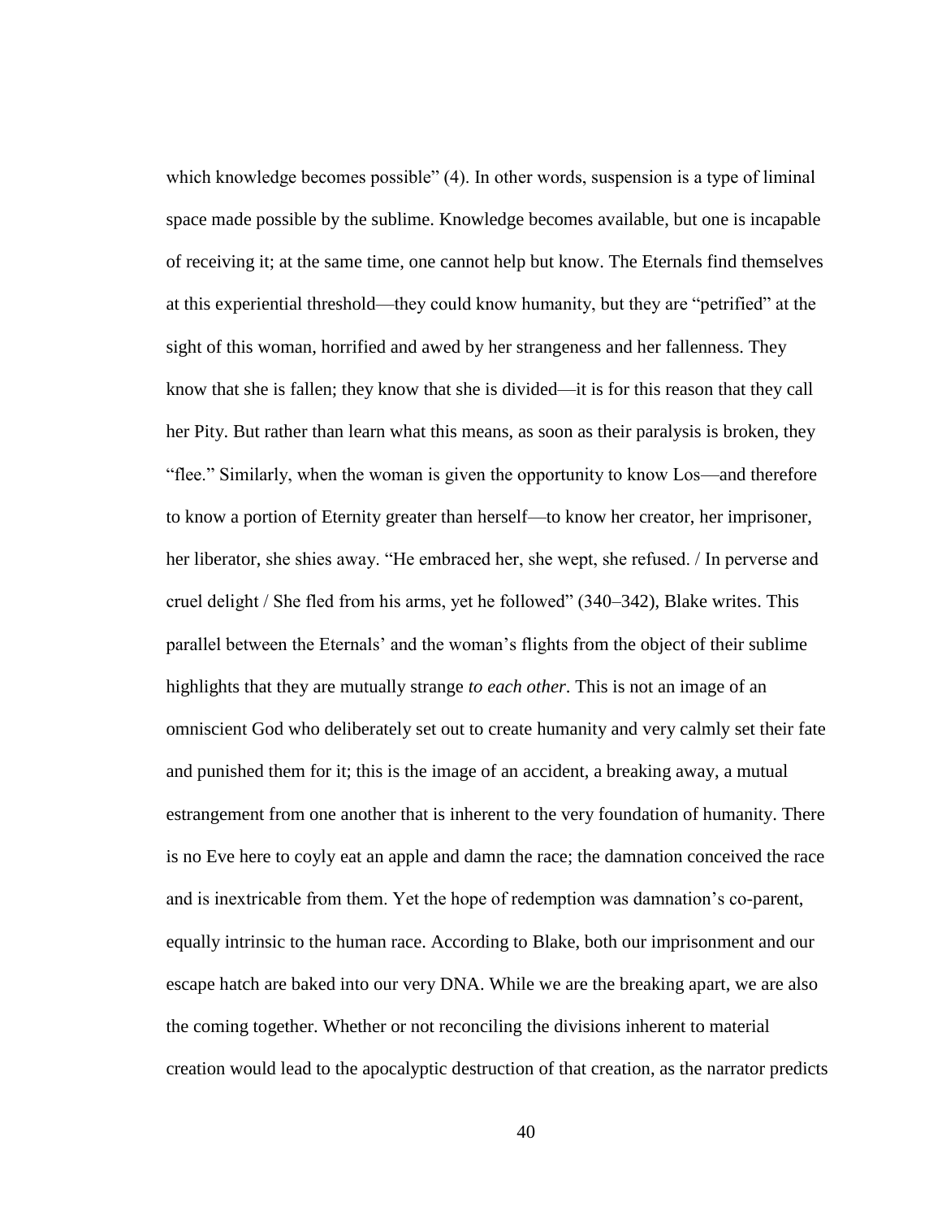which knowledge becomes possible" (4). In other words, suspension is a type of liminal space made possible by the sublime. Knowledge becomes available, but one is incapable of receiving it; at the same time, one cannot help but know. The Eternals find themselves at this experiential threshold—they could know humanity, but they are "petrified" at the sight of this woman, horrified and awed by her strangeness and her fallenness. They know that she is fallen; they know that she is divided—it is for this reason that they call her Pity. But rather than learn what this means, as soon as their paralysis is broken, they "flee." Similarly, when the woman is given the opportunity to know Los—and therefore to know a portion of Eternity greater than herself—to know her creator, her imprisoner, her liberator, she shies away. "He embraced her, she wept, she refused. / In perverse and cruel delight / She fled from his arms, yet he followed" (340–342), Blake writes. This parallel between the Eternals' and the woman's flights from the object of their sublime highlights that they are mutually strange *to each other*. This is not an image of an omniscient God who deliberately set out to create humanity and very calmly set their fate and punished them for it; this is the image of an accident, a breaking away, a mutual estrangement from one another that is inherent to the very foundation of humanity. There is no Eve here to coyly eat an apple and damn the race; the damnation conceived the race and is inextricable from them. Yet the hope of redemption was damnation's co-parent, equally intrinsic to the human race. According to Blake, both our imprisonment and our escape hatch are baked into our very DNA. While we are the breaking apart, we are also the coming together. Whether or not reconciling the divisions inherent to material creation would lead to the apocalyptic destruction of that creation, as the narrator predicts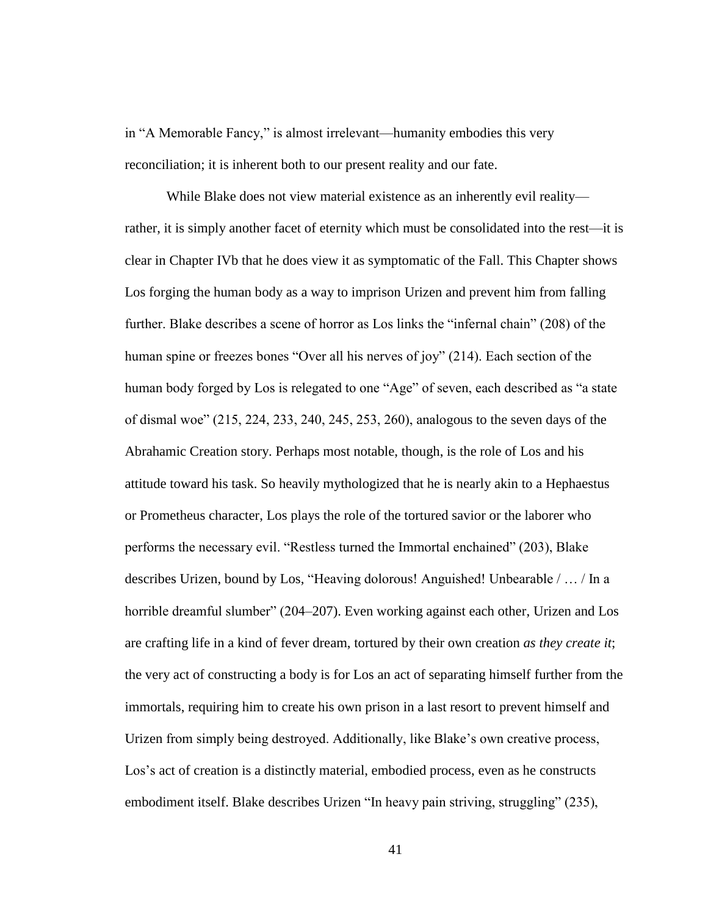in "A Memorable Fancy," is almost irrelevant—humanity embodies this very reconciliation; it is inherent both to our present reality and our fate.

While Blake does not view material existence as an inherently evil reality—rather, it is simply another facet of eternity which must be consolidated into the rest—it is clear in Chapter IVb that he does view it as symptomatic of the Fall. This Chapter shows Los forging the human body as a way to imprison Urizen and prevent him from falling further. Blake describes a scene of horror as Los links the "infernal chain" (208) of the human spine or freezes bones "Over all his nerves of joy" (214). Each section of the human body forged by Los is relegated to one "Age" of seven, each described as "a state of dismal woe" (215, 224, 233, 240, 245, 253, 260), analogous to the seven days of the Abrahamic Creation story. Perhaps most notable, though, is the role of Los and his attitude toward his task. So heavily mythologized that he is nearly akin to a Hephaestus or Prometheus character, Los plays the role of the tortured savior or the laborer who performs the necessary evil. "Restless turned the Immortal enchained" (203), Blake describes Urizen, bound by Los, "Heaving dolorous! Anguished! Unbearable / … / In a horrible dreamful slumber" (204–207). Even working against each other, Urizen and Los are crafting life in a kind of fever dream, tortured by their own creation *as they create it*; the very act of constructing a body is for Los an act of separating himself further from the immortals, requiring him to create his own prison in a last resort to prevent himself and Urizen from simply being destroyed. Additionally, like Blake's own creative process, Los's act of creation is a distinctly material, embodied process, even as he constructs embodiment itself. Blake describes Urizen "In heavy pain striving, struggling" (235),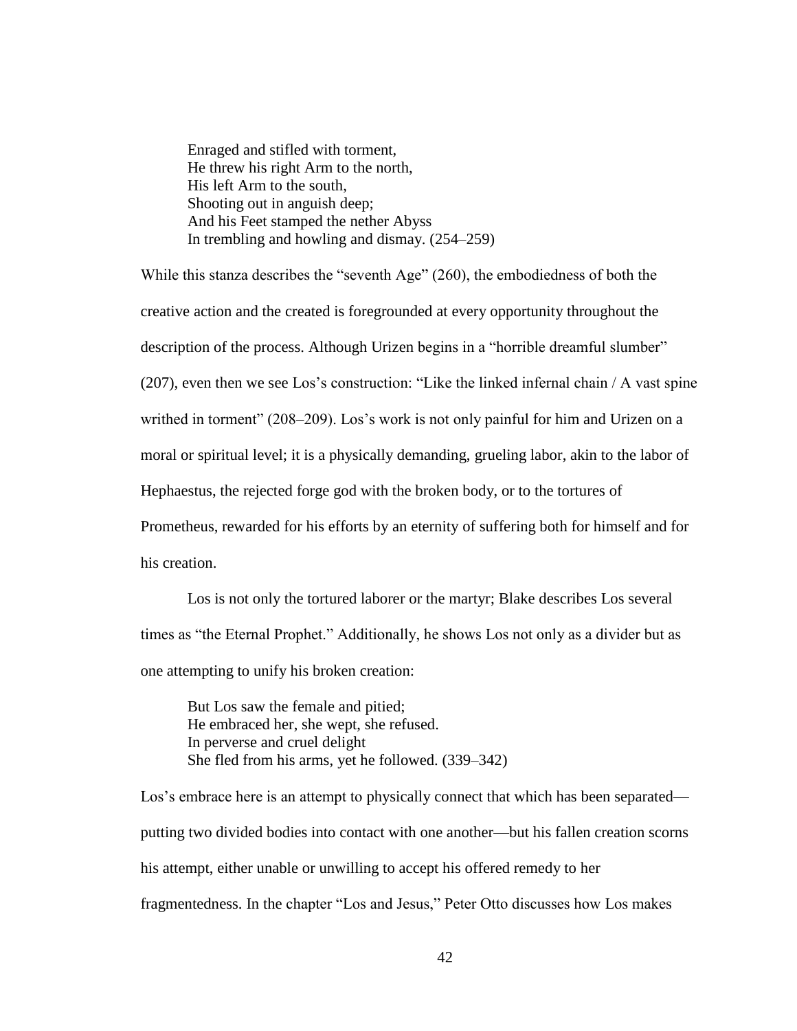> Enraged and stifled with torment,
> He threw his right Arm to the north,
> His left Arm to the south,
> Shooting out in anguish deep;
> And his Feet stamped the nether Abyss
> In trembling and howling and dismay. (254–259)

While this stanza describes the "seventh Age" (260), the embodiedness of both the creative action and the created is foregrounded at every opportunity throughout the description of the process. Although Urizen begins in a "horrible dreamful slumber" (207), even then we see Los's construction: "Like the linked infernal chain / A vast spine writhed in torment" (208–209). Los's work is not only painful for him and Urizen on a moral or spiritual level; it is a physically demanding, grueling labor, akin to the labor of Hephaestus, the rejected forge god with the broken body, or to the tortures of Prometheus, rewarded for his efforts by an eternity of suffering both for himself and for his creation.

Los is not only the tortured laborer or the martyr; Blake describes Los several times as "the Eternal Prophet." Additionally, he shows Los not only as a divider but as one attempting to unify his broken creation:

> But Los saw the female and pitied;
> He embraced her, she wept, she refused.
> In perverse and cruel delight
> She fled from his arms, yet he followed. (339–342)

Los's embrace here is an attempt to physically connect that which has been separated—putting two divided bodies into contact with one another—but his fallen creation scorns his attempt, either unable or unwilling to accept his offered remedy to her fragmentedness. In the chapter "Los and Jesus," Peter Otto discusses how Los makes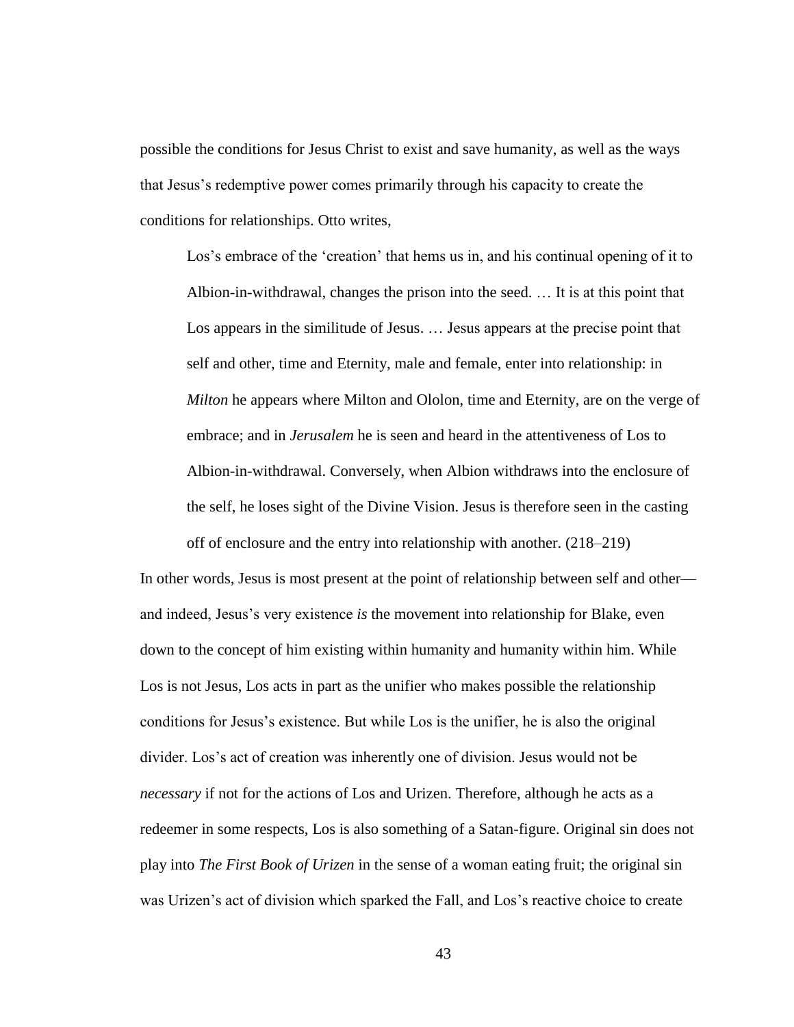possible the conditions for Jesus Christ to exist and save humanity, as well as the ways that Jesus's redemptive power comes primarily through his capacity to create the conditions for relationships. Otto writes,

> Los's embrace of the 'creation' that hems us in, and his continual opening of it to Albion-in-withdrawal, changes the prison into the seed. … It is at this point that Los appears in the similitude of Jesus. … Jesus appears at the precise point that self and other, time and Eternity, male and female, enter into relationship: in *Milton* he appears where Milton and Ololon, time and Eternity, are on the verge of embrace; and in *Jerusalem* he is seen and heard in the attentiveness of Los to Albion-in-withdrawal. Conversely, when Albion withdraws into the enclosure of the self, he loses sight of the Divine Vision. Jesus is therefore seen in the casting off of enclosure and the entry into relationship with another. (218–219)

In other words, Jesus is most present at the point of relationship between self and other—and indeed, Jesus's very existence *is* the movement into relationship for Blake, even down to the concept of him existing within humanity and humanity within him. While Los is not Jesus, Los acts in part as the unifier who makes possible the relationship conditions for Jesus's existence. But while Los is the unifier, he is also the original divider. Los's act of creation was inherently one of division. Jesus would not be *necessary* if not for the actions of Los and Urizen. Therefore, although he acts as a redeemer in some respects, Los is also something of a Satan-figure. Original sin does not play into *The First Book of Urizen* in the sense of a woman eating fruit; the original sin was Urizen's act of division which sparked the Fall, and Los's reactive choice to create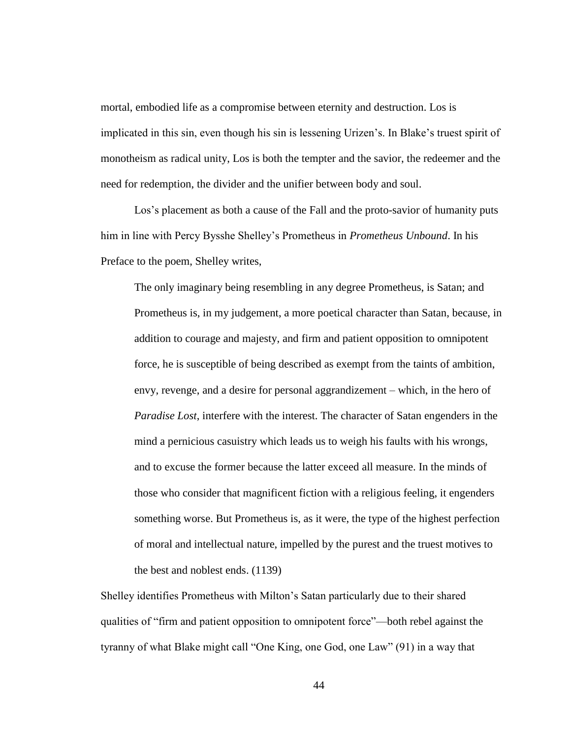mortal, embodied life as a compromise between eternity and destruction. Los is implicated in this sin, even though his sin is lessening Urizen's. In Blake's truest spirit of monotheism as radical unity, Los is both the tempter and the savior, the redeemer and the need for redemption, the divider and the unifier between body and soul.

Los's placement as both a cause of the Fall and the proto-savior of humanity puts him in line with Percy Bysshe Shelley's Prometheus in *Prometheus Unbound*. In his Preface to the poem, Shelley writes,

> The only imaginary being resembling in any degree Prometheus, is Satan; and Prometheus is, in my judgement, a more poetical character than Satan, because, in addition to courage and majesty, and firm and patient opposition to omnipotent force, he is susceptible of being described as exempt from the taints of ambition, envy, revenge, and a desire for personal aggrandizement – which, in the hero of *Paradise Lost*, interfere with the interest. The character of Satan engenders in the mind a pernicious casuistry which leads us to weigh his faults with his wrongs, and to excuse the former because the latter exceed all measure. In the minds of those who consider that magnificent fiction with a religious feeling, it engenders something worse. But Prometheus is, as it were, the type of the highest perfection of moral and intellectual nature, impelled by the purest and the truest motives to the best and noblest ends. (1139)

Shelley identifies Prometheus with Milton's Satan particularly due to their shared qualities of "firm and patient opposition to omnipotent force"—both rebel against the tyranny of what Blake might call "One King, one God, one Law" (91) in a way that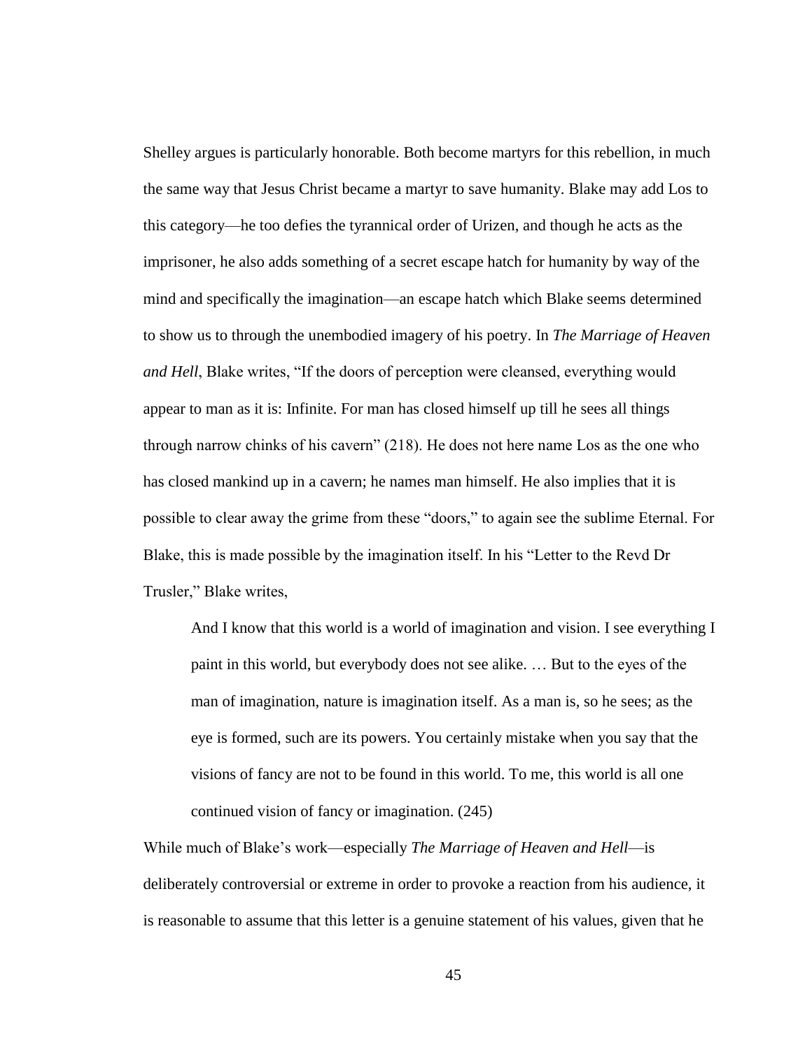Shelley argues is particularly honorable. Both become martyrs for this rebellion, in much the same way that Jesus Christ became a martyr to save humanity. Blake may add Los to this category—he too defies the tyrannical order of Urizen, and though he acts as the imprisoner, he also adds something of a secret escape hatch for humanity by way of the mind and specifically the imagination—an escape hatch which Blake seems determined to show us to through the unembodied imagery of his poetry. In *The Marriage of Heaven and Hell*, Blake writes, "If the doors of perception were cleansed, everything would appear to man as it is: Infinite. For man has closed himself up till he sees all things through narrow chinks of his cavern" (218). He does not here name Los as the one who has closed mankind up in a cavern; he names man himself. He also implies that it is possible to clear away the grime from these "doors," to again see the sublime Eternal. For Blake, this is made possible by the imagination itself. In his "Letter to the Revd Dr Trusler," Blake writes,

> And I know that this world is a world of imagination and vision. I see everything I paint in this world, but everybody does not see alike. … But to the eyes of the man of imagination, nature is imagination itself. As a man is, so he sees; as the eye is formed, such are its powers. You certainly mistake when you say that the visions of fancy are not to be found in this world. To me, this world is all one continued vision of fancy or imagination. (245)

While much of Blake's work—especially *The Marriage of Heaven and Hell*—is deliberately controversial or extreme in order to provoke a reaction from his audience, it is reasonable to assume that this letter is a genuine statement of his values, given that he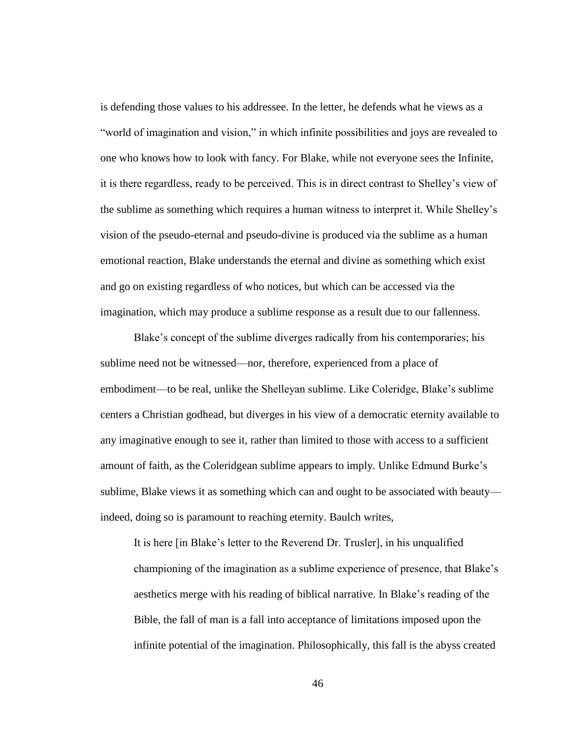is defending those values to his addressee. In the letter, he defends what he views as a "world of imagination and vision," in which infinite possibilities and joys are revealed to one who knows how to look with fancy. For Blake, while not everyone sees the Infinite, it is there regardless, ready to be perceived. This is in direct contrast to Shelley's view of the sublime as something which requires a human witness to interpret it. While Shelley's vision of the pseudo-eternal and pseudo-divine is produced via the sublime as a human emotional reaction, Blake understands the eternal and divine as something which exist and go on existing regardless of who notices, but which can be accessed via the imagination, which may produce a sublime response as a result due to our fallenness.

Blake's concept of the sublime diverges radically from his contemporaries; his sublime need not be witnessed—nor, therefore, experienced from a place of embodiment—to be real, unlike the Shelleyan sublime. Like Coleridge, Blake's sublime centers a Christian godhead, but diverges in his view of a democratic eternity available to any imaginative enough to see it, rather than limited to those with access to a sufficient amount of faith, as the Coleridgean sublime appears to imply. Unlike Edmund Burke's sublime, Blake views it as something which can and ought to be associated with beauty—indeed, doing so is paramount to reaching eternity. Baulch writes,

> It is here [in Blake's letter to the Reverend Dr. Trusler], in his unqualified championing of the imagination as a sublime experience of presence, that Blake's aesthetics merge with his reading of biblical narrative. In Blake's reading of the Bible, the fall of man is a fall into acceptance of limitations imposed upon the infinite potential of the imagination. Philosophically, this fall is the abyss created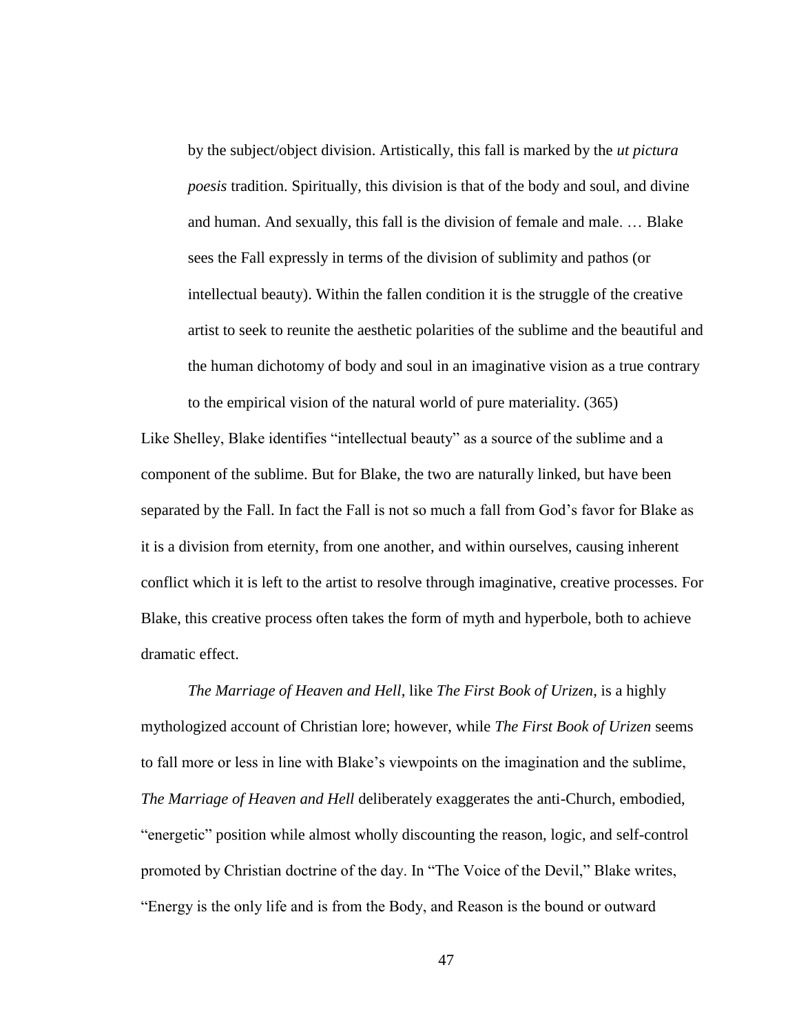> by the subject/object division. Artistically, this fall is marked by the *ut pictura poesis* tradition. Spiritually, this division is that of the body and soul, and divine and human. And sexually, this fall is the division of female and male. … Blake sees the Fall expressly in terms of the division of sublimity and pathos (or intellectual beauty). Within the fallen condition it is the struggle of the creative artist to seek to reunite the aesthetic polarities of the sublime and the beautiful and the human dichotomy of body and soul in an imaginative vision as a true contrary to the empirical vision of the natural world of pure materiality. (365)

Like Shelley, Blake identifies "intellectual beauty" as a source of the sublime and a component of the sublime. But for Blake, the two are naturally linked, but have been separated by the Fall. In fact the Fall is not so much a fall from God's favor for Blake as it is a division from eternity, from one another, and within ourselves, causing inherent conflict which it is left to the artist to resolve through imaginative, creative processes. For Blake, this creative process often takes the form of myth and hyperbole, both to achieve dramatic effect.

*The Marriage of Heaven and Hell*, like *The First Book of Urizen*, is a highly mythologized account of Christian lore; however, while *The First Book of Urizen* seems to fall more or less in line with Blake's viewpoints on the imagination and the sublime, *The Marriage of Heaven and Hell* deliberately exaggerates the anti-Church, embodied, "energetic" position while almost wholly discounting the reason, logic, and self-control promoted by Christian doctrine of the day. In "The Voice of the Devil," Blake writes, "Energy is the only life and is from the Body, and Reason is the bound or outward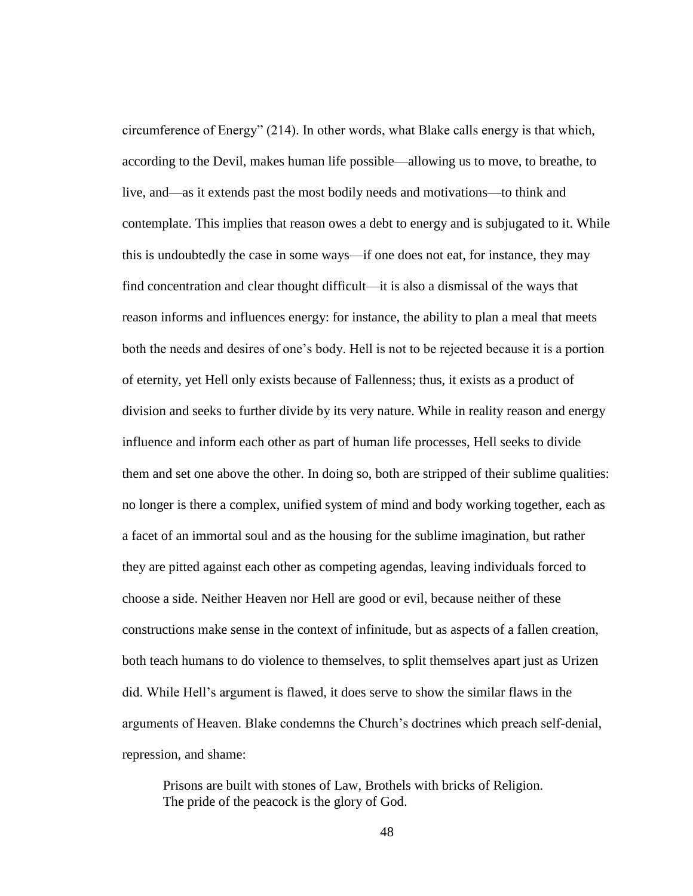circumference of Energy" (214). In other words, what Blake calls energy is that which, according to the Devil, makes human life possible—allowing us to move, to breathe, to live, and—as it extends past the most bodily needs and motivations—to think and contemplate. This implies that reason owes a debt to energy and is subjugated to it. While this is undoubtedly the case in some ways—if one does not eat, for instance, they may find concentration and clear thought difficult—it is also a dismissal of the ways that reason informs and influences energy: for instance, the ability to plan a meal that meets both the needs and desires of one's body. Hell is not to be rejected because it is a portion of eternity, yet Hell only exists because of Fallenness; thus, it exists as a product of division and seeks to further divide by its very nature. While in reality reason and energy influence and inform each other as part of human life processes, Hell seeks to divide them and set one above the other. In doing so, both are stripped of their sublime qualities: no longer is there a complex, unified system of mind and body working together, each as a facet of an immortal soul and as the housing for the sublime imagination, but rather they are pitted against each other as competing agendas, leaving individuals forced to choose a side. Neither Heaven nor Hell are good or evil, because neither of these constructions make sense in the context of infinitude, but as aspects of a fallen creation, both teach humans to do violence to themselves, to split themselves apart just as Urizen did. While Hell's argument is flawed, it does serve to show the similar flaws in the arguments of Heaven. Blake condemns the Church's doctrines which preach self-denial, repression, and shame:

> Prisons are built with stones of Law, Brothels with bricks of Religion.
> The pride of the peacock is the glory of God.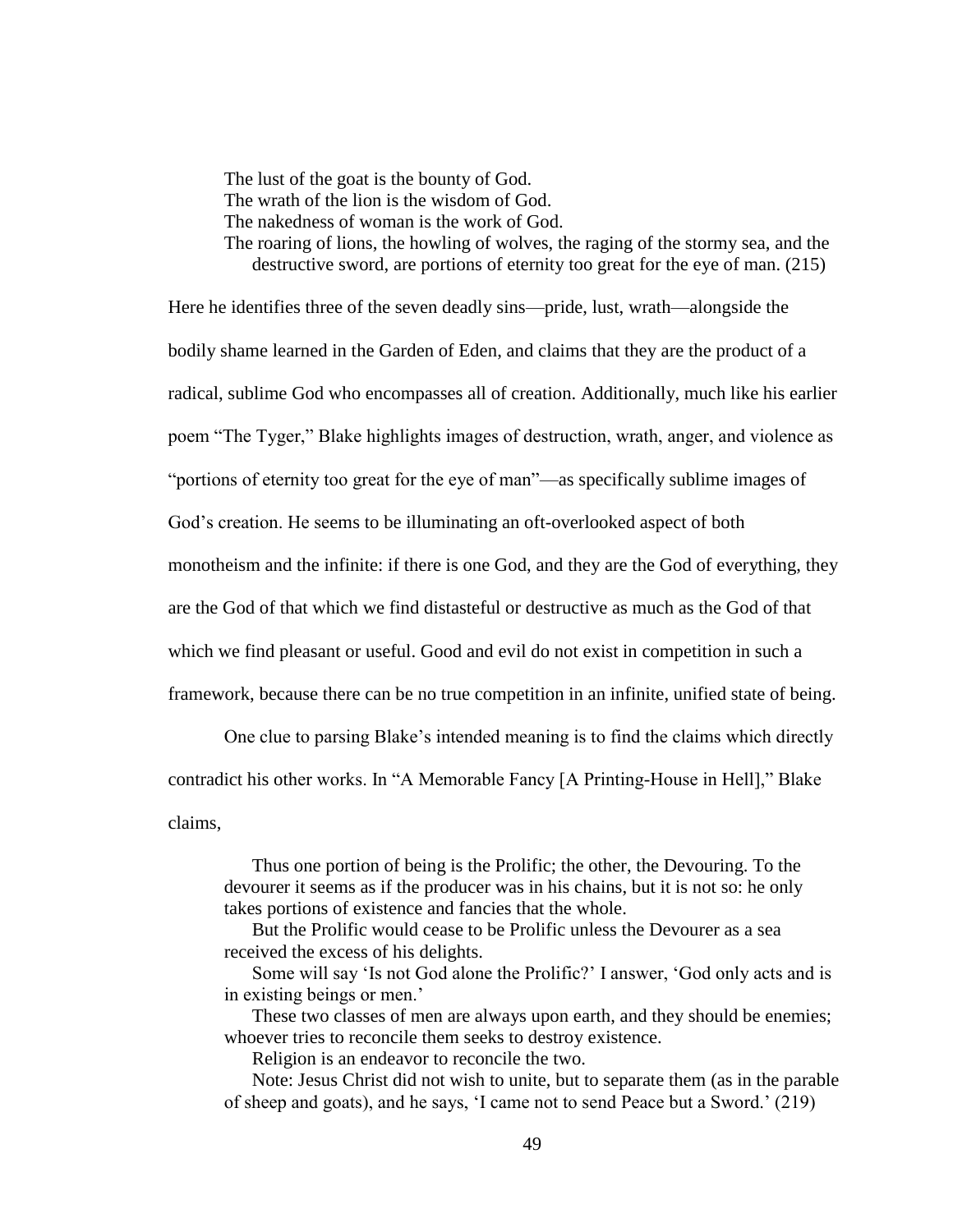> The lust of the goat is the bounty of God.
> The wrath of the lion is the wisdom of God.
> The nakedness of woman is the work of God.
> The roaring of lions, the howling of wolves, the raging of the stormy sea, and the destructive sword, are portions of eternity too great for the eye of man. (215)

Here he identifies three of the seven deadly sins—pride, lust, wrath—alongside the bodily shame learned in the Garden of Eden, and claims that they are the product of a radical, sublime God who encompasses all of creation. Additionally, much like his earlier poem "The Tyger," Blake highlights images of destruction, wrath, anger, and violence as "portions of eternity too great for the eye of man"—as specifically sublime images of God's creation. He seems to be illuminating an oft-overlooked aspect of both monotheism and the infinite: if there is one God, and they are the God of everything, they are the God of that which we find distasteful or destructive as much as the God of that which we find pleasant or useful. Good and evil do not exist in competition in such a framework, because there can be no true competition in an infinite, unified state of being.

One clue to parsing Blake's intended meaning is to find the claims which directly contradict his other works. In "A Memorable Fancy [A Printing-House in Hell]," Blake claims,

> Thus one portion of being is the Prolific; the other, the Devouring. To the devourer it seems as if the producer was in his chains, but it is not so: he only takes portions of existence and fancies that the whole.
>
> But the Prolific would cease to be Prolific unless the Devourer as a sea received the excess of his delights.
>
> Some will say 'Is not God alone the Prolific?' I answer, 'God only acts and is in existing beings or men.'
>
> These two classes of men are always upon earth, and they should be enemies; whoever tries to reconcile them seeks to destroy existence.
>
> Religion is an endeavor to reconcile the two.
>
> Note: Jesus Christ did not wish to unite, but to separate them (as in the parable of sheep and goats), and he says, 'I came not to send Peace but a Sword.' (219)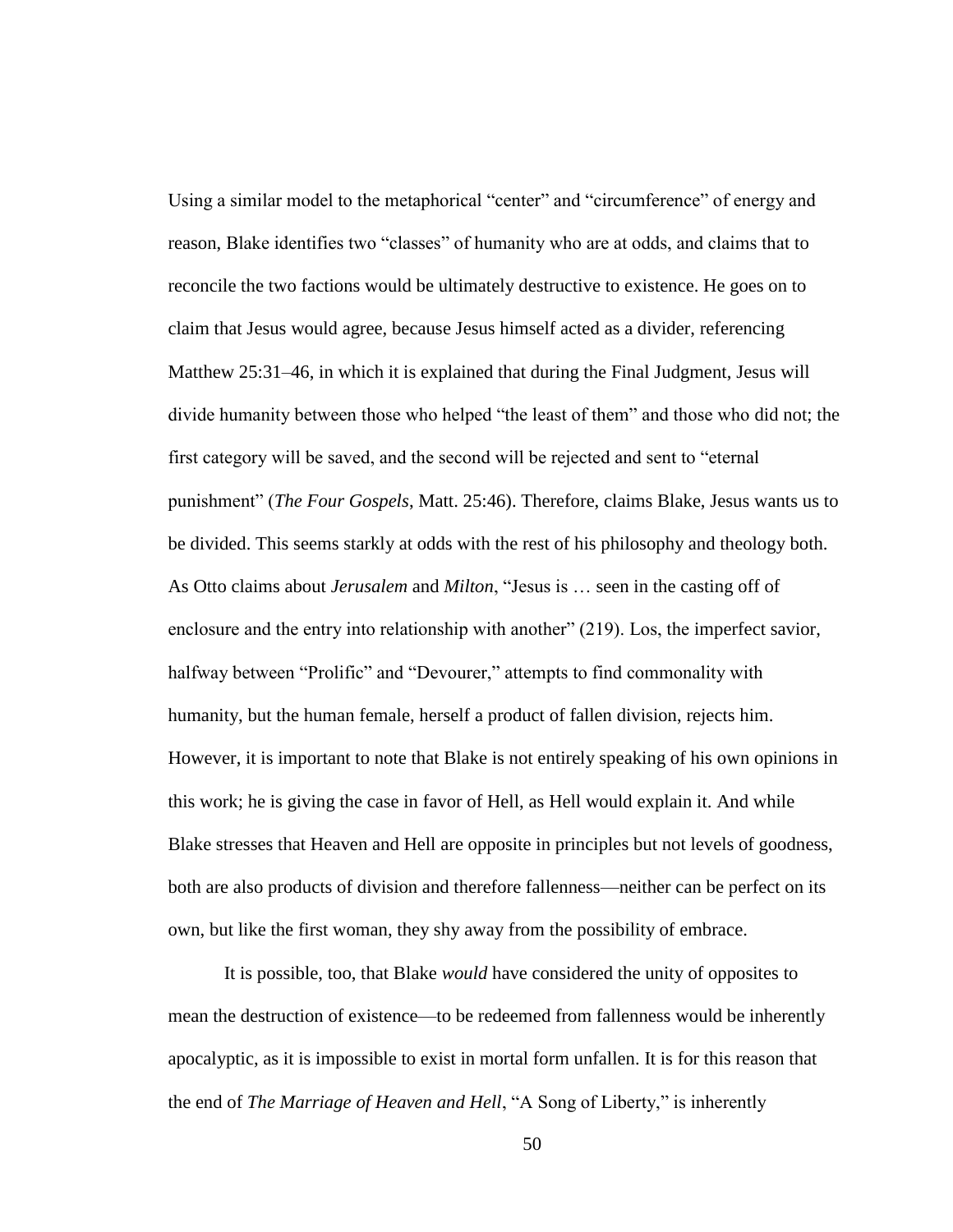Using a similar model to the metaphorical "center" and "circumference" of energy and reason, Blake identifies two "classes" of humanity who are at odds, and claims that to reconcile the two factions would be ultimately destructive to existence. He goes on to claim that Jesus would agree, because Jesus himself acted as a divider, referencing Matthew 25:31–46, in which it is explained that during the Final Judgment, Jesus will divide humanity between those who helped "the least of them" and those who did not; the first category will be saved, and the second will be rejected and sent to "eternal punishment" (*The Four Gospels*, Matt. 25:46). Therefore, claims Blake, Jesus wants us to be divided. This seems starkly at odds with the rest of his philosophy and theology both. As Otto claims about *Jerusalem* and *Milton*, "Jesus is … seen in the casting off of enclosure and the entry into relationship with another" (219). Los, the imperfect savior, halfway between "Prolific" and "Devourer," attempts to find commonality with humanity, but the human female, herself a product of fallen division, rejects him. However, it is important to note that Blake is not entirely speaking of his own opinions in this work; he is giving the case in favor of Hell, as Hell would explain it. And while Blake stresses that Heaven and Hell are opposite in principles but not levels of goodness, both are also products of division and therefore fallenness—neither can be perfect on its own, but like the first woman, they shy away from the possibility of embrace.

It is possible, too, that Blake *would* have considered the unity of opposites to mean the destruction of existence—to be redeemed from fallenness would be inherently apocalyptic, as it is impossible to exist in mortal form unfallen. It is for this reason that the end of *The Marriage of Heaven and Hell*, "A Song of Liberty," is inherently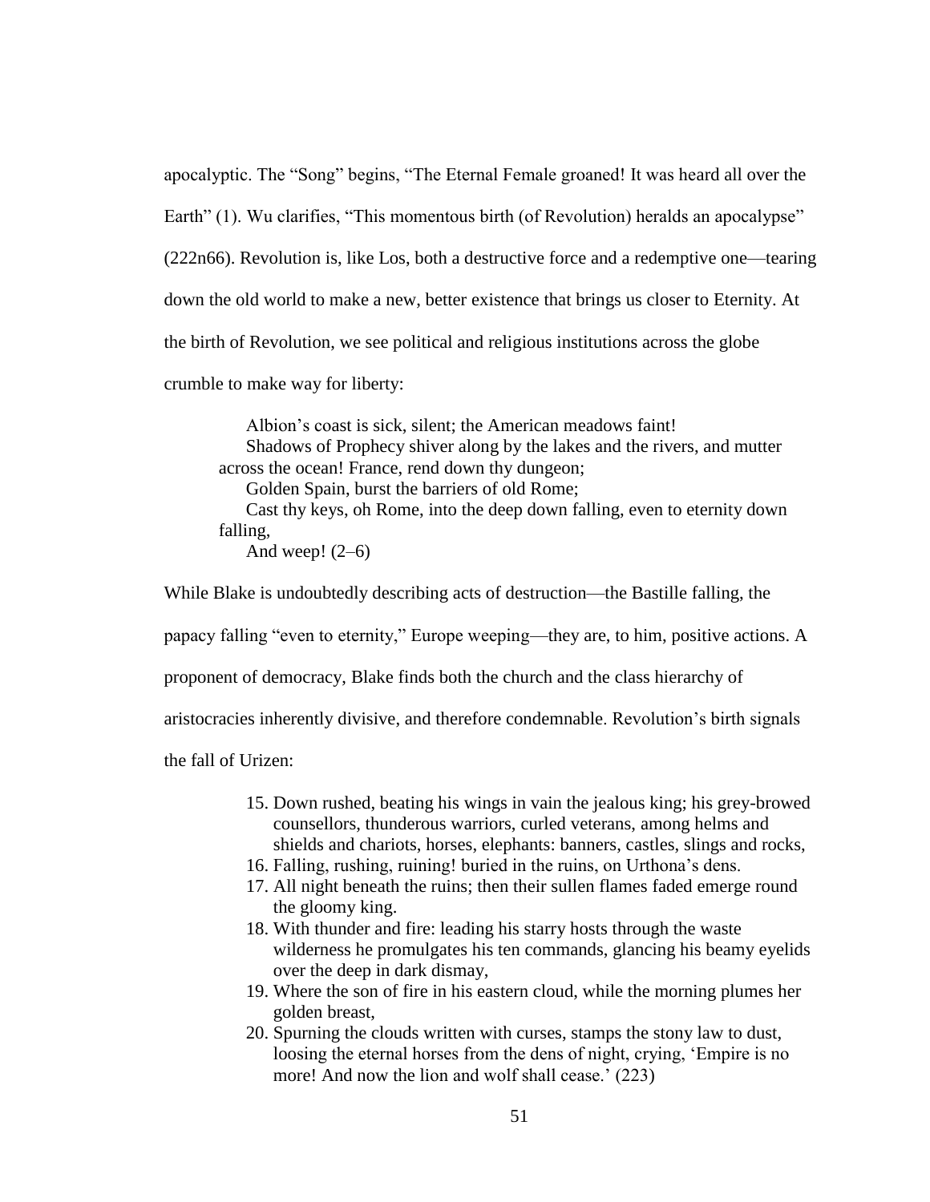apocalyptic. The "Song" begins, "The Eternal Female groaned! It was heard all over the Earth" (1). Wu clarifies, "This momentous birth (of Revolution) heralds an apocalypse" (222n66). Revolution is, like Los, both a destructive force and a redemptive one—tearing down the old world to make a new, better existence that brings us closer to Eternity. At the birth of Revolution, we see political and religious institutions across the globe crumble to make way for liberty:

> Albion's coast is sick, silent; the American meadows faint!
> Shadows of Prophecy shiver along by the lakes and the rivers, and mutter across the ocean! France, rend down thy dungeon;
> Golden Spain, burst the barriers of old Rome;
> Cast thy keys, oh Rome, into the deep down falling, even to eternity down falling,
> And weep! (2–6)

While Blake is undoubtedly describing acts of destruction—the Bastille falling, the papacy falling "even to eternity," Europe weeping—they are, to him, positive actions. A proponent of democracy, Blake finds both the church and the class hierarchy of aristocracies inherently divisive, and therefore condemnable. Revolution's birth signals the fall of Urizen:

> 15. Down rushed, beating his wings in vain the jealous king; his grey-browed counsellors, thunderous warriors, curled veterans, among helms and shields and chariots, horses, elephants: banners, castles, slings and rocks,
> 16. Falling, rushing, ruining! buried in the ruins, on Urthona's dens.
> 17. All night beneath the ruins; then their sullen flames faded emerge round the gloomy king.
> 18. With thunder and fire: leading his starry hosts through the waste wilderness he promulgates his ten commands, glancing his beamy eyelids over the deep in dark dismay,
> 19. Where the son of fire in his eastern cloud, while the morning plumes her golden breast,
> 20. Spurning the clouds written with curses, stamps the stony law to dust, loosing the eternal horses from the dens of night, crying, 'Empire is no more! And now the lion and wolf shall cease.' (223)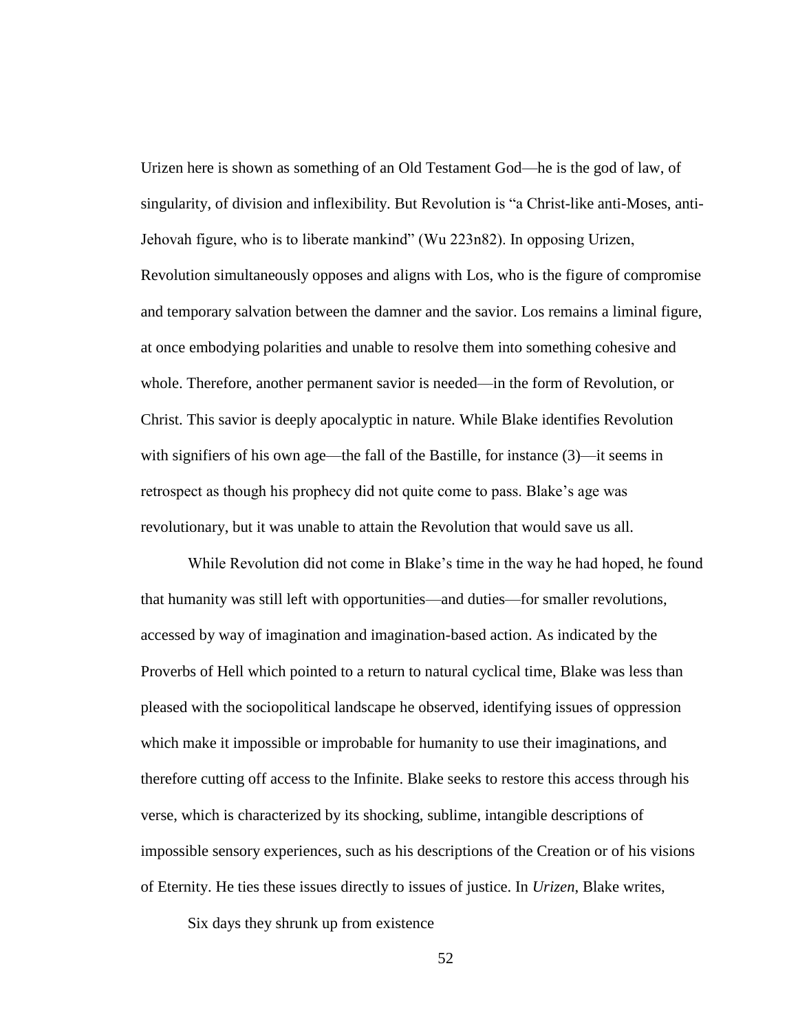Urizen here is shown as something of an Old Testament God—he is the god of law, of singularity, of division and inflexibility. But Revolution is "a Christ-like anti-Moses, anti-Jehovah figure, who is to liberate mankind" (Wu 223n82). In opposing Urizen, Revolution simultaneously opposes and aligns with Los, who is the figure of compromise and temporary salvation between the damner and the savior. Los remains a liminal figure, at once embodying polarities and unable to resolve them into something cohesive and whole. Therefore, another permanent savior is needed—in the form of Revolution, or Christ. This savior is deeply apocalyptic in nature. While Blake identifies Revolution with signifiers of his own age—the fall of the Bastille, for instance (3)—it seems in retrospect as though his prophecy did not quite come to pass. Blake's age was revolutionary, but it was unable to attain the Revolution that would save us all.

While Revolution did not come in Blake's time in the way he had hoped, he found that humanity was still left with opportunities—and duties—for smaller revolutions, accessed by way of imagination and imagination-based action. As indicated by the Proverbs of Hell which pointed to a return to natural cyclical time, Blake was less than pleased with the sociopolitical landscape he observed, identifying issues of oppression which make it impossible or improbable for humanity to use their imaginations, and therefore cutting off access to the Infinite. Blake seeks to restore this access through his verse, which is characterized by its shocking, sublime, intangible descriptions of impossible sensory experiences, such as his descriptions of the Creation or of his visions of Eternity. He ties these issues directly to issues of justice. In *Urizen*, Blake writes,

> Six days they shrunk up from existence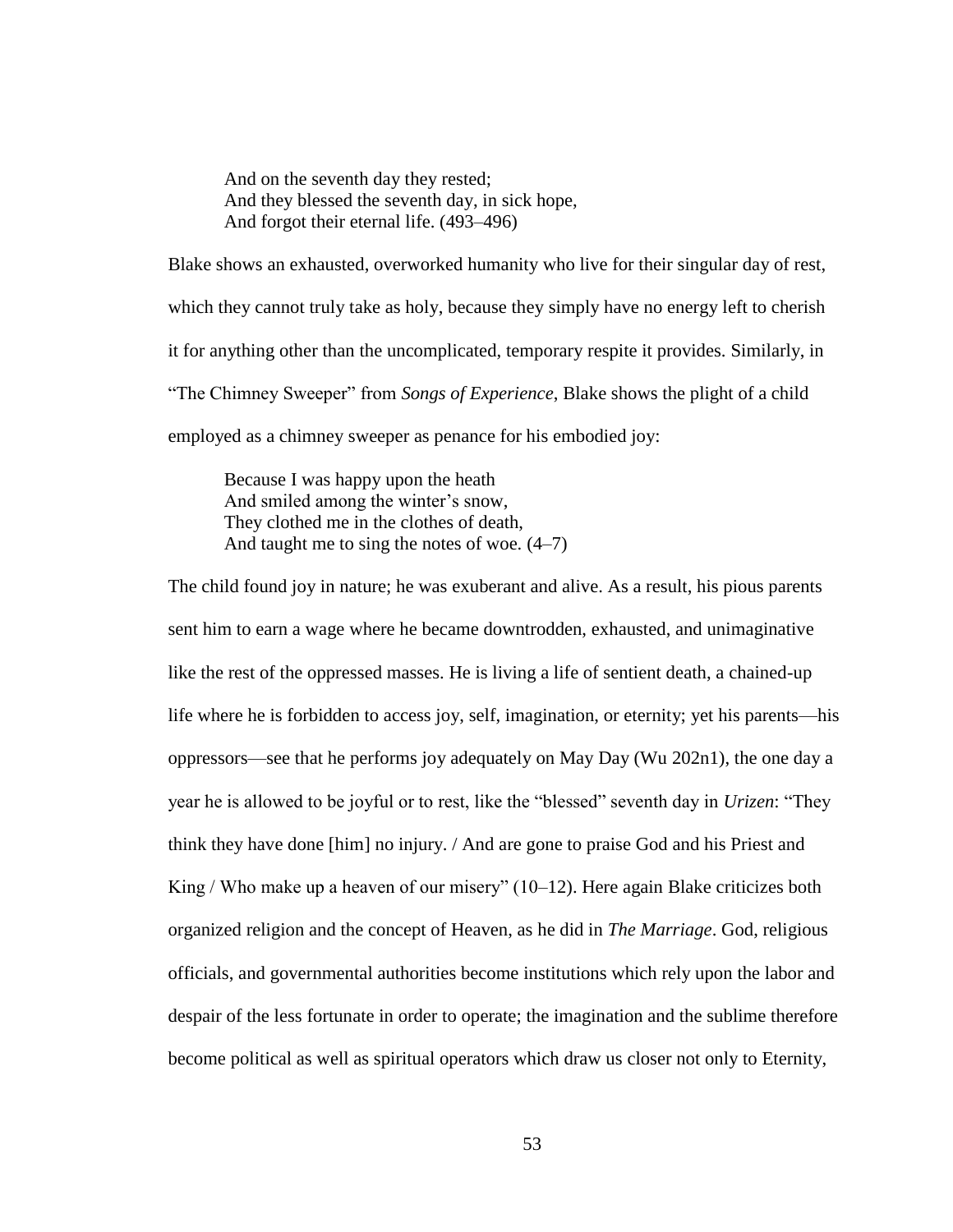> And on the seventh day they rested;
> And they blessed the seventh day, in sick hope,
> And forgot their eternal life. (493–496)

Blake shows an exhausted, overworked humanity who live for their singular day of rest, which they cannot truly take as holy, because they simply have no energy left to cherish it for anything other than the uncomplicated, temporary respite it provides. Similarly, in "The Chimney Sweeper" from *Songs of Experience*, Blake shows the plight of a child employed as a chimney sweeper as penance for his embodied joy:

> Because I was happy upon the heath
> And smiled among the winter's snow,
> They clothed me in the clothes of death,
> And taught me to sing the notes of woe. (4–7)

The child found joy in nature; he was exuberant and alive. As a result, his pious parents sent him to earn a wage where he became downtrodden, exhausted, and unimaginative like the rest of the oppressed masses. He is living a life of sentient death, a chained-up life where he is forbidden to access joy, self, imagination, or eternity; yet his parents—his oppressors—see that he performs joy adequately on May Day (Wu 202n1), the one day a year he is allowed to be joyful or to rest, like the "blessed" seventh day in *Urizen*: "They think they have done [him] no injury. / And are gone to praise God and his Priest and King / Who make up a heaven of our misery" (10–12). Here again Blake criticizes both organized religion and the concept of Heaven, as he did in *The Marriage*. God, religious officials, and governmental authorities become institutions which rely upon the labor and despair of the less fortunate in order to operate; the imagination and the sublime therefore become political as well as spiritual operators which draw us closer not only to Eternity,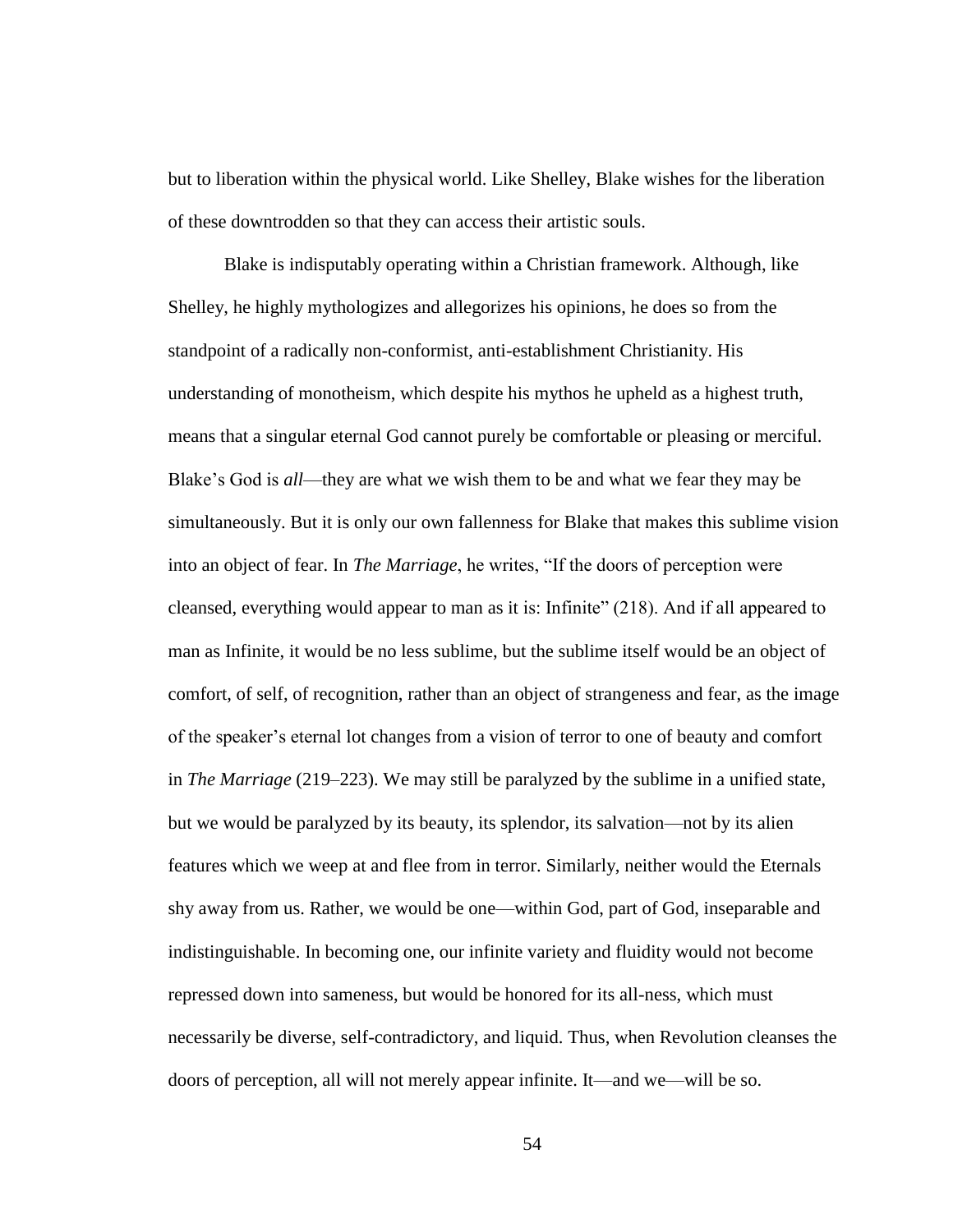but to liberation within the physical world. Like Shelley, Blake wishes for the liberation of these downtrodden so that they can access their artistic souls.

Blake is indisputably operating within a Christian framework. Although, like Shelley, he highly mythologizes and allegorizes his opinions, he does so from the standpoint of a radically non-conformist, anti-establishment Christianity. His understanding of monotheism, which despite his mythos he upheld as a highest truth, means that a singular eternal God cannot purely be comfortable or pleasing or merciful. Blake's God is *all*—they are what we wish them to be and what we fear they may be simultaneously. But it is only our own fallenness for Blake that makes this sublime vision into an object of fear. In *The Marriage*, he writes, "If the doors of perception were cleansed, everything would appear to man as it is: Infinite" (218). And if all appeared to man as Infinite, it would be no less sublime, but the sublime itself would be an object of comfort, of self, of recognition, rather than an object of strangeness and fear, as the image of the speaker's eternal lot changes from a vision of terror to one of beauty and comfort in *The Marriage* (219–223). We may still be paralyzed by the sublime in a unified state, but we would be paralyzed by its beauty, its splendor, its salvation—not by its alien features which we weep at and flee from in terror. Similarly, neither would the Eternals shy away from us. Rather, we would be one—within God, part of God, inseparable and indistinguishable. In becoming one, our infinite variety and fluidity would not become repressed down into sameness, but would be honored for its all-ness, which must necessarily be diverse, self-contradictory, and liquid. Thus, when Revolution cleanses the doors of perception, all will not merely appear infinite. It—and we—will be so.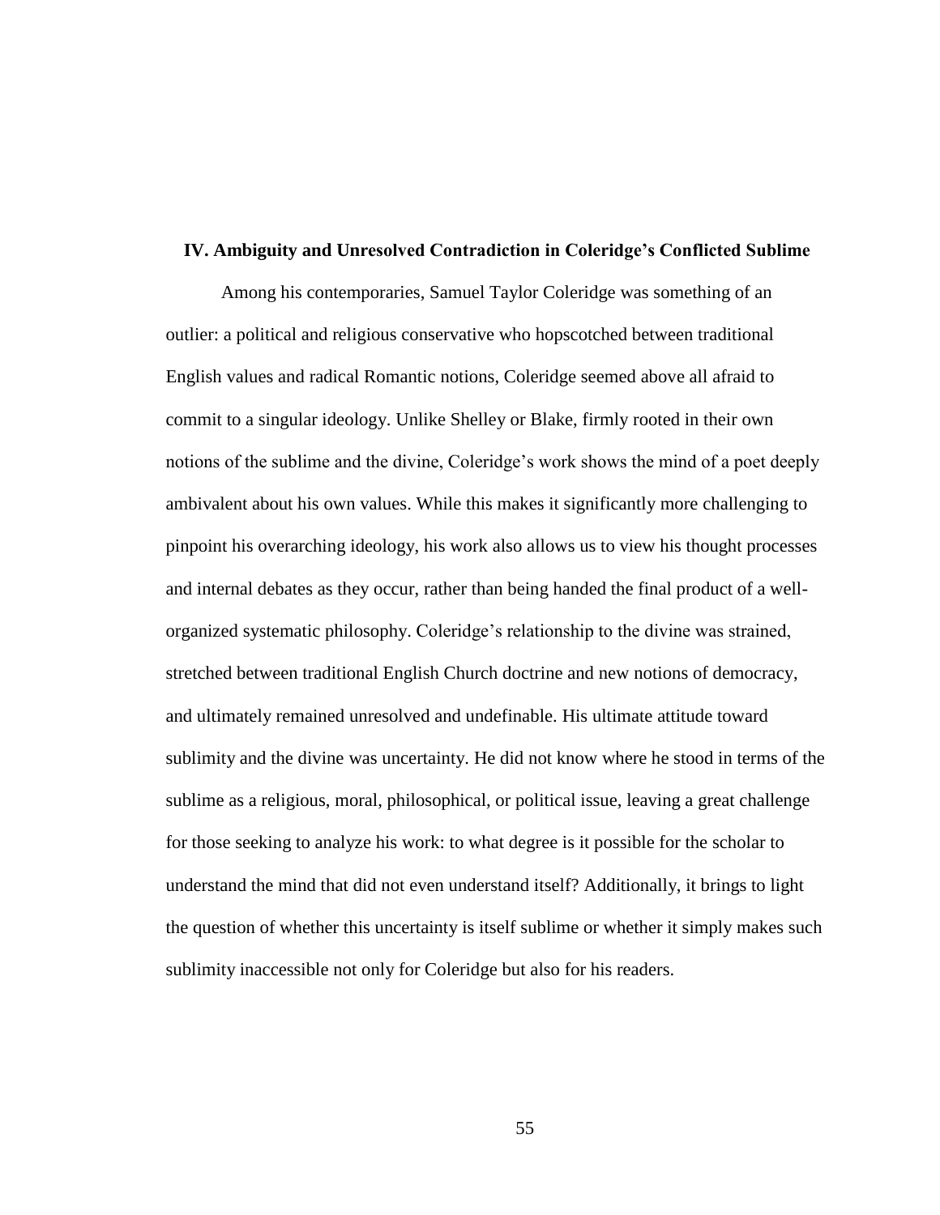## IV. Ambiguity and Unresolved Contradiction in Coleridge's Conflicted Sublime

Among his contemporaries, Samuel Taylor Coleridge was something of an outlier: a political and religious conservative who hopscotched between traditional English values and radical Romantic notions, Coleridge seemed above all afraid to commit to a singular ideology. Unlike Shelley or Blake, firmly rooted in their own notions of the sublime and the divine, Coleridge's work shows the mind of a poet deeply ambivalent about his own values. While this makes it significantly more challenging to pinpoint his overarching ideology, his work also allows us to view his thought processes and internal debates as they occur, rather than being handed the final product of a well-organized systematic philosophy. Coleridge's relationship to the divine was strained, stretched between traditional English Church doctrine and new notions of democracy, and ultimately remained unresolved and undefinable. His ultimate attitude toward sublimity and the divine was uncertainty. He did not know where he stood in terms of the sublime as a religious, moral, philosophical, or political issue, leaving a great challenge for those seeking to analyze his work: to what degree is it possible for the scholar to understand the mind that did not even understand itself? Additionally, it brings to light the question of whether this uncertainty is itself sublime or whether it simply makes such sublimity inaccessible not only for Coleridge but also for his readers.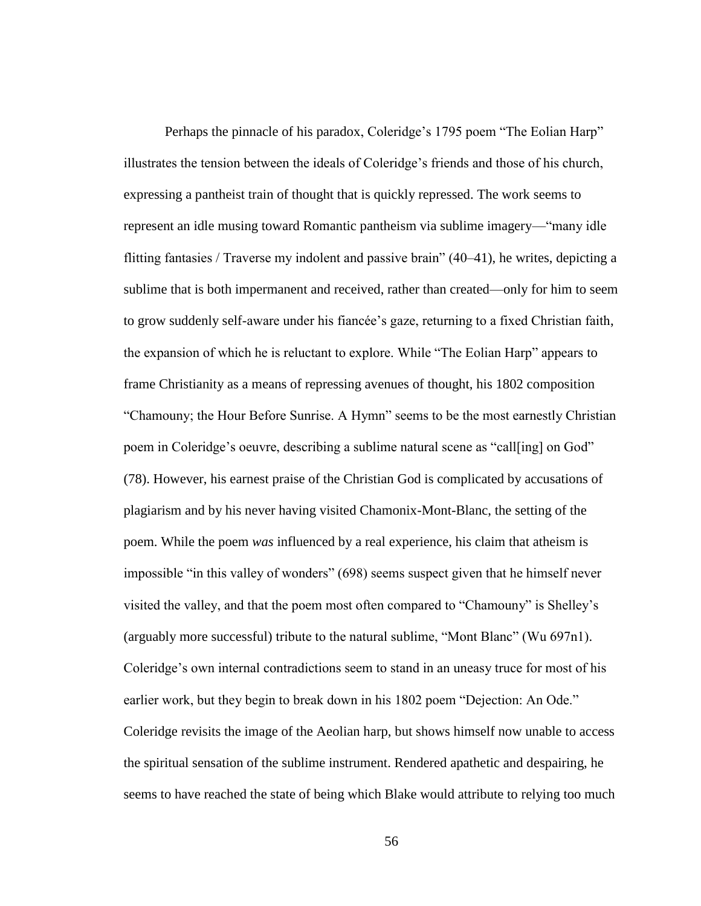Perhaps the pinnacle of his paradox, Coleridge's 1795 poem "The Eolian Harp" illustrates the tension between the ideals of Coleridge's friends and those of his church, expressing a pantheist train of thought that is quickly repressed. The work seems to represent an idle musing toward Romantic pantheism via sublime imagery—"many idle flitting fantasies / Traverse my indolent and passive brain" (40–41), he writes, depicting a sublime that is both impermanent and received, rather than created—only for him to seem to grow suddenly self-aware under his fiancée's gaze, returning to a fixed Christian faith, the expansion of which he is reluctant to explore. While "The Eolian Harp" appears to frame Christianity as a means of repressing avenues of thought, his 1802 composition "Chamouny; the Hour Before Sunrise. A Hymn" seems to be the most earnestly Christian poem in Coleridge's oeuvre, describing a sublime natural scene as "call[ing] on God" (78). However, his earnest praise of the Christian God is complicated by accusations of plagiarism and by his never having visited Chamonix-Mont-Blanc, the setting of the poem. While the poem *was* influenced by a real experience, his claim that atheism is impossible "in this valley of wonders" (698) seems suspect given that he himself never visited the valley, and that the poem most often compared to "Chamouny" is Shelley's (arguably more successful) tribute to the natural sublime, "Mont Blanc" (Wu 697n1). Coleridge's own internal contradictions seem to stand in an uneasy truce for most of his earlier work, but they begin to break down in his 1802 poem "Dejection: An Ode." Coleridge revisits the image of the Aeolian harp, but shows himself now unable to access the spiritual sensation of the sublime instrument. Rendered apathetic and despairing, he seems to have reached the state of being which Blake would attribute to relying too much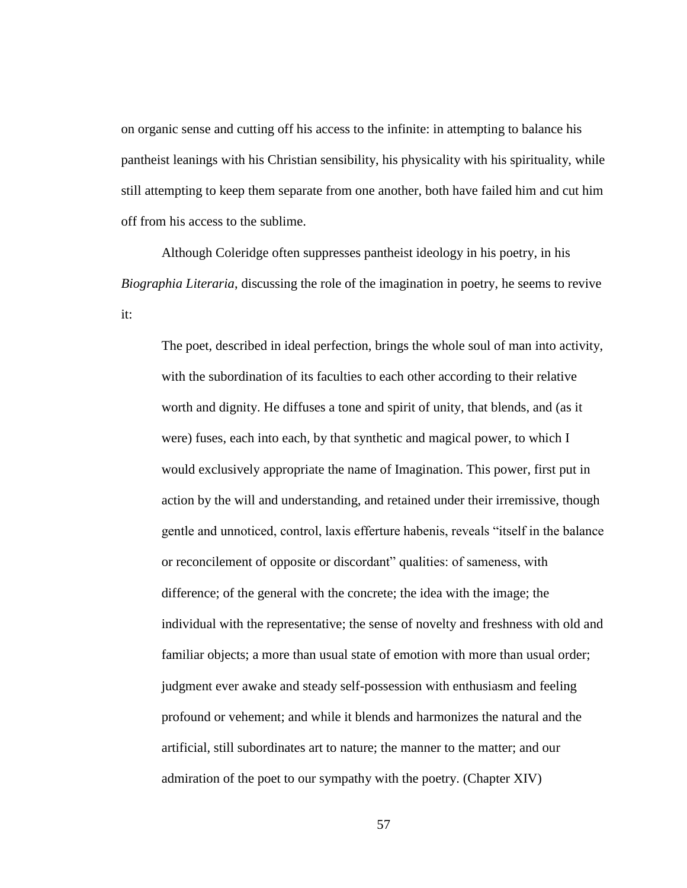on organic sense and cutting off his access to the infinite: in attempting to balance his pantheist leanings with his Christian sensibility, his physicality with his spirituality, while still attempting to keep them separate from one another, both have failed him and cut him off from his access to the sublime.

Although Coleridge often suppresses pantheist ideology in his poetry, in his *Biographia Literaria*, discussing the role of the imagination in poetry, he seems to revive it:

> The poet, described in ideal perfection, brings the whole soul of man into activity, with the subordination of its faculties to each other according to their relative worth and dignity. He diffuses a tone and spirit of unity, that blends, and (as it were) fuses, each into each, by that synthetic and magical power, to which I would exclusively appropriate the name of Imagination. This power, first put in action by the will and understanding, and retained under their irremissive, though gentle and unnoticed, control, laxis efferture habenis, reveals "itself in the balance or reconcilement of opposite or discordant" qualities: of sameness, with difference; of the general with the concrete; the idea with the image; the individual with the representative; the sense of novelty and freshness with old and familiar objects; a more than usual state of emotion with more than usual order; judgment ever awake and steady self-possession with enthusiasm and feeling profound or vehement; and while it blends and harmonizes the natural and the artificial, still subordinates art to nature; the manner to the matter; and our admiration of the poet to our sympathy with the poetry. (Chapter XIV)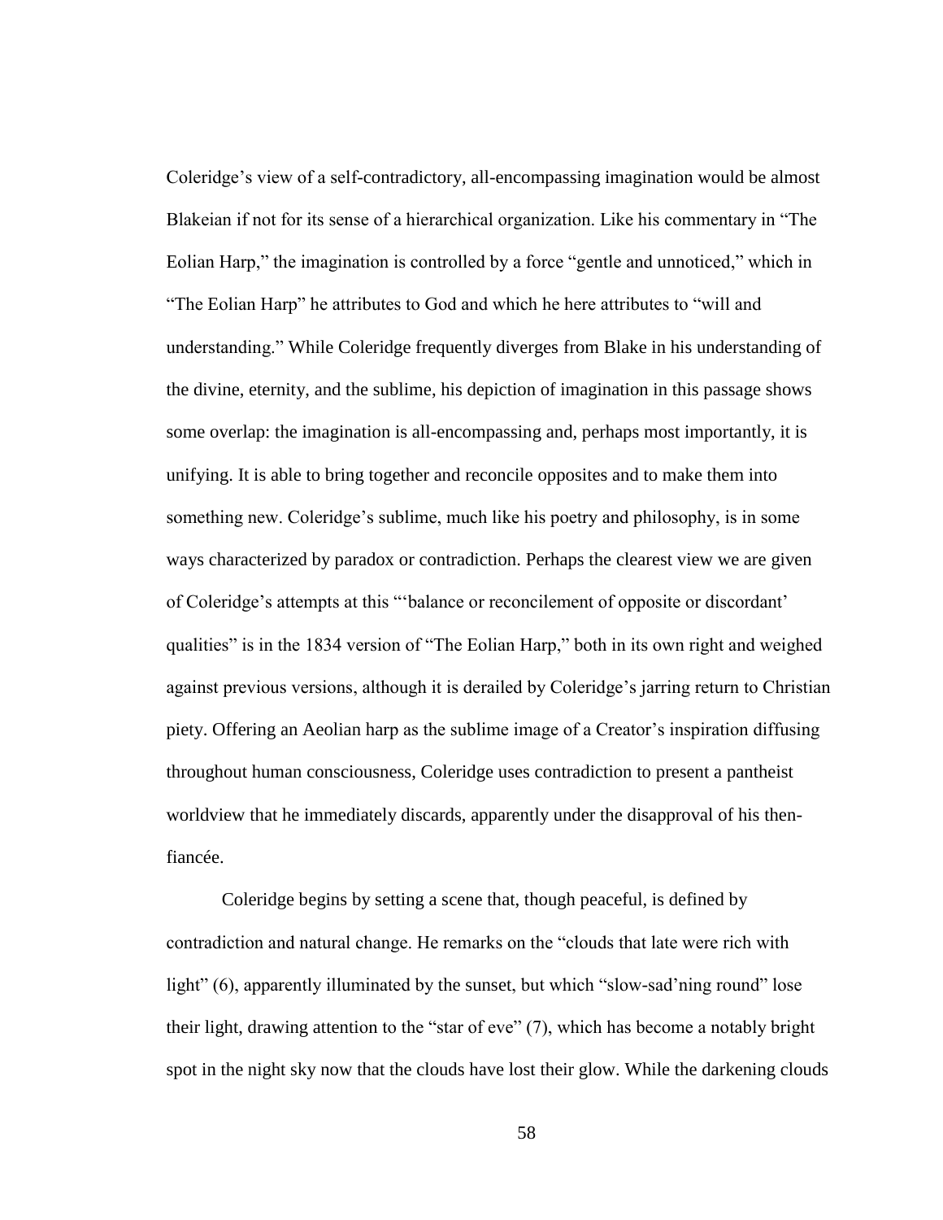Coleridge's view of a self-contradictory, all-encompassing imagination would be almost Blakeian if not for its sense of a hierarchical organization. Like his commentary in "The Eolian Harp," the imagination is controlled by a force "gentle and unnoticed," which in "The Eolian Harp" he attributes to God and which he here attributes to "will and understanding." While Coleridge frequently diverges from Blake in his understanding of the divine, eternity, and the sublime, his depiction of imagination in this passage shows some overlap: the imagination is all-encompassing and, perhaps most importantly, it is unifying. It is able to bring together and reconcile opposites and to make them into something new. Coleridge's sublime, much like his poetry and philosophy, is in some ways characterized by paradox or contradiction. Perhaps the clearest view we are given of Coleridge's attempts at this "'balance or reconcilement of opposite or discordant' qualities" is in the 1834 version of "The Eolian Harp," both in its own right and weighed against previous versions, although it is derailed by Coleridge's jarring return to Christian piety. Offering an Aeolian harp as the sublime image of a Creator's inspiration diffusing throughout human consciousness, Coleridge uses contradiction to present a pantheist worldview that he immediately discards, apparently under the disapproval of his then-fiancée.

Coleridge begins by setting a scene that, though peaceful, is defined by contradiction and natural change. He remarks on the "clouds that late were rich with light" (6), apparently illuminated by the sunset, but which "slow-sad'ning round" lose their light, drawing attention to the "star of eve" (7), which has become a notably bright spot in the night sky now that the clouds have lost their glow. While the darkening clouds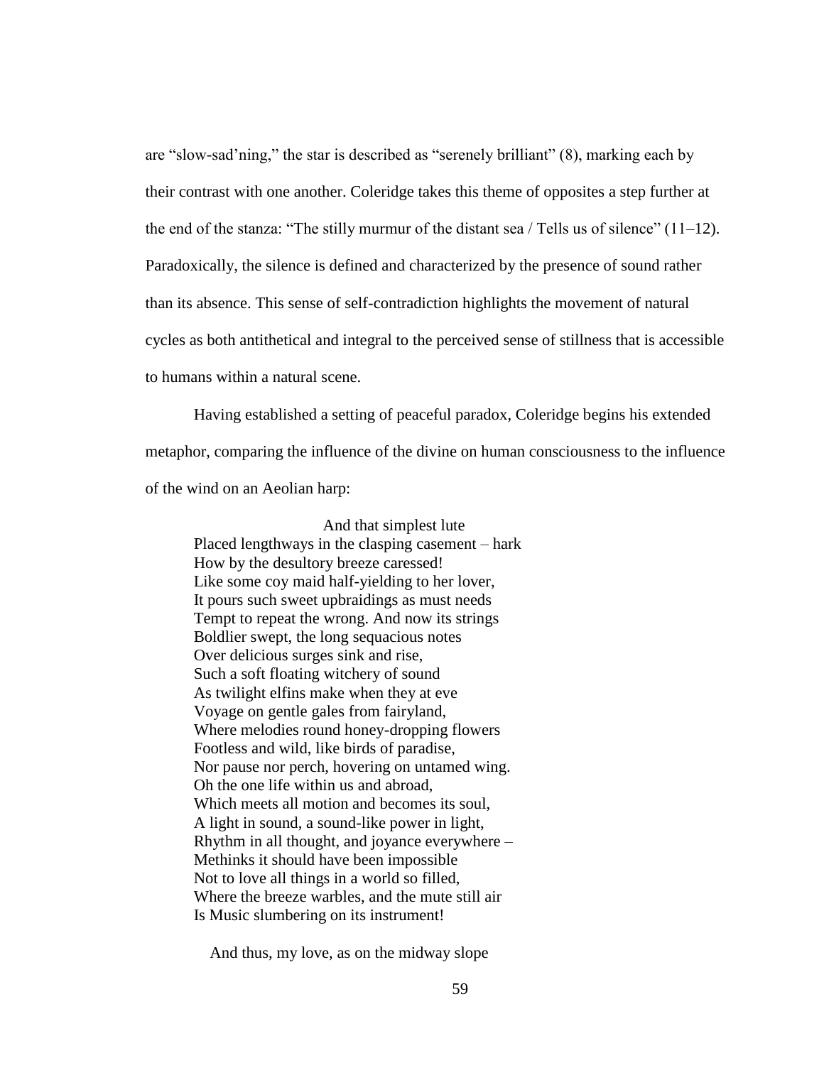are "slow-sad'ning," the star is described as "serenely brilliant" (8), marking each by their contrast with one another. Coleridge takes this theme of opposites a step further at the end of the stanza: "The stilly murmur of the distant sea / Tells us of silence" (11–12). Paradoxically, the silence is defined and characterized by the presence of sound rather than its absence. This sense of self-contradiction highlights the movement of natural cycles as both antithetical and integral to the perceived sense of stillness that is accessible to humans within a natural scene.

Having established a setting of peaceful paradox, Coleridge begins his extended metaphor, comparing the influence of the divine on human consciousness to the influence of the wind on an Aeolian harp:

> And that simplest lute  
> Placed lengthways in the clasping casement – hark  
> How by the desultory breeze caressed!  
> Like some coy maid half-yielding to her lover,  
> It pours such sweet upbraidings as must needs  
> Tempt to repeat the wrong. And now its strings  
> Boldlier swept, the long sequacious notes  
> Over delicious surges sink and rise,  
> Such a soft floating witchery of sound  
> As twilight elfins make when they at eve  
> Voyage on gentle gales from fairyland,  
> Where melodies round honey-dropping flowers  
> Footless and wild, like birds of paradise,  
> Nor pause nor perch, hovering on untamed wing.  
> Oh the one life within us and abroad,  
> Which meets all motion and becomes its soul,  
> A light in sound, a sound-like power in light,  
> Rhythm in all thought, and joyance everywhere –  
> Methinks it should have been impossible  
> Not to love all things in a world so filled,  
> Where the breeze warbles, and the mute still air  
> Is Music slumbering on its instrument!
>
> And thus, my love, as on the midway slope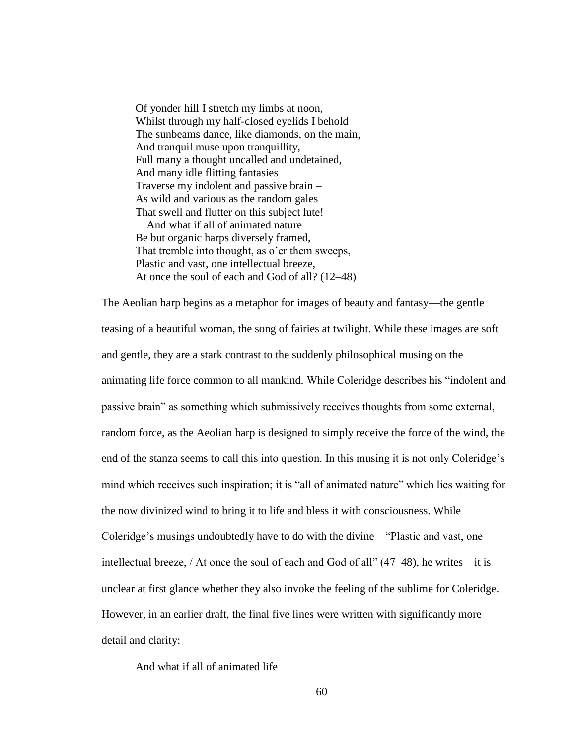> Of yonder hill I stretch my limbs at noon,
> Whilst through my half-closed eyelids I behold
> The sunbeams dance, like diamonds, on the main,
> And tranquil muse upon tranquillity,
> Full many a thought uncalled and undetained,
> And many idle flitting fantasies
> Traverse my indolent and passive brain –
> As wild and various as the random gales
> That swell and flutter on this subject lute!
>    And what if all of animated nature
> Be but organic harps diversely framed,
> That tremble into thought, as o'er them sweeps,
> Plastic and vast, one intellectual breeze,
> At once the soul of each and God of all? (12–48)

The Aeolian harp begins as a metaphor for images of beauty and fantasy—the gentle teasing of a beautiful woman, the song of fairies at twilight. While these images are soft and gentle, they are a stark contrast to the suddenly philosophical musing on the animating life force common to all mankind. While Coleridge describes his "indolent and passive brain" as something which submissively receives thoughts from some external, random force, as the Aeolian harp is designed to simply receive the force of the wind, the end of the stanza seems to call this into question. In this musing it is not only Coleridge's mind which receives such inspiration; it is "all of animated nature" which lies waiting for the now divinized wind to bring it to life and bless it with consciousness. While Coleridge's musings undoubtedly have to do with the divine—"Plastic and vast, one intellectual breeze, / At once the soul of each and God of all" (47–48), he writes—it is unclear at first glance whether they also invoke the feeling of the sublime for Coleridge. However, in an earlier draft, the final five lines were written with significantly more detail and clarity:

> And what if all of animated life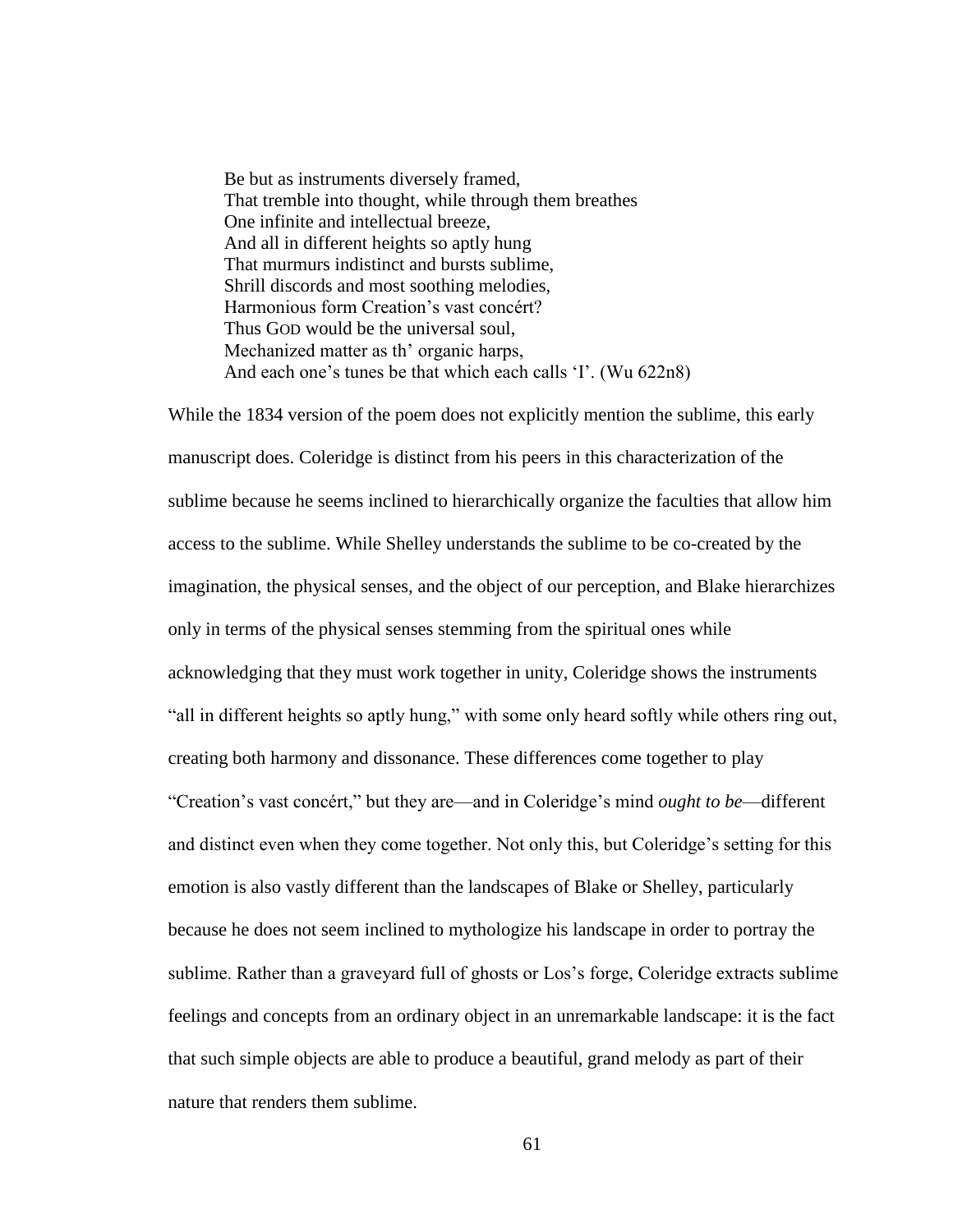> Be but as instruments diversely framed,
> That tremble into thought, while through them breathes
> One infinite and intellectual breeze,
> And all in different heights so aptly hung
> That murmurs indistinct and bursts sublime,
> Shrill discords and most soothing melodies,
> Harmonious form Creation's vast concért?
> Thus GOD would be the universal soul,
> Mechanized matter as th' organic harps,
> And each one's tunes be that which each calls 'I'. (Wu 622n8)

While the 1834 version of the poem does not explicitly mention the sublime, this early manuscript does. Coleridge is distinct from his peers in this characterization of the sublime because he seems inclined to hierarchically organize the faculties that allow him access to the sublime. While Shelley understands the sublime to be co-created by the imagination, the physical senses, and the object of our perception, and Blake hierarchizes only in terms of the physical senses stemming from the spiritual ones while acknowledging that they must work together in unity, Coleridge shows the instruments "all in different heights so aptly hung," with some only heard softly while others ring out, creating both harmony and dissonance. These differences come together to play "Creation's vast concért," but they are—and in Coleridge's mind *ought to be*—different and distinct even when they come together. Not only this, but Coleridge's setting for this emotion is also vastly different than the landscapes of Blake or Shelley, particularly because he does not seem inclined to mythologize his landscape in order to portray the sublime. Rather than a graveyard full of ghosts or Los's forge, Coleridge extracts sublime feelings and concepts from an ordinary object in an unremarkable landscape: it is the fact that such simple objects are able to produce a beautiful, grand melody as part of their nature that renders them sublime.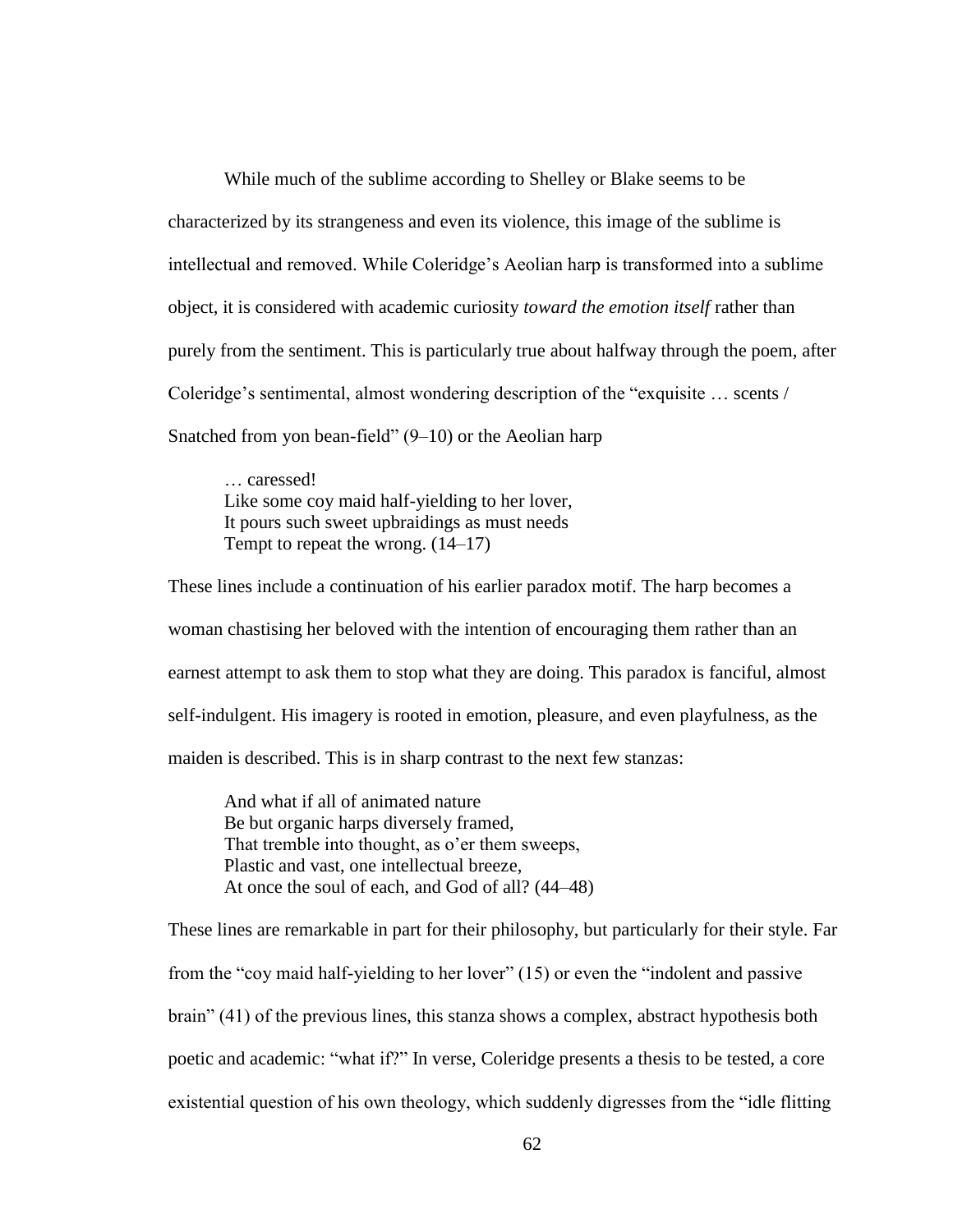While much of the sublime according to Shelley or Blake seems to be characterized by its strangeness and even its violence, this image of the sublime is intellectual and removed. While Coleridge's Aeolian harp is transformed into a sublime object, it is considered with academic curiosity *toward the emotion itself* rather than purely from the sentiment. This is particularly true about halfway through the poem, after Coleridge's sentimental, almost wondering description of the "exquisite … scents / Snatched from yon bean-field" (9–10) or the Aeolian harp

> … caressed!
> Like some coy maid half-yielding to her lover,
> It pours such sweet upbraidings as must needs
> Tempt to repeat the wrong. (14–17)

These lines include a continuation of his earlier paradox motif. The harp becomes a woman chastising her beloved with the intention of encouraging them rather than an earnest attempt to ask them to stop what they are doing. This paradox is fanciful, almost self-indulgent. His imagery is rooted in emotion, pleasure, and even playfulness, as the maiden is described. This is in sharp contrast to the next few stanzas:

> And what if all of animated nature
> Be but organic harps diversely framed,
> That tremble into thought, as o'er them sweeps,
> Plastic and vast, one intellectual breeze,
> At once the soul of each, and God of all? (44–48)

These lines are remarkable in part for their philosophy, but particularly for their style. Far from the "coy maid half-yielding to her lover" (15) or even the "indolent and passive brain" (41) of the previous lines, this stanza shows a complex, abstract hypothesis both poetic and academic: "what if?" In verse, Coleridge presents a thesis to be tested, a core existential question of his own theology, which suddenly digresses from the "idle flitting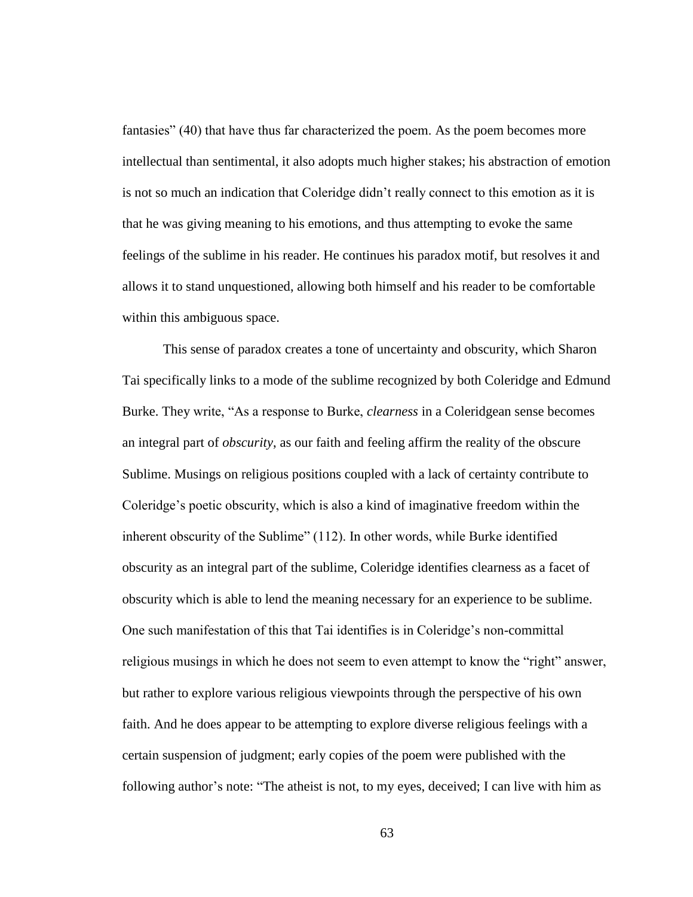fantasies" (40) that have thus far characterized the poem. As the poem becomes more intellectual than sentimental, it also adopts much higher stakes; his abstraction of emotion is not so much an indication that Coleridge didn't really connect to this emotion as it is that he was giving meaning to his emotions, and thus attempting to evoke the same feelings of the sublime in his reader. He continues his paradox motif, but resolves it and allows it to stand unquestioned, allowing both himself and his reader to be comfortable within this ambiguous space.

This sense of paradox creates a tone of uncertainty and obscurity, which Sharon Tai specifically links to a mode of the sublime recognized by both Coleridge and Edmund Burke. They write, "As a response to Burke, *clearness* in a Coleridgean sense becomes an integral part of *obscurity*, as our faith and feeling affirm the reality of the obscure Sublime. Musings on religious positions coupled with a lack of certainty contribute to Coleridge's poetic obscurity, which is also a kind of imaginative freedom within the inherent obscurity of the Sublime" (112). In other words, while Burke identified obscurity as an integral part of the sublime, Coleridge identifies clearness as a facet of obscurity which is able to lend the meaning necessary for an experience to be sublime. One such manifestation of this that Tai identifies is in Coleridge's non-committal religious musings in which he does not seem to even attempt to know the "right" answer, but rather to explore various religious viewpoints through the perspective of his own faith. And he does appear to be attempting to explore diverse religious feelings with a certain suspension of judgment; early copies of the poem were published with the following author's note: "The atheist is not, to my eyes, deceived; I can live with him as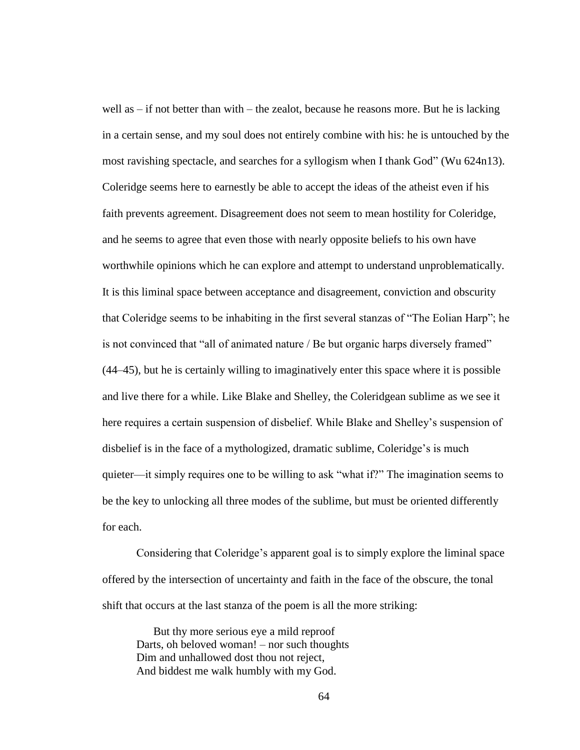well as – if not better than with – the zealot, because he reasons more. But he is lacking in a certain sense, and my soul does not entirely combine with his: he is untouched by the most ravishing spectacle, and searches for a syllogism when I thank God" (Wu 624n13). Coleridge seems here to earnestly be able to accept the ideas of the atheist even if his faith prevents agreement. Disagreement does not seem to mean hostility for Coleridge, and he seems to agree that even those with nearly opposite beliefs to his own have worthwhile opinions which he can explore and attempt to understand unproblematically. It is this liminal space between acceptance and disagreement, conviction and obscurity that Coleridge seems to be inhabiting in the first several stanzas of "The Eolian Harp"; he is not convinced that "all of animated nature / Be but organic harps diversely framed" (44–45), but he is certainly willing to imaginatively enter this space where it is possible and live there for a while. Like Blake and Shelley, the Coleridgean sublime as we see it here requires a certain suspension of disbelief. While Blake and Shelley's suspension of disbelief is in the face of a mythologized, dramatic sublime, Coleridge's is much quieter—it simply requires one to be willing to ask "what if?" The imagination seems to be the key to unlocking all three modes of the sublime, but must be oriented differently for each.

Considering that Coleridge's apparent goal is to simply explore the liminal space offered by the intersection of uncertainty and faith in the face of the obscure, the tonal shift that occurs at the last stanza of the poem is all the more striking:

> But thy more serious eye a mild reproof
> Darts, oh beloved woman! – nor such thoughts
> Dim and unhallowed dost thou not reject,
> And biddest me walk humbly with my God.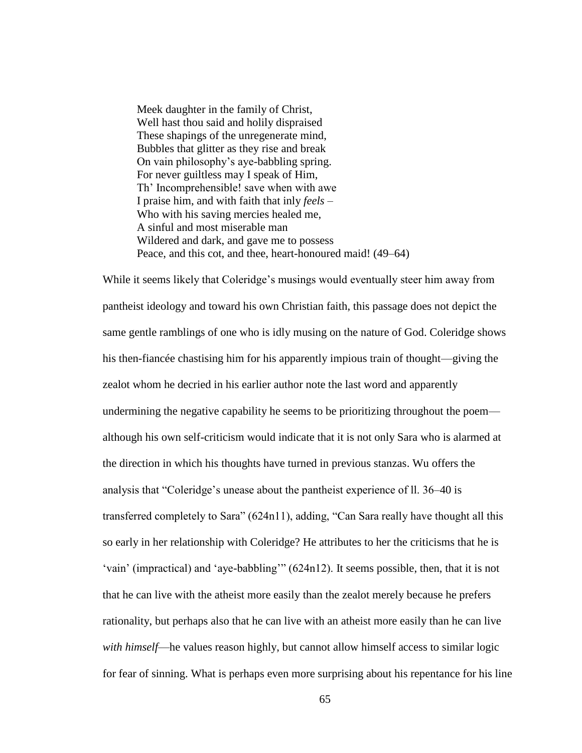> Meek daughter in the family of Christ,
> Well hast thou said and holily dispraised
> These shapings of the unregenerate mind,
> Bubbles that glitter as they rise and break
> On vain philosophy's aye-babbling spring.
> For never guiltless may I speak of Him,
> Th' Incomprehensible! save when with awe
> I praise him, and with faith that inly *feels* –
> Who with his saving mercies healed me,
> A sinful and most miserable man
> Wildered and dark, and gave me to possess
> Peace, and this cot, and thee, heart-honoured maid! (49–64)

While it seems likely that Coleridge's musings would eventually steer him away from pantheist ideology and toward his own Christian faith, this passage does not depict the same gentle ramblings of one who is idly musing on the nature of God. Coleridge shows his then-fiancée chastising him for his apparently impious train of thought—giving the zealot whom he decried in his earlier author note the last word and apparently undermining the negative capability he seems to be prioritizing throughout the poem—although his own self-criticism would indicate that it is not only Sara who is alarmed at the direction in which his thoughts have turned in previous stanzas. Wu offers the analysis that "Coleridge's unease about the pantheist experience of ll. 36–40 is transferred completely to Sara" (624n11), adding, "Can Sara really have thought all this so early in her relationship with Coleridge? He attributes to her the criticisms that he is 'vain' (impractical) and 'aye-babbling'" (624n12). It seems possible, then, that it is not that he can live with the atheist more easily than the zealot merely because he prefers rationality, but perhaps also that he can live with an atheist more easily than he can live *with himself*—he values reason highly, but cannot allow himself access to similar logic for fear of sinning. What is perhaps even more surprising about his repentance for his line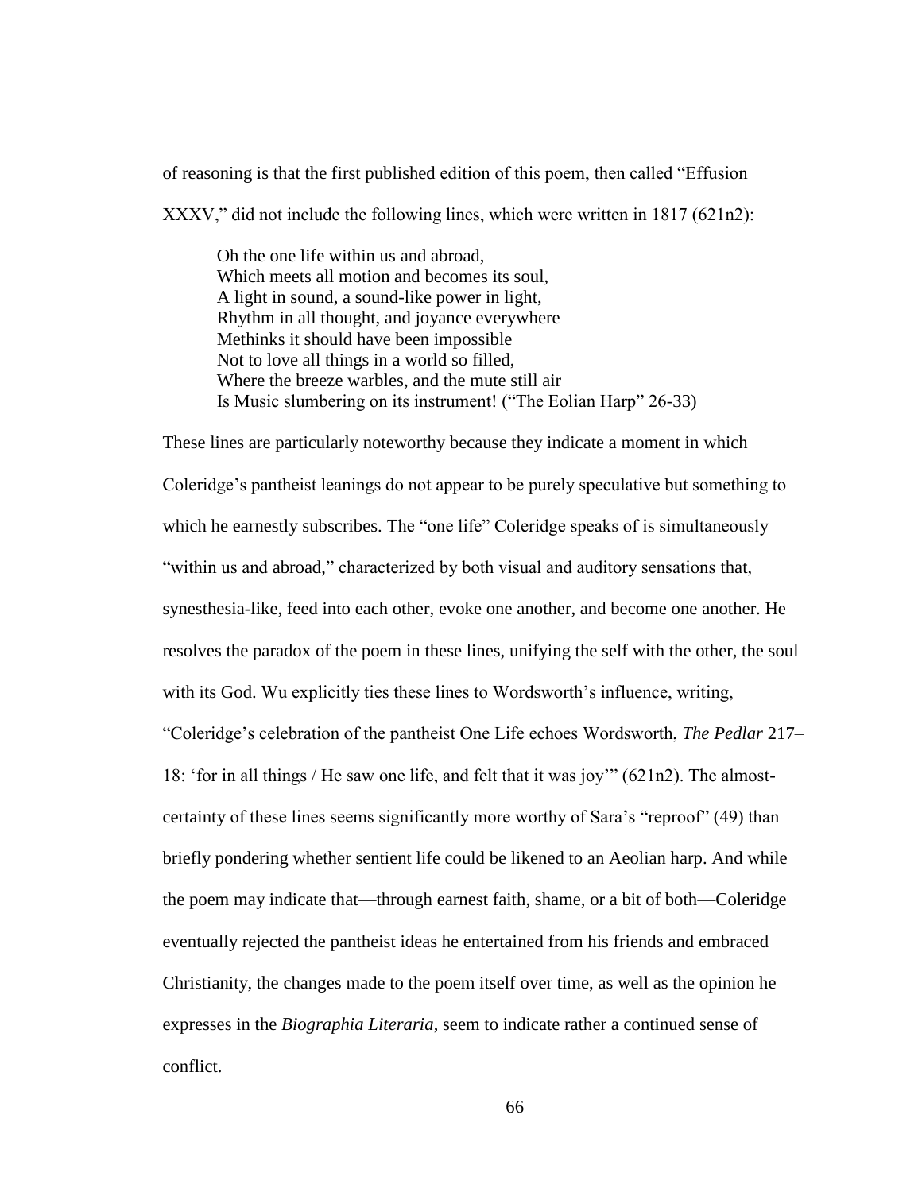of reasoning is that the first published edition of this poem, then called "Effusion XXXV," did not include the following lines, which were written in 1817 (621n2):

> Oh the one life within us and abroad,
> Which meets all motion and becomes its soul,
> A light in sound, a sound-like power in light,
> Rhythm in all thought, and joyance everywhere –
> Methinks it should have been impossible
> Not to love all things in a world so filled,
> Where the breeze warbles, and the mute still air
> Is Music slumbering on its instrument! ("The Eolian Harp" 26-33)

These lines are particularly noteworthy because they indicate a moment in which Coleridge's pantheist leanings do not appear to be purely speculative but something to which he earnestly subscribes. The "one life" Coleridge speaks of is simultaneously "within us and abroad," characterized by both visual and auditory sensations that, synesthesia-like, feed into each other, evoke one another, and become one another. He resolves the paradox of the poem in these lines, unifying the self with the other, the soul with its God. Wu explicitly ties these lines to Wordsworth's influence, writing, "Coleridge's celebration of the pantheist One Life echoes Wordsworth, *The Pedlar* 217–18: 'for in all things / He saw one life, and felt that it was joy'" (621n2). The almost-certainty of these lines seems significantly more worthy of Sara's "reproof" (49) than briefly pondering whether sentient life could be likened to an Aeolian harp. And while the poem may indicate that—through earnest faith, shame, or a bit of both—Coleridge eventually rejected the pantheist ideas he entertained from his friends and embraced Christianity, the changes made to the poem itself over time, as well as the opinion he expresses in the *Biographia Literaria*, seem to indicate rather a continued sense of conflict.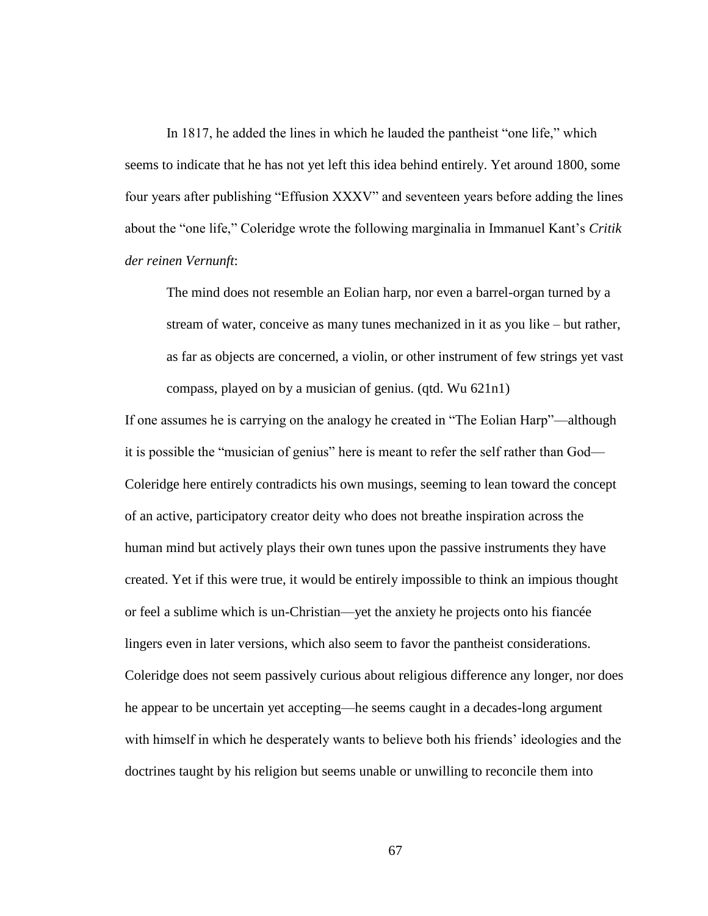In 1817, he added the lines in which he lauded the pantheist "one life," which seems to indicate that he has not yet left this idea behind entirely. Yet around 1800, some four years after publishing "Effusion XXXV" and seventeen years before adding the lines about the "one life," Coleridge wrote the following marginalia in Immanuel Kant's *Critik der reinen Vernunft*:

> The mind does not resemble an Eolian harp, nor even a barrel-organ turned by a stream of water, conceive as many tunes mechanized in it as you like – but rather, as far as objects are concerned, a violin, or other instrument of few strings yet vast compass, played on by a musician of genius. (qtd. Wu 621n1)

If one assumes he is carrying on the analogy he created in "The Eolian Harp"—although it is possible the "musician of genius" here is meant to refer the self rather than God—Coleridge here entirely contradicts his own musings, seeming to lean toward the concept of an active, participatory creator deity who does not breathe inspiration across the human mind but actively plays their own tunes upon the passive instruments they have created. Yet if this were true, it would be entirely impossible to think an impious thought or feel a sublime which is un-Christian—yet the anxiety he projects onto his fiancée lingers even in later versions, which also seem to favor the pantheist considerations. Coleridge does not seem passively curious about religious difference any longer, nor does he appear to be uncertain yet accepting—he seems caught in a decades-long argument with himself in which he desperately wants to believe both his friends' ideologies and the doctrines taught by his religion but seems unable or unwilling to reconcile them into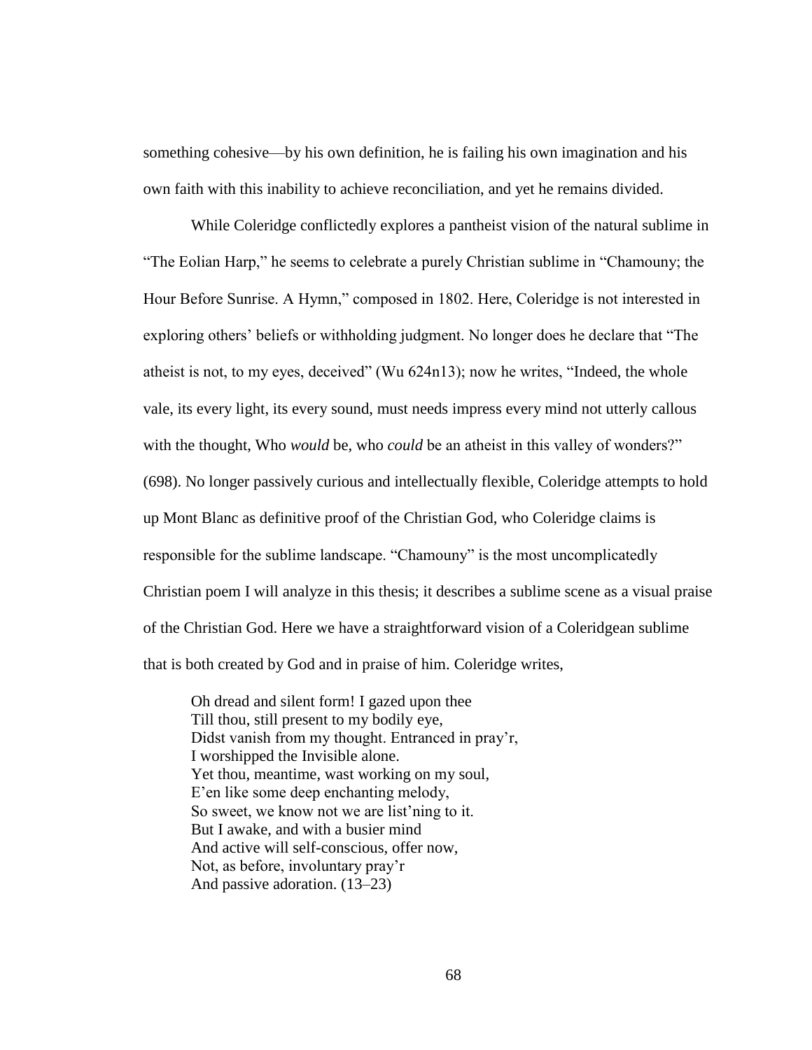something cohesive—by his own definition, he is failing his own imagination and his own faith with this inability to achieve reconciliation, and yet he remains divided.

While Coleridge conflictedly explores a pantheist vision of the natural sublime in "The Eolian Harp," he seems to celebrate a purely Christian sublime in "Chamouny; the Hour Before Sunrise. A Hymn," composed in 1802. Here, Coleridge is not interested in exploring others' beliefs or withholding judgment. No longer does he declare that "The atheist is not, to my eyes, deceived" (Wu 624n13); now he writes, "Indeed, the whole vale, its every light, its every sound, must needs impress every mind not utterly callous with the thought, Who *would* be, who *could* be an atheist in this valley of wonders?" (698). No longer passively curious and intellectually flexible, Coleridge attempts to hold up Mont Blanc as definitive proof of the Christian God, who Coleridge claims is responsible for the sublime landscape. "Chamouny" is the most uncomplicatedly Christian poem I will analyze in this thesis; it describes a sublime scene as a visual praise of the Christian God. Here we have a straightforward vision of a Coleridgean sublime that is both created by God and in praise of him. Coleridge writes,

> Oh dread and silent form! I gazed upon thee
> Till thou, still present to my bodily eye,
> Didst vanish from my thought. Entranced in pray'r,
> I worshipped the Invisible alone.
> Yet thou, meantime, wast working on my soul,
> E'en like some deep enchanting melody,
> So sweet, we know not we are list'ning to it.
> But I awake, and with a busier mind
> And active will self-conscious, offer now,
> Not, as before, involuntary pray'r
> And passive adoration. (13–23)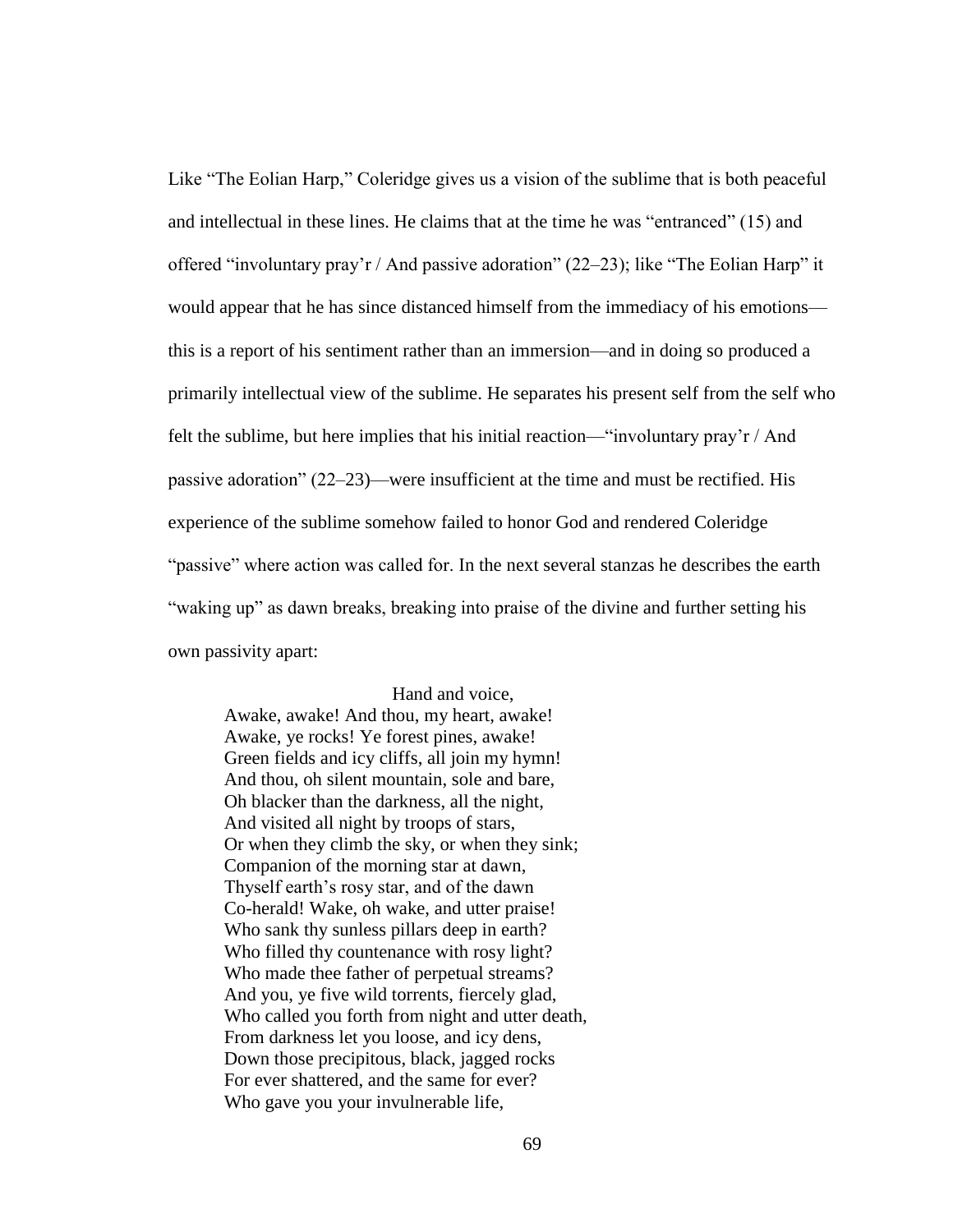Like "The Eolian Harp," Coleridge gives us a vision of the sublime that is both peaceful and intellectual in these lines. He claims that at the time he was "entranced" (15) and offered "involuntary pray'r / And passive adoration" (22–23); like "The Eolian Harp" it would appear that he has since distanced himself from the immediacy of his emotions—this is a report of his sentiment rather than an immersion—and in doing so produced a primarily intellectual view of the sublime. He separates his present self from the self who felt the sublime, but here implies that his initial reaction—"involuntary pray'r / And passive adoration" (22–23)—were insufficient at the time and must be rectified. His experience of the sublime somehow failed to honor God and rendered Coleridge "passive" where action was called for. In the next several stanzas he describes the earth "waking up" as dawn breaks, breaking into praise of the divine and further setting his own passivity apart:

> Hand and voice,
> Awake, awake! And thou, my heart, awake!
> Awake, ye rocks! Ye forest pines, awake!
> Green fields and icy cliffs, all join my hymn!
> And thou, oh silent mountain, sole and bare,
> Oh blacker than the darkness, all the night,
> And visited all night by troops of stars,
> Or when they climb the sky, or when they sink;
> Companion of the morning star at dawn,
> Thyself earth's rosy star, and of the dawn
> Co-herald! Wake, oh wake, and utter praise!
> Who sank thy sunless pillars deep in earth?
> Who filled thy countenance with rosy light?
> Who made thee father of perpetual streams?
> And you, ye five wild torrents, fiercely glad,
> Who called you forth from night and utter death,
> From darkness let you loose, and icy dens,
> Down those precipitous, black, jagged rocks
> For ever shattered, and the same for ever?
> Who gave you your invulnerable life,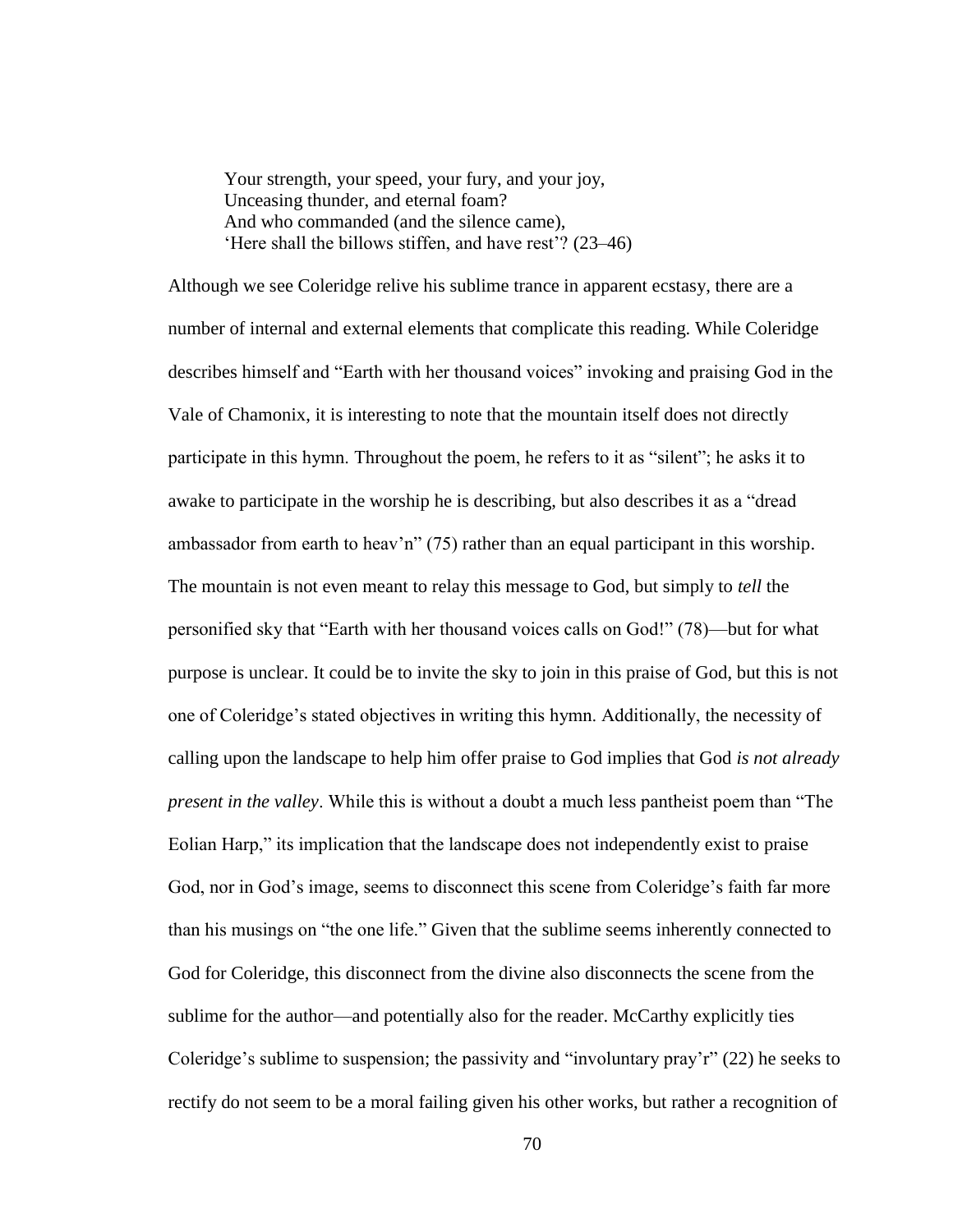> Your strength, your speed, your fury, and your joy,
> Unceasing thunder, and eternal foam?
> And who commanded (and the silence came),
> 'Here shall the billows stiffen, and have rest'? (23–46)

Although we see Coleridge relive his sublime trance in apparent ecstasy, there are a number of internal and external elements that complicate this reading. While Coleridge describes himself and "Earth with her thousand voices" invoking and praising God in the Vale of Chamonix, it is interesting to note that the mountain itself does not directly participate in this hymn. Throughout the poem, he refers to it as "silent"; he asks it to awake to participate in the worship he is describing, but also describes it as a "dread ambassador from earth to heav'n" (75) rather than an equal participant in this worship. The mountain is not even meant to relay this message to God, but simply to *tell* the personified sky that "Earth with her thousand voices calls on God!" (78)—but for what purpose is unclear. It could be to invite the sky to join in this praise of God, but this is not one of Coleridge's stated objectives in writing this hymn. Additionally, the necessity of calling upon the landscape to help him offer praise to God implies that God *is not already present in the valley*. While this is without a doubt a much less pantheist poem than "The Eolian Harp," its implication that the landscape does not independently exist to praise God, nor in God's image, seems to disconnect this scene from Coleridge's faith far more than his musings on "the one life." Given that the sublime seems inherently connected to God for Coleridge, this disconnect from the divine also disconnects the scene from the sublime for the author—and potentially also for the reader. McCarthy explicitly ties Coleridge's sublime to suspension; the passivity and "involuntary pray'r" (22) he seeks to rectify do not seem to be a moral failing given his other works, but rather a recognition of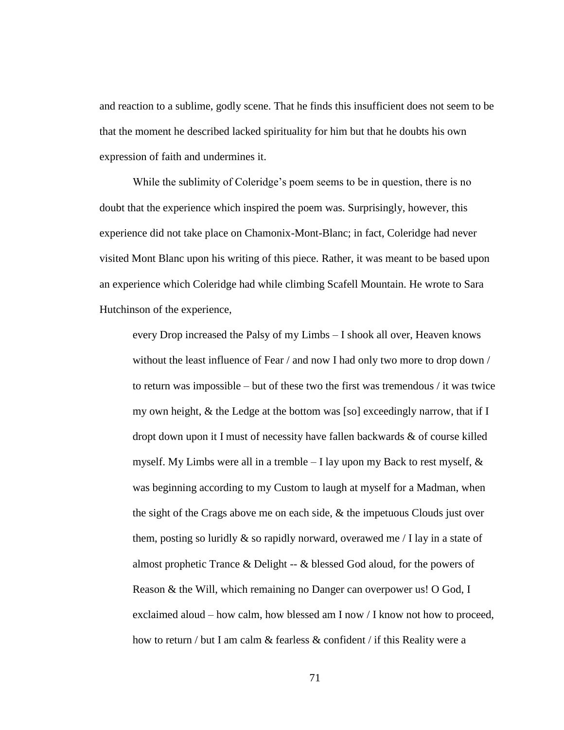and reaction to a sublime, godly scene. That he finds this insufficient does not seem to be that the moment he described lacked spirituality for him but that he doubts his own expression of faith and undermines it.

While the sublimity of Coleridge's poem seems to be in question, there is no doubt that the experience which inspired the poem was. Surprisingly, however, this experience did not take place on Chamonix-Mont-Blanc; in fact, Coleridge had never visited Mont Blanc upon his writing of this piece. Rather, it was meant to be based upon an experience which Coleridge had while climbing Scafell Mountain. He wrote to Sara Hutchinson of the experience,

> every Drop increased the Palsy of my Limbs – I shook all over, Heaven knows without the least influence of Fear / and now I had only two more to drop down / to return was impossible – but of these two the first was tremendous / it was twice my own height, & the Ledge at the bottom was [so] exceedingly narrow, that if I dropt down upon it I must of necessity have fallen backwards & of course killed myself. My Limbs were all in a tremble – I lay upon my Back to rest myself, & was beginning according to my Custom to laugh at myself for a Madman, when the sight of the Crags above me on each side, & the impetuous Clouds just over them, posting so luridly & so rapidly norward, overawed me / I lay in a state of almost prophetic Trance & Delight -- & blessed God aloud, for the powers of Reason & the Will, which remaining no Danger can overpower us! O God, I exclaimed aloud – how calm, how blessed am I now / I know not how to proceed, how to return / but I am calm & fearless & confident / if this Reality were a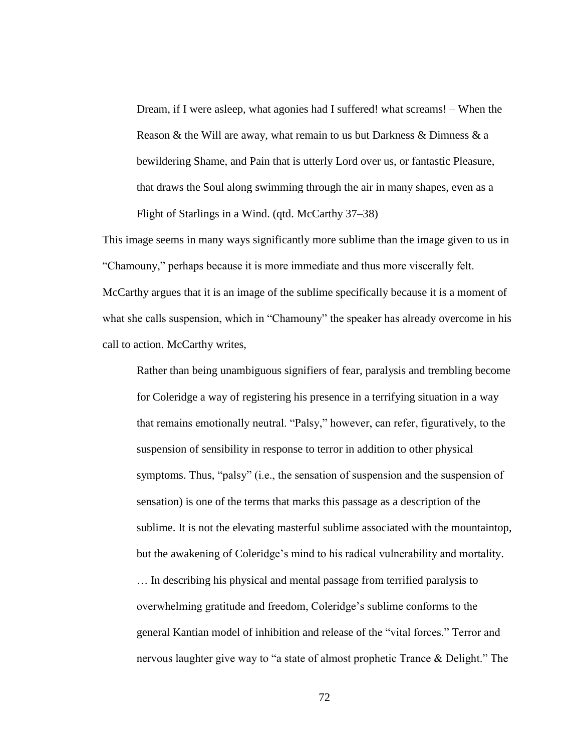> Dream, if I were asleep, what agonies had I suffered! what screams! – When the Reason & the Will are away, what remain to us but Darkness & Dimness & a bewildering Shame, and Pain that is utterly Lord over us, or fantastic Pleasure, that draws the Soul along swimming through the air in many shapes, even as a Flight of Starlings in a Wind. (qtd. McCarthy 37–38)

This image seems in many ways significantly more sublime than the image given to us in "Chamouny," perhaps because it is more immediate and thus more viscerally felt. McCarthy argues that it is an image of the sublime specifically because it is a moment of what she calls suspension, which in "Chamouny" the speaker has already overcome in his call to action. McCarthy writes,

> Rather than being unambiguous signifiers of fear, paralysis and trembling become for Coleridge a way of registering his presence in a terrifying situation in a way that remains emotionally neutral. "Palsy," however, can refer, figuratively, to the suspension of sensibility in response to terror in addition to other physical symptoms. Thus, "palsy" (i.e., the sensation of suspension and the suspension of sensation) is one of the terms that marks this passage as a description of the sublime. It is not the elevating masterful sublime associated with the mountaintop, but the awakening of Coleridge's mind to his radical vulnerability and mortality. … In describing his physical and mental passage from terrified paralysis to overwhelming gratitude and freedom, Coleridge's sublime conforms to the general Kantian model of inhibition and release of the "vital forces." Terror and nervous laughter give way to "a state of almost prophetic Trance & Delight." The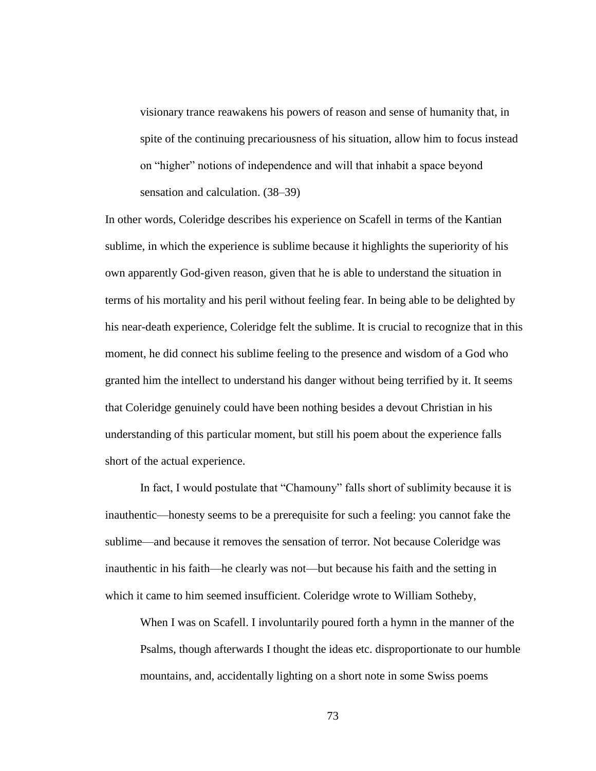> visionary trance reawakens his powers of reason and sense of humanity that, in spite of the continuing precariousness of his situation, allow him to focus instead on "higher" notions of independence and will that inhabit a space beyond sensation and calculation. (38–39)

In other words, Coleridge describes his experience on Scafell in terms of the Kantian sublime, in which the experience is sublime because it highlights the superiority of his own apparently God-given reason, given that he is able to understand the situation in terms of his mortality and his peril without feeling fear. In being able to be delighted by his near-death experience, Coleridge felt the sublime. It is crucial to recognize that in this moment, he did connect his sublime feeling to the presence and wisdom of a God who granted him the intellect to understand his danger without being terrified by it. It seems that Coleridge genuinely could have been nothing besides a devout Christian in his understanding of this particular moment, but still his poem about the experience falls short of the actual experience.

In fact, I would postulate that "Chamouny" falls short of sublimity because it is inauthentic—honesty seems to be a prerequisite for such a feeling: you cannot fake the sublime—and because it removes the sensation of terror. Not because Coleridge was inauthentic in his faith—he clearly was not—but because his faith and the setting in which it came to him seemed insufficient. Coleridge wrote to William Sotheby,

> When I was on Scafell. I involuntarily poured forth a hymn in the manner of the Psalms, though afterwards I thought the ideas etc. disproportionate to our humble mountains, and, accidentally lighting on a short note in some Swiss poems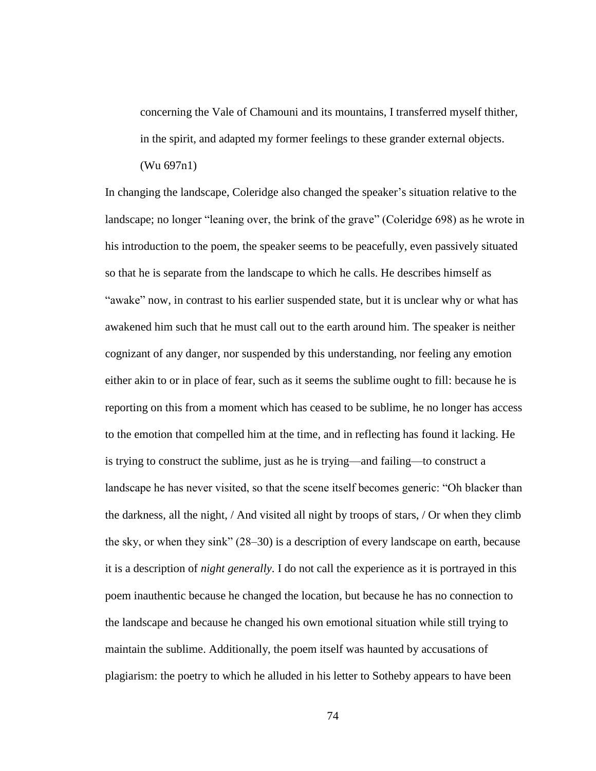> concerning the Vale of Chamouni and its mountains, I transferred myself thither, in the spirit, and adapted my former feelings to these grander external objects. (Wu 697n1)

In changing the landscape, Coleridge also changed the speaker's situation relative to the landscape; no longer "leaning over, the brink of the grave" (Coleridge 698) as he wrote in his introduction to the poem, the speaker seems to be peacefully, even passively situated so that he is separate from the landscape to which he calls. He describes himself as "awake" now, in contrast to his earlier suspended state, but it is unclear why or what has awakened him such that he must call out to the earth around him. The speaker is neither cognizant of any danger, nor suspended by this understanding, nor feeling any emotion either akin to or in place of fear, such as it seems the sublime ought to fill: because he is reporting on this from a moment which has ceased to be sublime, he no longer has access to the emotion that compelled him at the time, and in reflecting has found it lacking. He is trying to construct the sublime, just as he is trying—and failing—to construct a landscape he has never visited, so that the scene itself becomes generic: "Oh blacker than the darkness, all the night, / And visited all night by troops of stars, / Or when they climb the sky, or when they sink" (28–30) is a description of every landscape on earth, because it is a description of *night generally*. I do not call the experience as it is portrayed in this poem inauthentic because he changed the location, but because he has no connection to the landscape and because he changed his own emotional situation while still trying to maintain the sublime. Additionally, the poem itself was haunted by accusations of plagiarism: the poetry to which he alluded in his letter to Sotheby appears to have been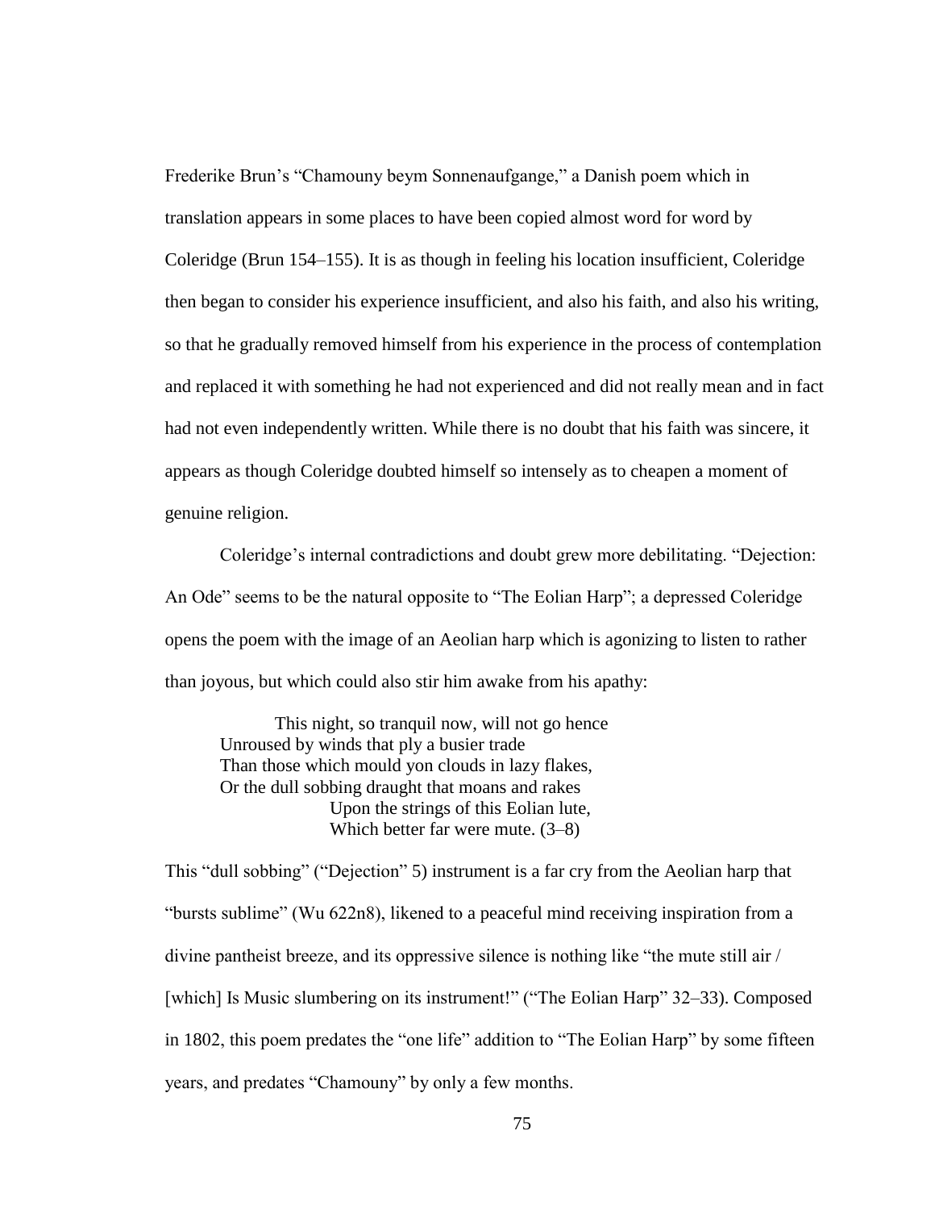Frederike Brun's "Chamouny beym Sonnenaufgange," a Danish poem which in translation appears in some places to have been copied almost word for word by Coleridge (Brun 154–155). It is as though in feeling his location insufficient, Coleridge then began to consider his experience insufficient, and also his faith, and also his writing, so that he gradually removed himself from his experience in the process of contemplation and replaced it with something he had not experienced and did not really mean and in fact had not even independently written. While there is no doubt that his faith was sincere, it appears as though Coleridge doubted himself so intensely as to cheapen a moment of genuine religion.

Coleridge's internal contradictions and doubt grew more debilitating. "Dejection: An Ode" seems to be the natural opposite to "The Eolian Harp"; a depressed Coleridge opens the poem with the image of an Aeolian harp which is agonizing to listen to rather than joyous, but which could also stir him awake from his apathy:

> This night, so tranquil now, will not go hence
> Unroused by winds that ply a busier trade
> Than those which mould yon clouds in lazy flakes,
> Or the dull sobbing draught that moans and rakes
> Upon the strings of this Eolian lute,
> Which better far were mute. (3–8)

This "dull sobbing" ("Dejection" 5) instrument is a far cry from the Aeolian harp that "bursts sublime" (Wu 622n8), likened to a peaceful mind receiving inspiration from a divine pantheist breeze, and its oppressive silence is nothing like "the mute still air / [which] Is Music slumbering on its instrument!" ("The Eolian Harp" 32–33). Composed in 1802, this poem predates the "one life" addition to "The Eolian Harp" by some fifteen years, and predates "Chamouny" by only a few months.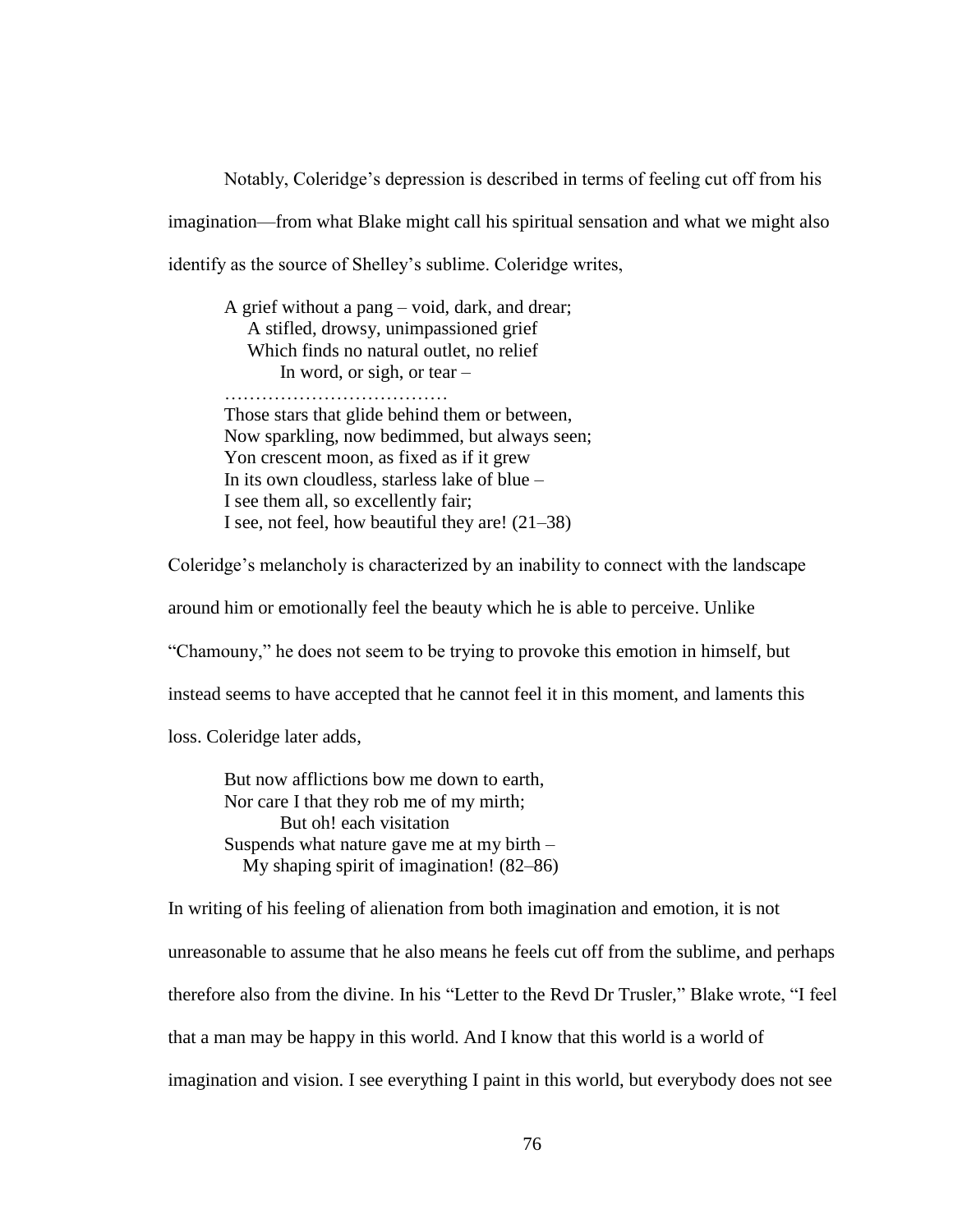Notably, Coleridge's depression is described in terms of feeling cut off from his imagination—from what Blake might call his spiritual sensation and what we might also identify as the source of Shelley's sublime. Coleridge writes,

> A grief without a pang – void, dark, and drear;  
> A stifled, drowsy, unimpassioned grief  
> Which finds no natural outlet, no relief  
> In word, or sigh, or tear –  
> ………………………………  
> Those stars that glide behind them or between,  
> Now sparkling, now bedimmed, but always seen;  
> Yon crescent moon, as fixed as if it grew  
> In its own cloudless, starless lake of blue –  
> I see them all, so excellently fair;  
> I see, not feel, how beautiful they are! (21–38)

Coleridge's melancholy is characterized by an inability to connect with the landscape around him or emotionally feel the beauty which he is able to perceive. Unlike "Chamouny," he does not seem to be trying to provoke this emotion in himself, but instead seems to have accepted that he cannot feel it in this moment, and laments this loss. Coleridge later adds,

> But now afflictions bow me down to earth,  
> Nor care I that they rob me of my mirth;  
> But oh! each visitation  
> Suspends what nature gave me at my birth –  
> My shaping spirit of imagination! (82–86)

In writing of his feeling of alienation from both imagination and emotion, it is not unreasonable to assume that he also means he feels cut off from the sublime, and perhaps therefore also from the divine. In his "Letter to the Revd Dr Trusler," Blake wrote, "I feel that a man may be happy in this world. And I know that this world is a world of imagination and vision. I see everything I paint in this world, but everybody does not see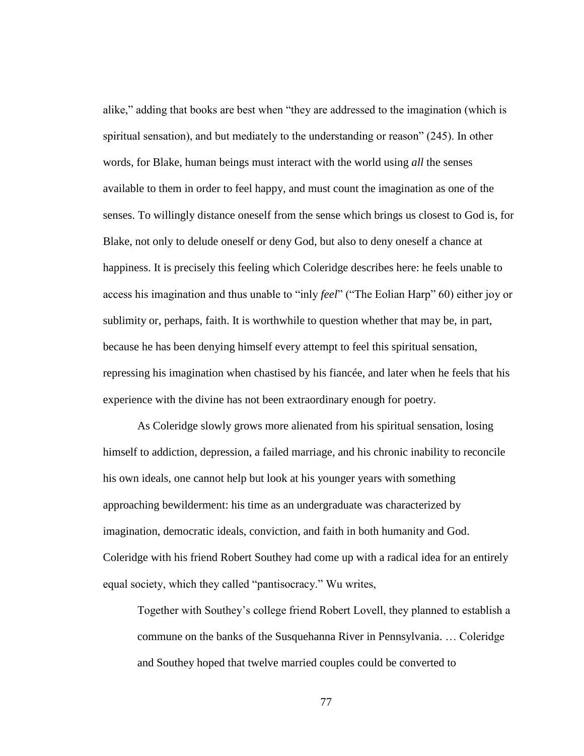alike," adding that books are best when "they are addressed to the imagination (which is spiritual sensation), and but mediately to the understanding or reason" (245). In other words, for Blake, human beings must interact with the world using *all* the senses available to them in order to feel happy, and must count the imagination as one of the senses. To willingly distance oneself from the sense which brings us closest to God is, for Blake, not only to delude oneself or deny God, but also to deny oneself a chance at happiness. It is precisely this feeling which Coleridge describes here: he feels unable to access his imagination and thus unable to "inly *feel*" ("The Eolian Harp" 60) either joy or sublimity or, perhaps, faith. It is worthwhile to question whether that may be, in part, because he has been denying himself every attempt to feel this spiritual sensation, repressing his imagination when chastised by his fiancée, and later when he feels that his experience with the divine has not been extraordinary enough for poetry.

As Coleridge slowly grows more alienated from his spiritual sensation, losing himself to addiction, depression, a failed marriage, and his chronic inability to reconcile his own ideals, one cannot help but look at his younger years with something approaching bewilderment: his time as an undergraduate was characterized by imagination, democratic ideals, conviction, and faith in both humanity and God. Coleridge with his friend Robert Southey had come up with a radical idea for an entirely equal society, which they called "pantisocracy." Wu writes,

> Together with Southey's college friend Robert Lovell, they planned to establish a commune on the banks of the Susquehanna River in Pennsylvania. … Coleridge and Southey hoped that twelve married couples could be converted to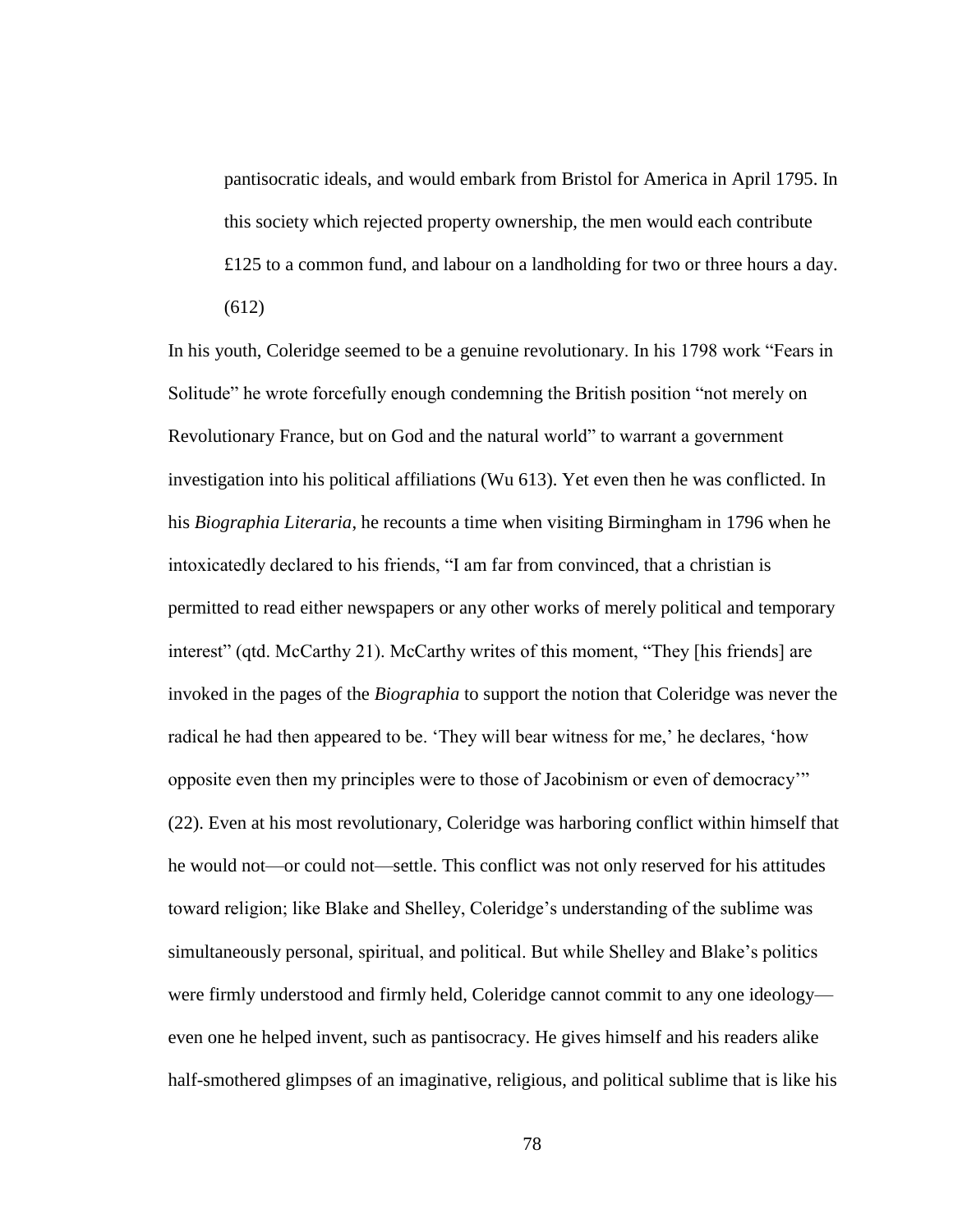> pantisocratic ideals, and would embark from Bristol for America in April 1795. In this society which rejected property ownership, the men would each contribute £125 to a common fund, and labour on a landholding for two or three hours a day. (612)

In his youth, Coleridge seemed to be a genuine revolutionary. In his 1798 work "Fears in Solitude" he wrote forcefully enough condemning the British position "not merely on Revolutionary France, but on God and the natural world" to warrant a government investigation into his political affiliations (Wu 613). Yet even then he was conflicted. In his *Biographia Literaria*, he recounts a time when visiting Birmingham in 1796 when he intoxicatedly declared to his friends, "I am far from convinced, that a christian is permitted to read either newspapers or any other works of merely political and temporary interest" (qtd. McCarthy 21). McCarthy writes of this moment, "They [his friends] are invoked in the pages of the *Biographia* to support the notion that Coleridge was never the radical he had then appeared to be. 'They will bear witness for me,' he declares, 'how opposite even then my principles were to those of Jacobinism or even of democracy'" (22). Even at his most revolutionary, Coleridge was harboring conflict within himself that he would not—or could not—settle. This conflict was not only reserved for his attitudes toward religion; like Blake and Shelley, Coleridge's understanding of the sublime was simultaneously personal, spiritual, and political. But while Shelley and Blake's politics were firmly understood and firmly held, Coleridge cannot commit to any one ideology—even one he helped invent, such as pantisocracy. He gives himself and his readers alike half-smothered glimpses of an imaginative, religious, and political sublime that is like his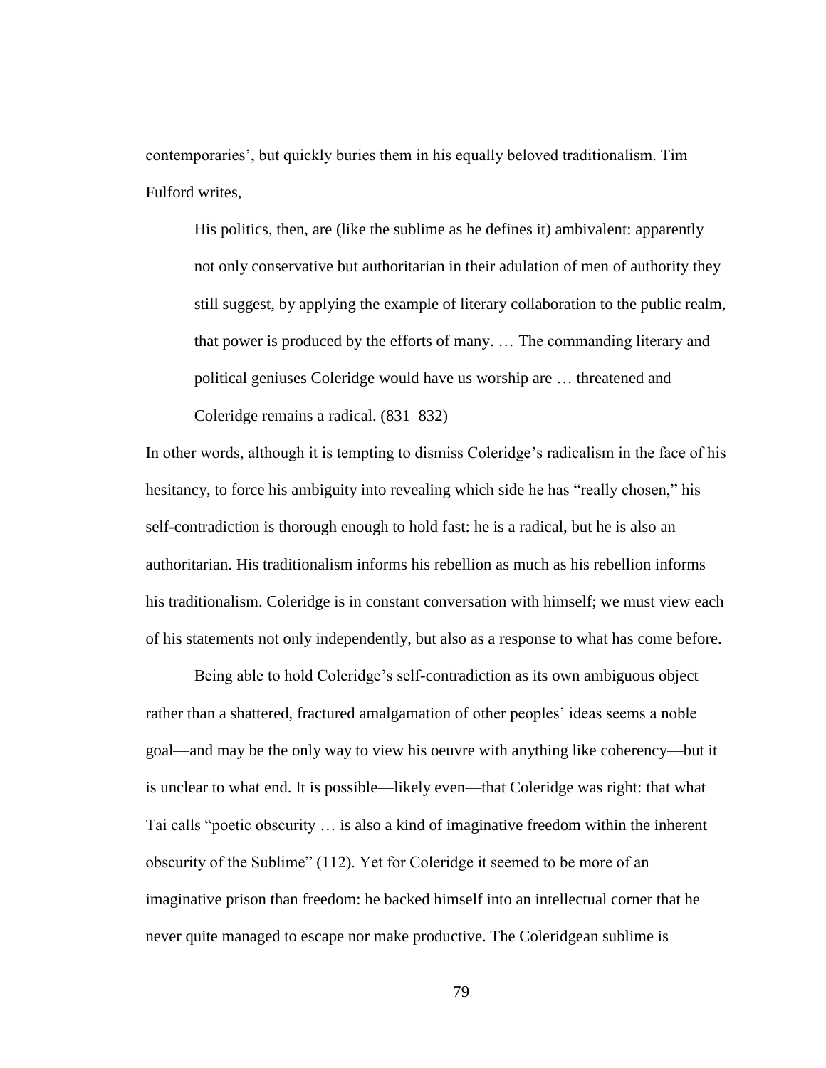contemporaries', but quickly buries them in his equally beloved traditionalism. Tim Fulford writes,

> His politics, then, are (like the sublime as he defines it) ambivalent: apparently not only conservative but authoritarian in their adulation of men of authority they still suggest, by applying the example of literary collaboration to the public realm, that power is produced by the efforts of many. … The commanding literary and political geniuses Coleridge would have us worship are … threatened and Coleridge remains a radical. (831–832)

In other words, although it is tempting to dismiss Coleridge's radicalism in the face of his hesitancy, to force his ambiguity into revealing which side he has "really chosen," his self-contradiction is thorough enough to hold fast: he is a radical, but he is also an authoritarian. His traditionalism informs his rebellion as much as his rebellion informs his traditionalism. Coleridge is in constant conversation with himself; we must view each of his statements not only independently, but also as a response to what has come before.

Being able to hold Coleridge's self-contradiction as its own ambiguous object rather than a shattered, fractured amalgamation of other peoples' ideas seems a noble goal—and may be the only way to view his oeuvre with anything like coherency—but it is unclear to what end. It is possible—likely even—that Coleridge was right: that what Tai calls "poetic obscurity … is also a kind of imaginative freedom within the inherent obscurity of the Sublime" (112). Yet for Coleridge it seemed to be more of an imaginative prison than freedom: he backed himself into an intellectual corner that he never quite managed to escape nor make productive. The Coleridgean sublime is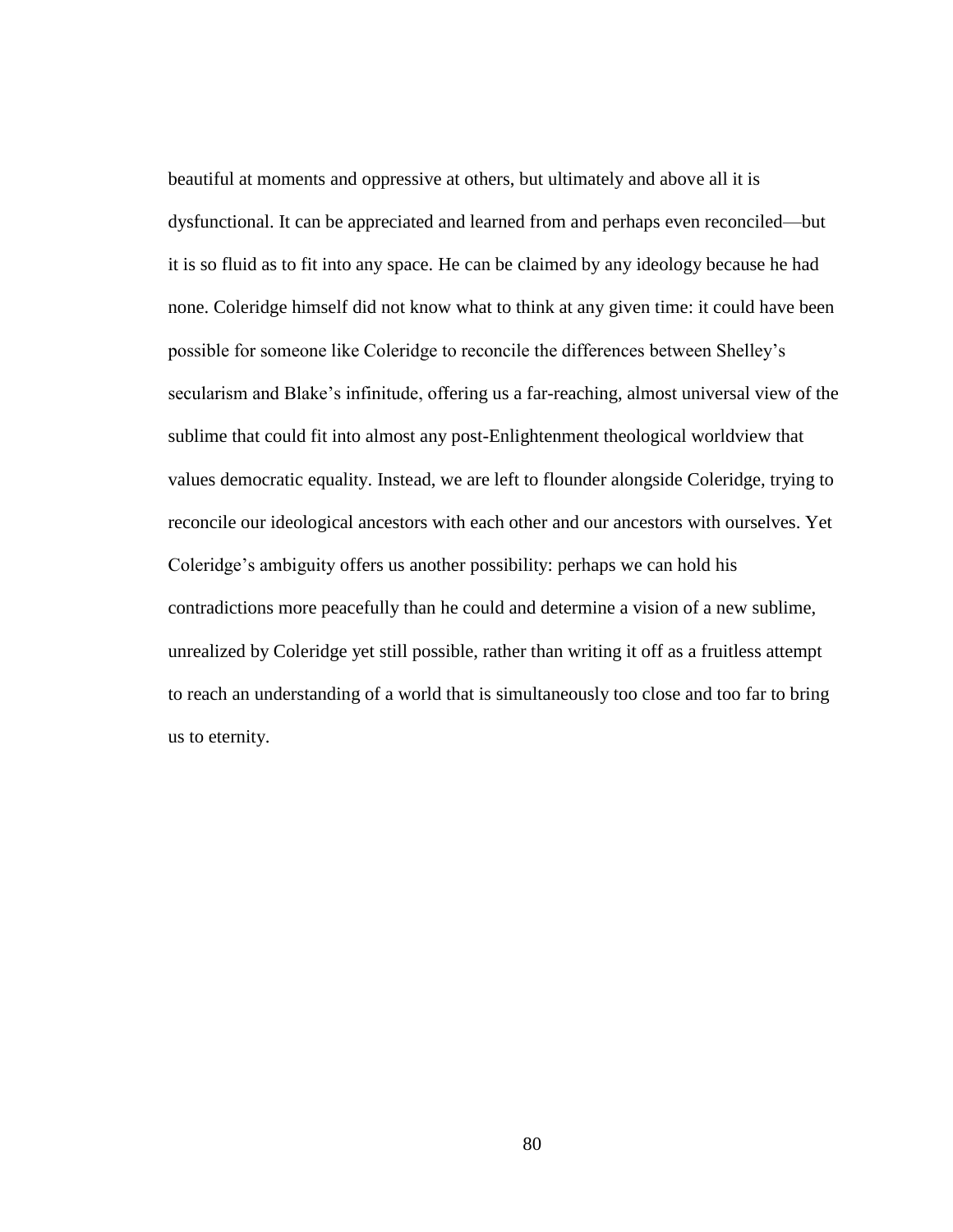beautiful at moments and oppressive at others, but ultimately and above all it is dysfunctional. It can be appreciated and learned from and perhaps even reconciled—but it is so fluid as to fit into any space. He can be claimed by any ideology because he had none. Coleridge himself did not know what to think at any given time: it could have been possible for someone like Coleridge to reconcile the differences between Shelley's secularism and Blake's infinitude, offering us a far-reaching, almost universal view of the sublime that could fit into almost any post-Enlightenment theological worldview that values democratic equality. Instead, we are left to flounder alongside Coleridge, trying to reconcile our ideological ancestors with each other and our ancestors with ourselves. Yet Coleridge's ambiguity offers us another possibility: perhaps we can hold his contradictions more peacefully than he could and determine a vision of a new sublime, unrealized by Coleridge yet still possible, rather than writing it off as a fruitless attempt to reach an understanding of a world that is simultaneously too close and too far to bring us to eternity.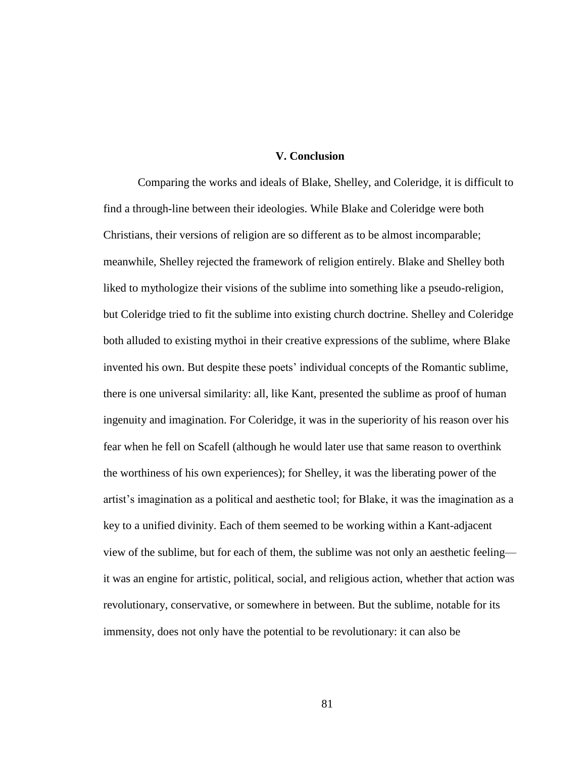## V. Conclusion

Comparing the works and ideals of Blake, Shelley, and Coleridge, it is difficult to find a through-line between their ideologies. While Blake and Coleridge were both Christians, their versions of religion are so different as to be almost incomparable; meanwhile, Shelley rejected the framework of religion entirely. Blake and Shelley both liked to mythologize their visions of the sublime into something like a pseudo-religion, but Coleridge tried to fit the sublime into existing church doctrine. Shelley and Coleridge both alluded to existing mythoi in their creative expressions of the sublime, where Blake invented his own. But despite these poets' individual concepts of the Romantic sublime, there is one universal similarity: all, like Kant, presented the sublime as proof of human ingenuity and imagination. For Coleridge, it was in the superiority of his reason over his fear when he fell on Scafell (although he would later use that same reason to overthink the worthiness of his own experiences); for Shelley, it was the liberating power of the artist's imagination as a political and aesthetic tool; for Blake, it was the imagination as a key to a unified divinity. Each of them seemed to be working within a Kant-adjacent view of the sublime, but for each of them, the sublime was not only an aesthetic feeling—it was an engine for artistic, political, social, and religious action, whether that action was revolutionary, conservative, or somewhere in between. But the sublime, notable for its immensity, does not only have the potential to be revolutionary: it can also be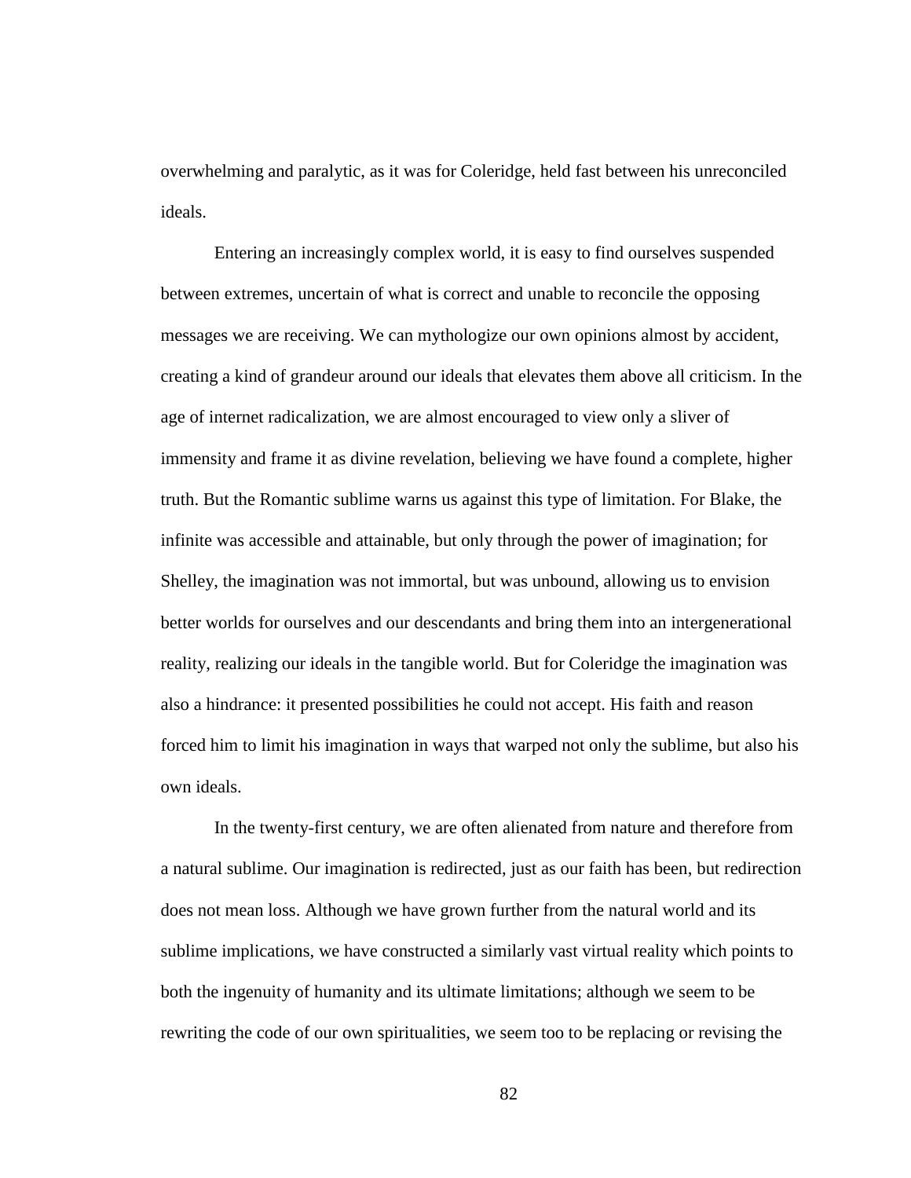overwhelming and paralytic, as it was for Coleridge, held fast between his unreconciled ideals.

Entering an increasingly complex world, it is easy to find ourselves suspended between extremes, uncertain of what is correct and unable to reconcile the opposing messages we are receiving. We can mythologize our own opinions almost by accident, creating a kind of grandeur around our ideals that elevates them above all criticism. In the age of internet radicalization, we are almost encouraged to view only a sliver of immensity and frame it as divine revelation, believing we have found a complete, higher truth. But the Romantic sublime warns us against this type of limitation. For Blake, the infinite was accessible and attainable, but only through the power of imagination; for Shelley, the imagination was not immortal, but was unbound, allowing us to envision better worlds for ourselves and our descendants and bring them into an intergenerational reality, realizing our ideals in the tangible world. But for Coleridge the imagination was also a hindrance: it presented possibilities he could not accept. His faith and reason forced him to limit his imagination in ways that warped not only the sublime, but also his own ideals.

In the twenty-first century, we are often alienated from nature and therefore from a natural sublime. Our imagination is redirected, just as our faith has been, but redirection does not mean loss. Although we have grown further from the natural world and its sublime implications, we have constructed a similarly vast virtual reality which points to both the ingenuity of humanity and its ultimate limitations; although we seem to be rewriting the code of our own spiritualities, we seem too to be replacing or revising the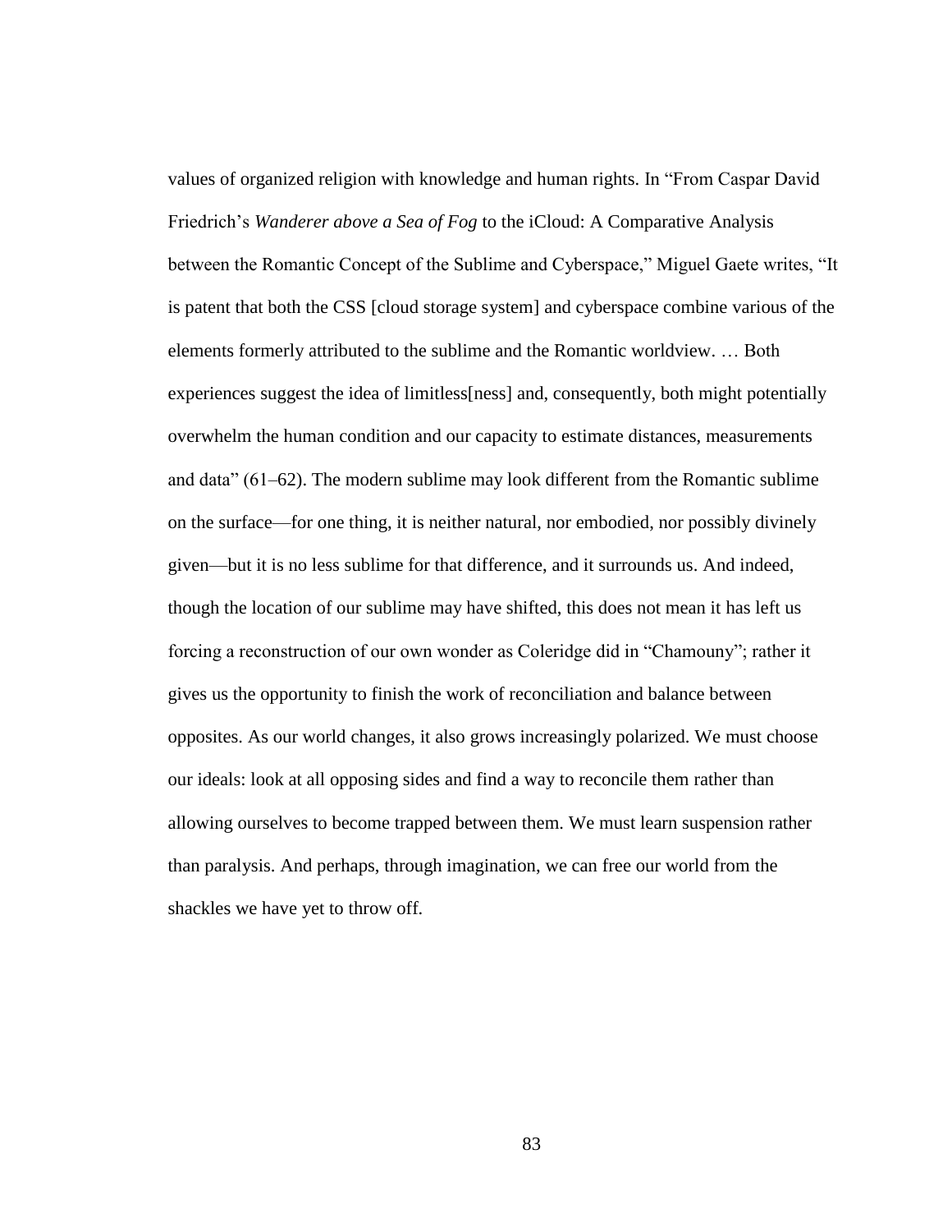values of organized religion with knowledge and human rights. In "From Caspar David Friedrich's *Wanderer above a Sea of Fog* to the iCloud: A Comparative Analysis between the Romantic Concept of the Sublime and Cyberspace," Miguel Gaete writes, "It is patent that both the CSS [cloud storage system] and cyberspace combine various of the elements formerly attributed to the sublime and the Romantic worldview. … Both experiences suggest the idea of limitless[ness] and, consequently, both might potentially overwhelm the human condition and our capacity to estimate distances, measurements and data" (61–62). The modern sublime may look different from the Romantic sublime on the surface—for one thing, it is neither natural, nor embodied, nor possibly divinely given—but it is no less sublime for that difference, and it surrounds us. And indeed, though the location of our sublime may have shifted, this does not mean it has left us forcing a reconstruction of our own wonder as Coleridge did in "Chamouny"; rather it gives us the opportunity to finish the work of reconciliation and balance between opposites. As our world changes, it also grows increasingly polarized. We must choose our ideals: look at all opposing sides and find a way to reconcile them rather than allowing ourselves to become trapped between them. We must learn suspension rather than paralysis. And perhaps, through imagination, we can free our world from the shackles we have yet to throw off.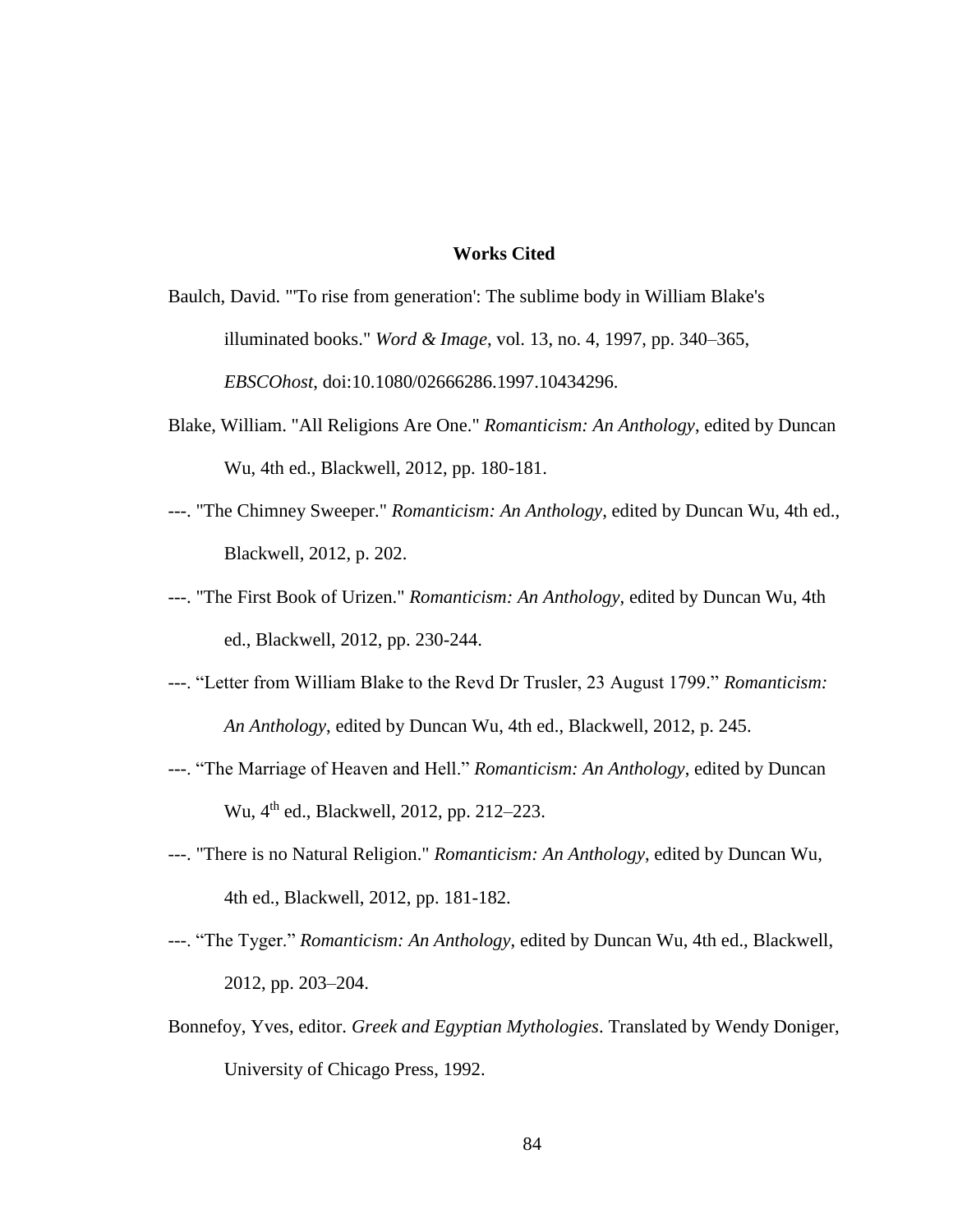## Works Cited

Baulch, David. "'To rise from generation': The sublime body in William Blake's illuminated books." *Word & Image*, vol. 13, no. 4, 1997, pp. 340–365, *EBSCOhost*, doi:10.1080/02666286.1997.10434296.

Blake, William. "All Religions Are One." *Romanticism: An Anthology*, edited by Duncan Wu, 4th ed., Blackwell, 2012, pp. 180-181.

---. "The Chimney Sweeper." *Romanticism: An Anthology*, edited by Duncan Wu, 4th ed., Blackwell, 2012, p. 202.

---. "The First Book of Urizen." *Romanticism: An Anthology*, edited by Duncan Wu, 4th ed., Blackwell, 2012, pp. 230-244.

---. "Letter from William Blake to the Revd Dr Trusler, 23 August 1799." *Romanticism: An Anthology*, edited by Duncan Wu, 4th ed., Blackwell, 2012, p. 245.

---. "The Marriage of Heaven and Hell." *Romanticism: An Anthology*, edited by Duncan Wu, 4th ed., Blackwell, 2012, pp. 212–223.

---. "There is no Natural Religion." *Romanticism: An Anthology*, edited by Duncan Wu, 4th ed., Blackwell, 2012, pp. 181-182.

---. "The Tyger." *Romanticism: An Anthology*, edited by Duncan Wu, 4th ed., Blackwell, 2012, pp. 203–204.

Bonnefoy, Yves, editor. *Greek and Egyptian Mythologies*. Translated by Wendy Doniger, University of Chicago Press, 1992.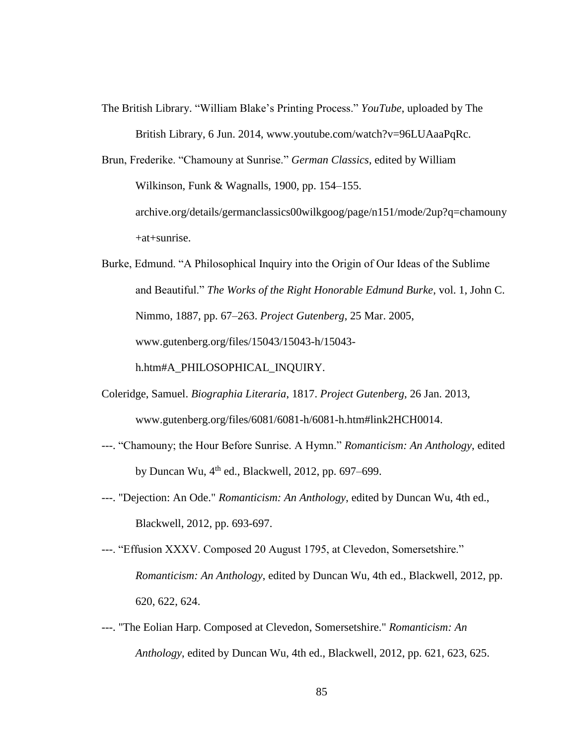The British Library. "William Blake's Printing Process." *YouTube*, uploaded by The British Library, 6 Jun. 2014, www.youtube.com/watch?v=96LUAaaPqRc.

Brun, Frederike. "Chamouny at Sunrise." *German Classics*, edited by William Wilkinson, Funk & Wagnalls, 1900, pp. 154–155. archive.org/details/germanclassics00wilkgoog/page/n151/mode/2up?q=chamouny+at+sunrise.

Burke, Edmund. "A Philosophical Inquiry into the Origin of Our Ideas of the Sublime and Beautiful." *The Works of the Right Honorable Edmund Burke*, vol. 1, John C. Nimmo, 1887, pp. 67–263. *Project Gutenberg*, 25 Mar. 2005, www.gutenberg.org/files/15043/15043-h/15043-h.htm#A_PHILOSOPHICAL_INQUIRY.

Coleridge, Samuel. *Biographia Literaria*, 1817. *Project Gutenberg*, 26 Jan. 2013, www.gutenberg.org/files/6081/6081-h/6081-h.htm#link2HCH0014.

---. "Chamouny; the Hour Before Sunrise. A Hymn." *Romanticism: An Anthology*, edited by Duncan Wu, 4th ed., Blackwell, 2012, pp. 697–699.

---. "Dejection: An Ode." *Romanticism: An Anthology*, edited by Duncan Wu, 4th ed., Blackwell, 2012, pp. 693-697.

---. "Effusion XXXV. Composed 20 August 1795, at Clevedon, Somersetshire." *Romanticism: An Anthology*, edited by Duncan Wu, 4th ed., Blackwell, 2012, pp. 620, 622, 624.

---. "The Eolian Harp. Composed at Clevedon, Somersetshire." *Romanticism: An Anthology*, edited by Duncan Wu, 4th ed., Blackwell, 2012, pp. 621, 623, 625.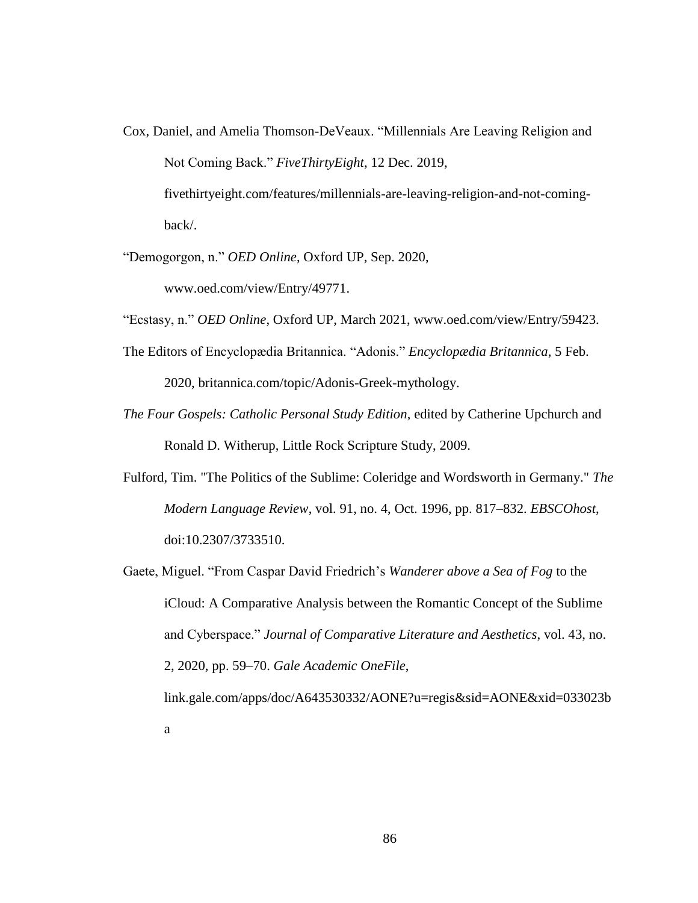Cox, Daniel, and Amelia Thomson-DeVeaux. “Millennials Are Leaving Religion and Not Coming Back.” *FiveThirtyEight*, 12 Dec. 2019, fivethirtyeight.com/features/millennials-are-leaving-religion-and-not-coming-back/.

“Demogorgon, n.” *OED Online*, Oxford UP, Sep. 2020, www.oed.com/view/Entry/49771.

“Ecstasy, n.” *OED Online*, Oxford UP, March 2021, www.oed.com/view/Entry/59423.

The Editors of Encyclopædia Britannica. “Adonis.” *Encyclopædia Britannica*, 5 Feb. 2020, britannica.com/topic/Adonis-Greek-mythology.

*The Four Gospels: Catholic Personal Study Edition*, edited by Catherine Upchurch and Ronald D. Witherup, Little Rock Scripture Study, 2009.

Fulford, Tim. "The Politics of the Sublime: Coleridge and Wordsworth in Germany." *The Modern Language Review*, vol. 91, no. 4, Oct. 1996, pp. 817–832. *EBSCOhost*, doi:10.2307/3733510.

Gaete, Miguel. “From Caspar David Friedrich’s *Wanderer above a Sea of Fog* to the iCloud: A Comparative Analysis between the Romantic Concept of the Sublime and Cyberspace.” *Journal of Comparative Literature and Aesthetics*, vol. 43, no. 2, 2020, pp. 59–70. *Gale Academic OneFile*, link.gale.com/apps/doc/A643530332/AONE?u=regis&sid=AONE&xid=033023ba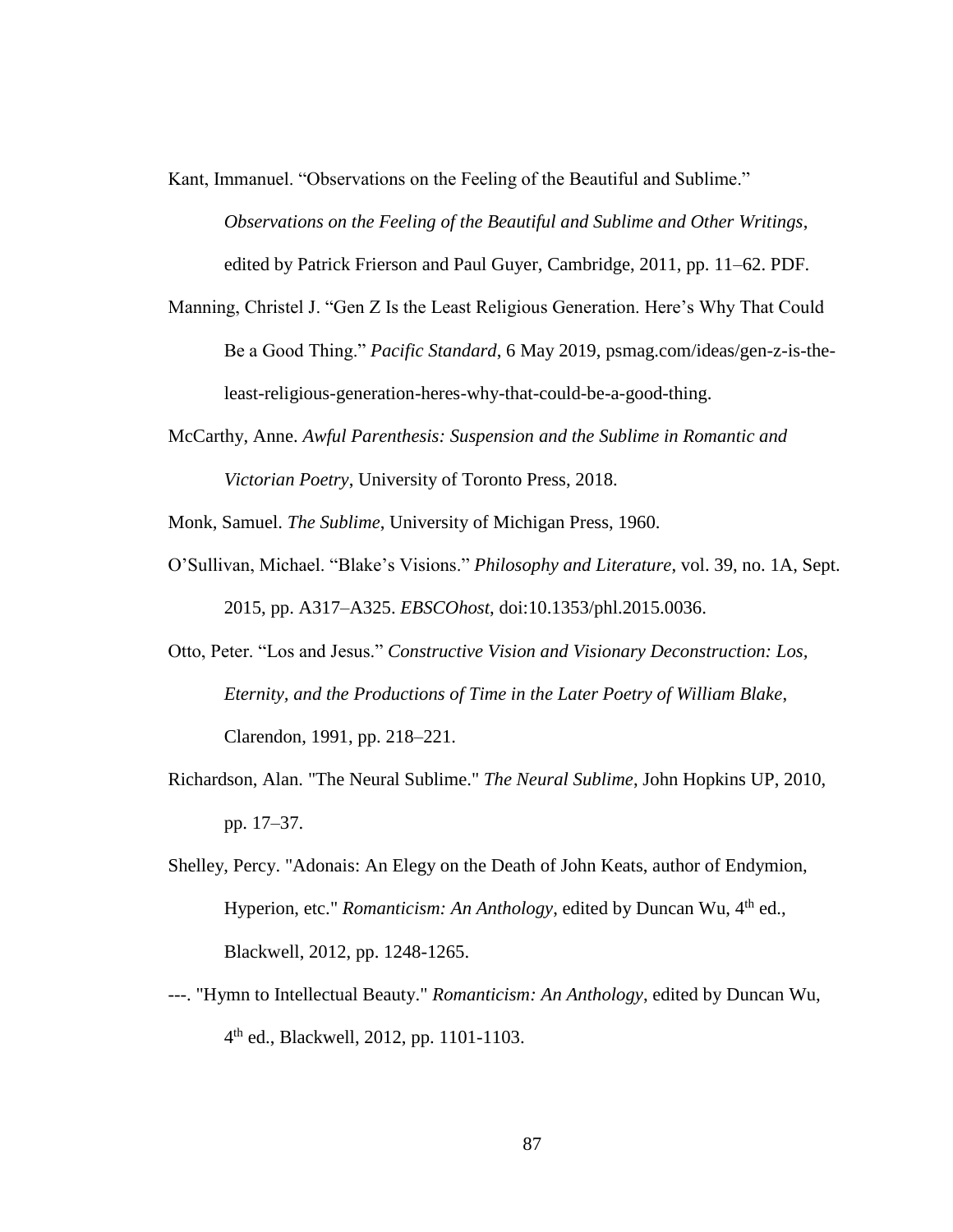Kant, Immanuel. "Observations on the Feeling of the Beautiful and Sublime." *Observations on the Feeling of the Beautiful and Sublime and Other Writings*, edited by Patrick Frierson and Paul Guyer, Cambridge, 2011, pp. 11–62. PDF.

Manning, Christel J. "Gen Z Is the Least Religious Generation. Here's Why That Could Be a Good Thing." *Pacific Standard*, 6 May 2019, psmag.com/ideas/gen-z-is-the-least-religious-generation-heres-why-that-could-be-a-good-thing.

McCarthy, Anne. *Awful Parenthesis: Suspension and the Sublime in Romantic and Victorian Poetry*, University of Toronto Press, 2018.

Monk, Samuel. *The Sublime*, University of Michigan Press, 1960.

O'Sullivan, Michael. "Blake's Visions." *Philosophy and Literature*, vol. 39, no. 1A, Sept. 2015, pp. A317–A325. *EBSCOhost*, doi:10.1353/phl.2015.0036.

Otto, Peter. "Los and Jesus." *Constructive Vision and Visionary Deconstruction: Los, Eternity, and the Productions of Time in the Later Poetry of William Blake*, Clarendon, 1991, pp. 218–221.

Richardson, Alan. "The Neural Sublime." *The Neural Sublime*, John Hopkins UP, 2010, pp. 17–37.

Shelley, Percy. "Adonais: An Elegy on the Death of John Keats, author of Endymion, Hyperion, etc." *Romanticism: An Anthology*, edited by Duncan Wu, 4th ed., Blackwell, 2012, pp. 1248-1265.

---. "Hymn to Intellectual Beauty." *Romanticism: An Anthology*, edited by Duncan Wu, 4th ed., Blackwell, 2012, pp. 1101-1103.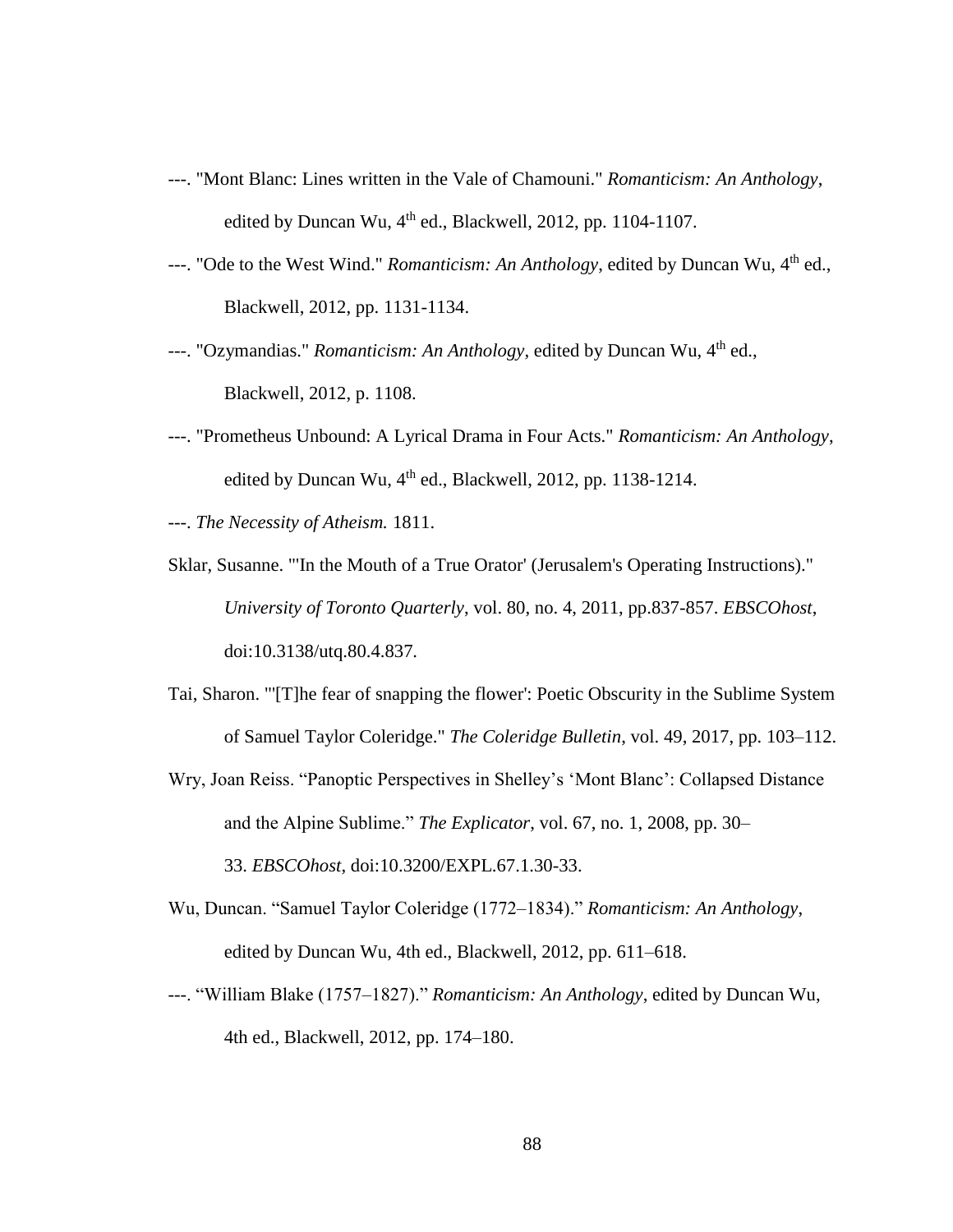---. "Mont Blanc: Lines written in the Vale of Chamouni." *Romanticism: An Anthology*, edited by Duncan Wu, 4th ed., Blackwell, 2012, pp. 1104-1107.

---. "Ode to the West Wind." *Romanticism: An Anthology*, edited by Duncan Wu, 4th ed., Blackwell, 2012, pp. 1131-1134.

---. "Ozymandias." *Romanticism: An Anthology*, edited by Duncan Wu, 4th ed., Blackwell, 2012, p. 1108.

---. "Prometheus Unbound: A Lyrical Drama in Four Acts." *Romanticism: An Anthology*, edited by Duncan Wu, 4th ed., Blackwell, 2012, pp. 1138-1214.

---. *The Necessity of Atheism.* 1811.

Sklar, Susanne. "'In the Mouth of a True Orator' (Jerusalem's Operating Instructions)." *University of Toronto Quarterly*, vol. 80, no. 4, 2011, pp.837-857. *EBSCOhost*, doi:10.3138/utq.80.4.837.

Tai, Sharon. "'[T]he fear of snapping the flower': Poetic Obscurity in the Sublime System of Samuel Taylor Coleridge." *The Coleridge Bulletin*, vol. 49, 2017, pp. 103–112.

Wry, Joan Reiss. "Panoptic Perspectives in Shelley's 'Mont Blanc': Collapsed Distance and the Alpine Sublime." *The Explicator*, vol. 67, no. 1, 2008, pp. 30–33. *EBSCOhost*, doi:10.3200/EXPL.67.1.30-33.

Wu, Duncan. "Samuel Taylor Coleridge (1772–1834)." *Romanticism: An Anthology*, edited by Duncan Wu, 4th ed., Blackwell, 2012, pp. 611–618.

---. "William Blake (1757–1827)." *Romanticism: An Anthology*, edited by Duncan Wu, 4th ed., Blackwell, 2012, pp. 174–180.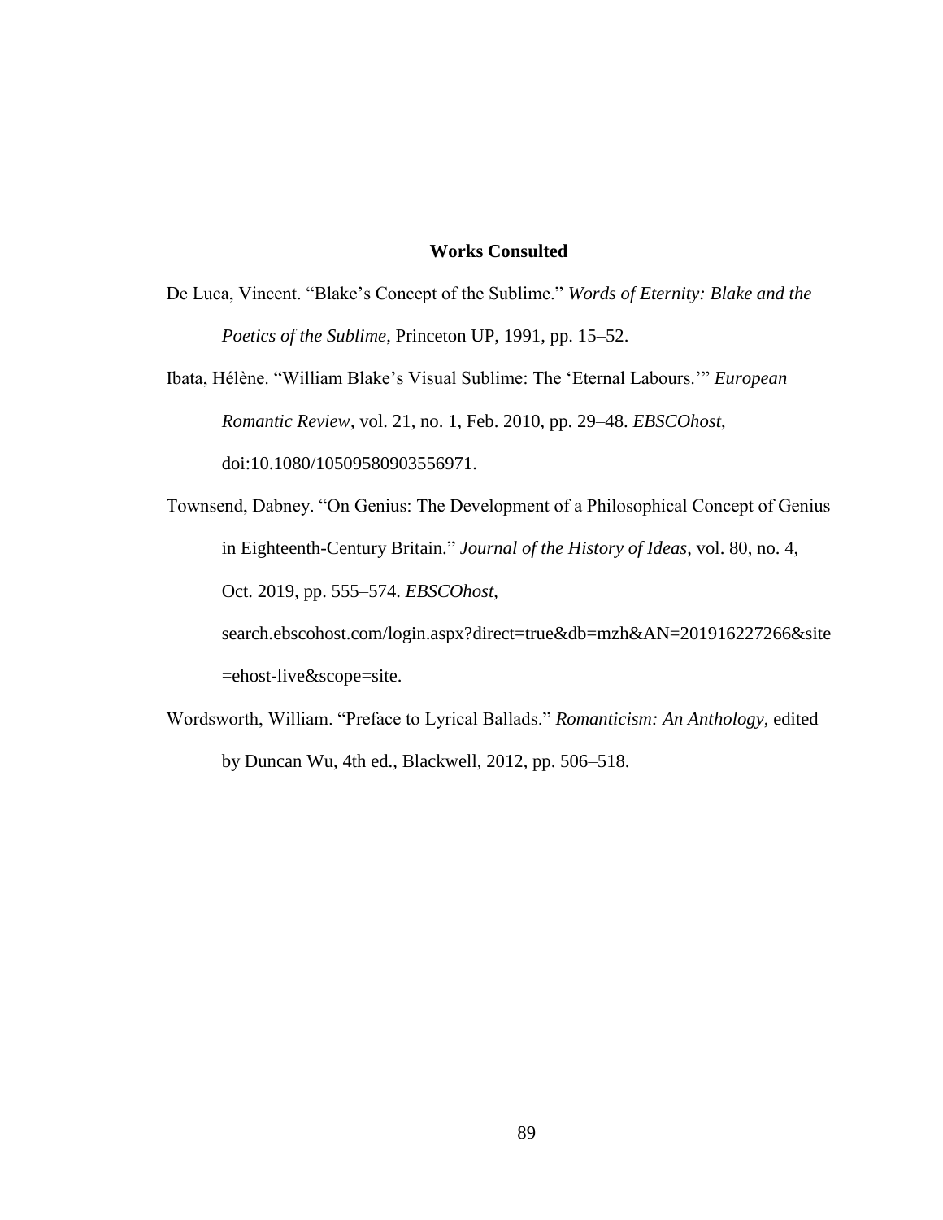## Works Consulted

De Luca, Vincent. "Blake's Concept of the Sublime." *Words of Eternity: Blake and the Poetics of the Sublime*, Princeton UP, 1991, pp. 15–52.

Ibata, Hélène. "William Blake's Visual Sublime: The 'Eternal Labours.'" *European Romantic Review*, vol. 21, no. 1, Feb. 2010, pp. 29–48. *EBSCOhost*, doi:10.1080/10509580903556971.

Townsend, Dabney. "On Genius: The Development of a Philosophical Concept of Genius in Eighteenth-Century Britain." *Journal of the History of Ideas*, vol. 80, no. 4, Oct. 2019, pp. 555–574. *EBSCOhost*, search.ebscohost.com/login.aspx?direct=true&db=mzh&AN=201916227266&site=ehost-live&scope=site.

Wordsworth, William. "Preface to Lyrical Ballads." *Romanticism: An Anthology*, edited by Duncan Wu, 4th ed., Blackwell, 2012, pp. 506–518.